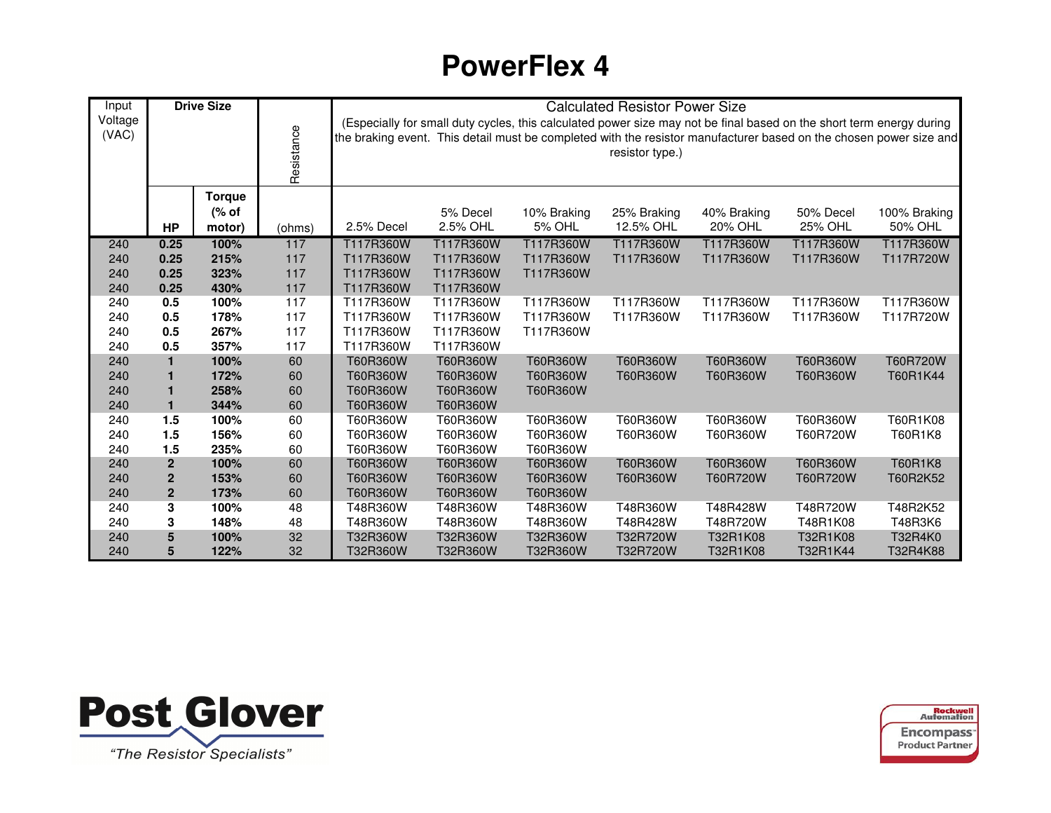# PowerFlex 4

| Input Voltage (VAC) | Drive Size | | Resistance | Calculated Resistor Power Size (Especially for small duty cycles, this calculated power size may not be final based on the short term energy during the braking event. This detail must be completed with the resistor manufacturer based on the chosen power size and resistor type.) | | | | | | |
|---|---|---|---|---|---|---|---|---|---|---|
| | HP | Torque (% of motor) | (ohms) | 2.5% Decel | 5% Decel 2.5% OHL | 10% Braking 5% OHL | 25% Braking 12.5% OHL | 40% Braking 20% OHL | 50% Decel 25% OHL | 100% Braking 50% OHL |
| 240 | **0.25** | **100%** | 117 | T117R360W | T117R360W | T117R360W | T117R360W | T117R360W | T117R360W | T117R360W |
| 240 | **0.25** | **215%** | 117 | T117R360W | T117R360W | T117R360W | T117R360W | T117R360W | T117R360W | T117R720W |
| 240 | **0.25** | **323%** | 117 | T117R360W | T117R360W | T117R360W | | | | |
| 240 | **0.25** | **430%** | 117 | T117R360W | T117R360W | | | | | |
| 240 | **0.5** | **100%** | 117 | T117R360W | T117R360W | T117R360W | T117R360W | T117R360W | T117R360W | T117R360W |
| 240 | **0.5** | **178%** | 117 | T117R360W | T117R360W | T117R360W | T117R360W | T117R360W | T117R360W | T117R720W |
| 240 | **0.5** | **267%** | 117 | T117R360W | T117R360W | T117R360W | | | | |
| 240 | **0.5** | **357%** | 117 | T117R360W | T117R360W | | | | | |
| 240 | **1** | **100%** | 60 | T60R360W | T60R360W | T60R360W | T60R360W | T60R360W | T60R360W | T60R720W |
| 240 | **1** | **172%** | 60 | T60R360W | T60R360W | T60R360W | T60R360W | T60R360W | T60R360W | T60R1K44 |
| 240 | **1** | **258%** | 60 | T60R360W | T60R360W | T60R360W | | | | |
| 240 | **1** | **344%** | 60 | T60R360W | T60R360W | | | | | |
| 240 | **1.5** | **100%** | 60 | T60R360W | T60R360W | T60R360W | T60R360W | T60R360W | T60R360W | T60R1K08 |
| 240 | **1.5** | **156%** | 60 | T60R360W | T60R360W | T60R360W | T60R360W | T60R360W | T60R720W | T60R1K8 |
| 240 | **1.5** | **235%** | 60 | T60R360W | T60R360W | T60R360W | | | | |
| 240 | **2** | **100%** | 60 | T60R360W | T60R360W | T60R360W | T60R360W | T60R360W | T60R360W | T60R1K8 |
| 240 | **2** | **153%** | 60 | T60R360W | T60R360W | T60R360W | T60R360W | T60R720W | T60R720W | T60R2K52 |
| 240 | **2** | **173%** | 60 | T60R360W | T60R360W | T60R360W | | | | |
| 240 | **3** | **100%** | 48 | T48R360W | T48R360W | T48R360W | T48R360W | T48R428W | T48R720W | T48R2K52 |
| 240 | **3** | **148%** | 48 | T48R360W | T48R360W | T48R360W | T48R428W | T48R720W | T48R1K08 | T48R3K6 |
| 240 | **5** | **100%** | 32 | T32R360W | T32R360W | T32R360W | T32R720W | T32R1K08 | T32R1K08 | T32R4K0 |
| 240 | **5** | **122%** | 32 | T32R360W | T32R360W | T32R360W | T32R720W | T32R1K08 | T32R1K44 | T32R4K88 |

**Post Glover**
*"The Resistor Specialists"*

Rockwell Automation Encompass Product Partner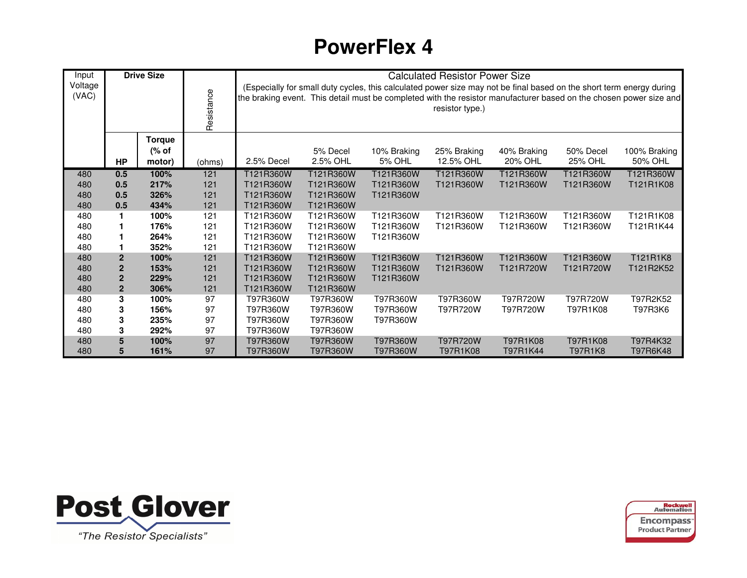# PowerFlex 4

| Input Voltage (VAC) | Drive Size | | Resistance | Calculated Resistor Power Size (Especially for small duty cycles, this calculated power size may not be final based on the short term energy during the braking event. This detail must be completed with the resistor manufacturer based on the chosen power size and resistor type.) | | | | | | |
|---|---|---|---|---|---|---|---|---|---|---|
| | **HP** | **Torque (% of motor)** | (ohms) | 2.5% Decel | 5% Decel 2.5% OHL | 10% Braking 5% OHL | 25% Braking 12.5% OHL | 40% Braking 20% OHL | 50% Decel 25% OHL | 100% Braking 50% OHL |
| 480 | **0.5** | **100%** | 121 | T121R360W | T121R360W | T121R360W | T121R360W | T121R360W | T121R360W | T121R360W |
| 480 | **0.5** | **217%** | 121 | T121R360W | T121R360W | T121R360W | T121R360W | T121R360W | T121R360W | T121R1K08 |
| 480 | **0.5** | **326%** | 121 | T121R360W | T121R360W | T121R360W | | | | |
| 480 | **0.5** | **434%** | 121 | T121R360W | T121R360W | | | | | |
| 480 | **1** | **100%** | 121 | T121R360W | T121R360W | T121R360W | T121R360W | T121R360W | T121R360W | T121R1K08 |
| 480 | **1** | **176%** | 121 | T121R360W | T121R360W | T121R360W | T121R360W | T121R360W | T121R360W | T121R1K44 |
| 480 | **1** | **264%** | 121 | T121R360W | T121R360W | T121R360W | | | | |
| 480 | **1** | **352%** | 121 | T121R360W | T121R360W | | | | | |
| 480 | **2** | **100%** | 121 | T121R360W | T121R360W | T121R360W | T121R360W | T121R360W | T121R360W | T121R1K8 |
| 480 | **2** | **153%** | 121 | T121R360W | T121R360W | T121R360W | T121R360W | T121R720W | T121R720W | T121R2K52 |
| 480 | **2** | **229%** | 121 | T121R360W | T121R360W | T121R360W | | | | |
| 480 | **2** | **306%** | 121 | T121R360W | T121R360W | | | | | |
| 480 | **3** | **100%** | 97 | T97R360W | T97R360W | T97R360W | T97R360W | T97R720W | T97R720W | T97R2K52 |
| 480 | **3** | **156%** | 97 | T97R360W | T97R360W | T97R360W | T97R720W | T97R720W | T97R1K08 | T97R3K6 |
| 480 | **3** | **235%** | 97 | T97R360W | T97R360W | T97R360W | | | | |
| 480 | **3** | **292%** | 97 | T97R360W | T97R360W | | | | | |
| 480 | **5** | **100%** | 97 | T97R360W | T97R360W | T97R360W | T97R720W | T97R1K08 | T97R1K08 | T97R4K32 |
| 480 | **5** | **161%** | 97 | T97R360W | T97R360W | T97R360W | T97R1K08 | T97R1K44 | T97R1K8 | T97R6K48 |

**Post Glover**
*"The Resistor Specialists"*

Rockwell Automation Encompass Product Partner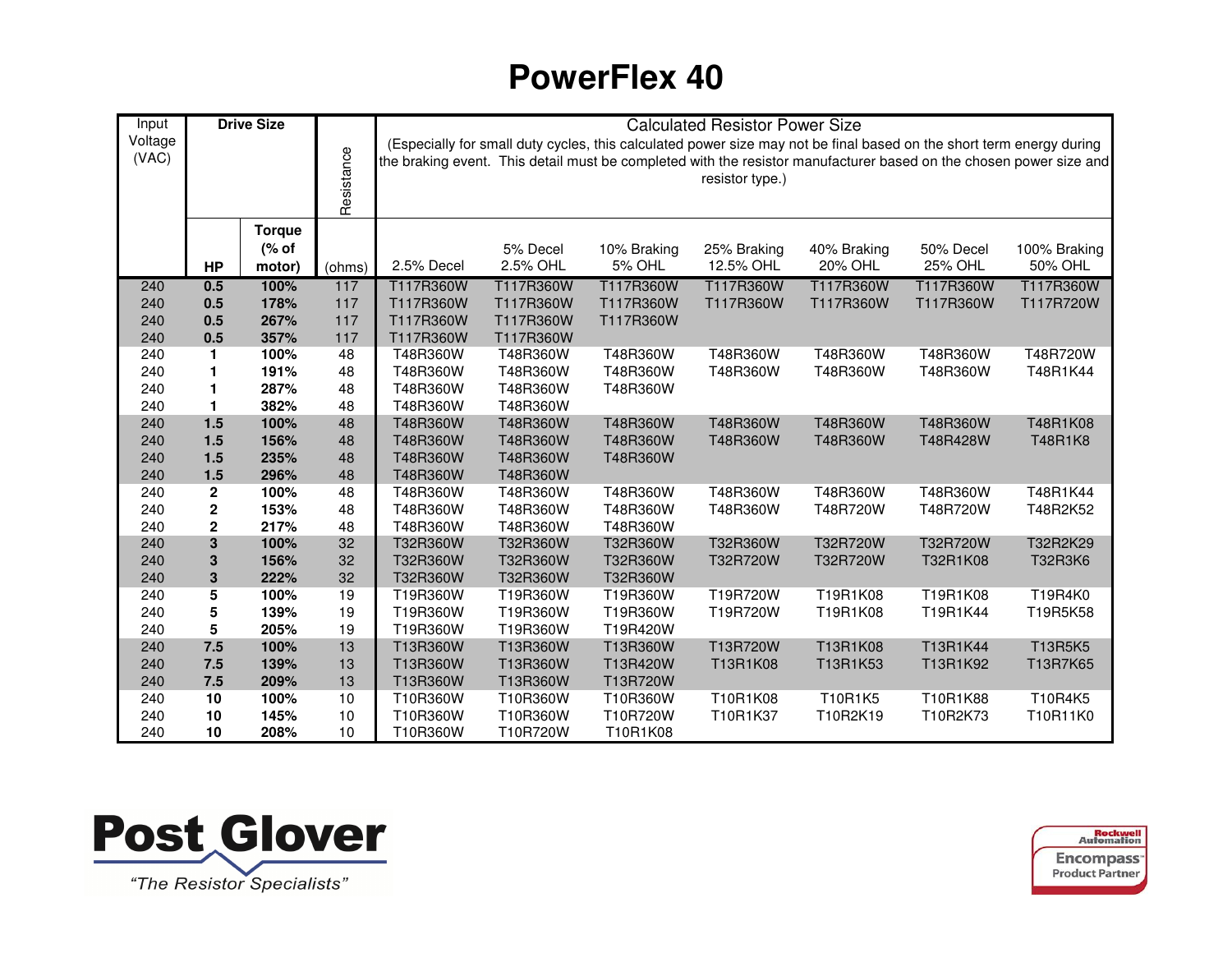# PowerFlex 40

| Input Voltage (VAC) | Drive Size | | Resistance | Calculated Resistor Power Size (Especially for small duty cycles, this calculated power size may not be final based on the short term energy during the braking event. This detail must be completed with the resistor manufacturer based on the chosen power size and resistor type.) | | | | | | |
|---|---|---|---|---|---|---|---|---|---|---|
| | **HP** | **Torque (% of motor)** | (ohms) | 2.5% Decel | 5% Decel 2.5% OHL | 10% Braking 5% OHL | 25% Braking 12.5% OHL | 40% Braking 20% OHL | 50% Decel 25% OHL | 100% Braking 50% OHL |
| 240 | **0.5** | **100%** | 117 | T117R360W | T117R360W | T117R360W | T117R360W | T117R360W | T117R360W | T117R360W |
| 240 | **0.5** | **178%** | 117 | T117R360W | T117R360W | T117R360W | T117R360W | T117R360W | T117R360W | T117R720W |
| 240 | **0.5** | **267%** | 117 | T117R360W | T117R360W | T117R360W | | | | |
| 240 | **0.5** | **357%** | 117 | T117R360W | T117R360W | | | | | |
| 240 | **1** | **100%** | 48 | T48R360W | T48R360W | T48R360W | T48R360W | T48R360W | T48R360W | T48R720W |
| 240 | **1** | **191%** | 48 | T48R360W | T48R360W | T48R360W | T48R360W | T48R360W | T48R360W | T48R1K44 |
| 240 | **1** | **287%** | 48 | T48R360W | T48R360W | T48R360W | | | | |
| 240 | **1** | **382%** | 48 | T48R360W | T48R360W | | | | | |
| 240 | **1.5** | **100%** | 48 | T48R360W | T48R360W | T48R360W | T48R360W | T48R360W | T48R360W | T48R1K08 |
| 240 | **1.5** | **156%** | 48 | T48R360W | T48R360W | T48R360W | T48R360W | T48R360W | T48R428W | T48R1K8 |
| 240 | **1.5** | **235%** | 48 | T48R360W | T48R360W | T48R360W | | | | |
| 240 | **1.5** | **296%** | 48 | T48R360W | T48R360W | | | | | |
| 240 | **2** | **100%** | 48 | T48R360W | T48R360W | T48R360W | T48R360W | T48R360W | T48R360W | T48R1K44 |
| 240 | **2** | **153%** | 48 | T48R360W | T48R360W | T48R360W | T48R360W | T48R720W | T48R720W | T48R2K52 |
| 240 | **2** | **217%** | 48 | T48R360W | T48R360W | T48R360W | | | | |
| 240 | **3** | **100%** | 32 | T32R360W | T32R360W | T32R360W | T32R360W | T32R720W | T32R720W | T32R2K29 |
| 240 | **3** | **156%** | 32 | T32R360W | T32R360W | T32R360W | T32R720W | T32R720W | T32R1K08 | T32R3K6 |
| 240 | **3** | **222%** | 32 | T32R360W | T32R360W | T32R360W | | | | |
| 240 | **5** | **100%** | 19 | T19R360W | T19R360W | T19R360W | T19R720W | T19R1K08 | T19R1K08 | T19R4K0 |
| 240 | **5** | **139%** | 19 | T19R360W | T19R360W | T19R360W | T19R720W | T19R1K08 | T19R1K44 | T19R5K58 |
| 240 | **5** | **205%** | 19 | T19R360W | T19R360W | T19R420W | | | | |
| 240 | **7.5** | **100%** | 13 | T13R360W | T13R360W | T13R360W | T13R720W | T13R1K08 | T13R1K44 | T13R5K5 |
| 240 | **7.5** | **139%** | 13 | T13R360W | T13R360W | T13R420W | T13R1K08 | T13R1K53 | T13R1K92 | T13R7K65 |
| 240 | **7.5** | **209%** | 13 | T13R360W | T13R360W | T13R720W | | | | |
| 240 | **10** | **100%** | 10 | T10R360W | T10R360W | T10R360W | T10R1K08 | T10R1K5 | T10R1K88 | T10R4K5 |
| 240 | **10** | **145%** | 10 | T10R360W | T10R360W | T10R720W | T10R1K37 | T10R2K19 | T10R2K73 | T10R11K0 |
| 240 | **10** | **208%** | 10 | T10R360W | T10R720W | T10R1K08 | | | | |

**Post Glover**

*"The Resistor Specialists"*

Rockwell Automation Encompass Product Partner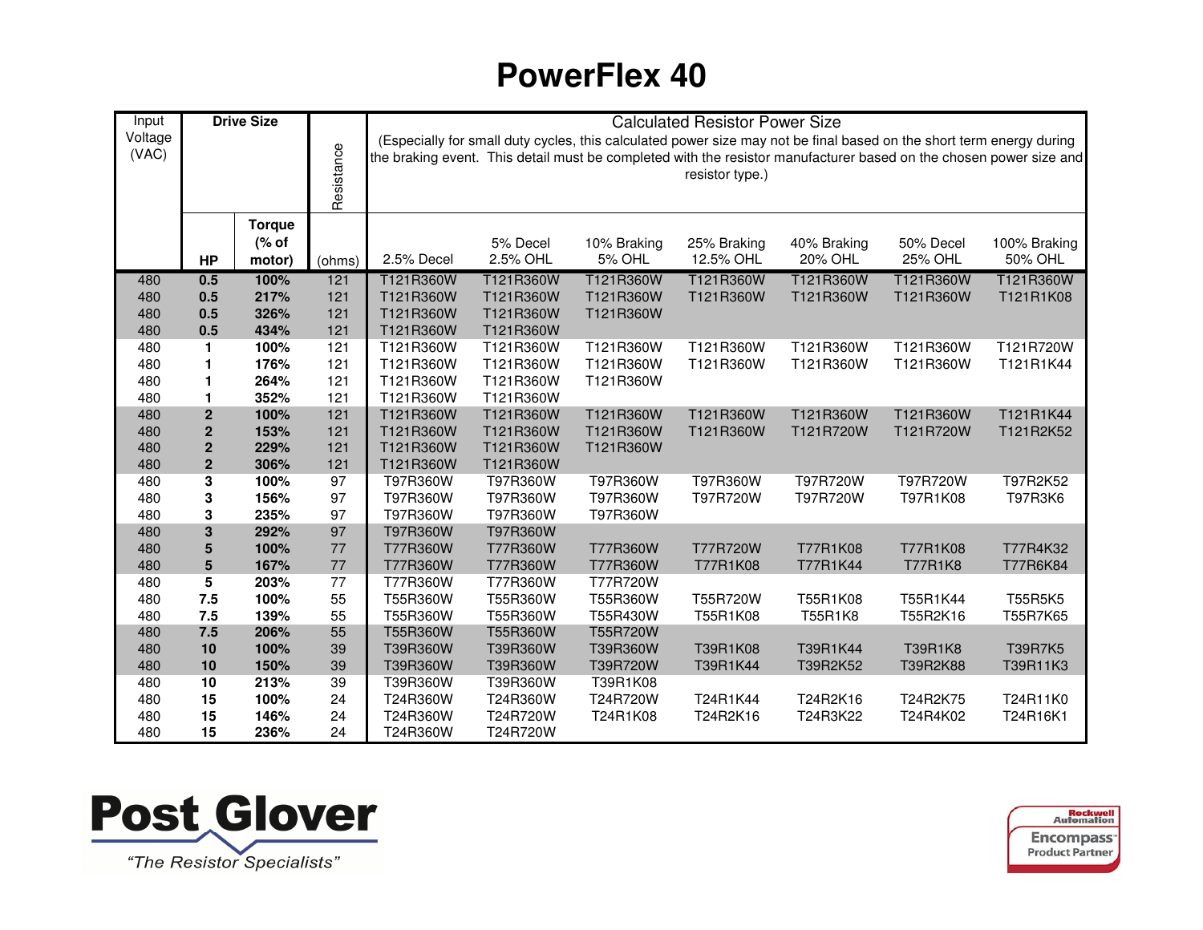# PowerFlex 40

| Input Voltage (VAC) | Drive Size | | Resistance | Calculated Resistor Power Size (Especially for small duty cycles, this calculated power size may not be final based on the short term energy during the braking event. This detail must be completed with the resistor manufacturer based on the chosen power size and resistor type.) | | | | | | |
|---|---|---|---|---|---|---|---|---|---|---|
| | **HP** | **Torque (% of motor)** | (ohms) | 2.5% Decel | 5% Decel 2.5% OHL | 10% Braking 5% OHL | 25% Braking 12.5% OHL | 40% Braking 20% OHL | 50% Decel 25% OHL | 100% Braking 50% OHL |
| 480 | **0.5** | **100%** | 121 | T121R360W | T121R360W | T121R360W | T121R360W | T121R360W | T121R360W | T121R360W |
| 480 | **0.5** | **217%** | 121 | T121R360W | T121R360W | T121R360W | T121R360W | T121R360W | T121R360W | T121R1K08 |
| 480 | **0.5** | **326%** | 121 | T121R360W | T121R360W | T121R360W | | | | |
| 480 | **0.5** | **434%** | 121 | T121R360W | T121R360W | | | | | |
| 480 | **1** | **100%** | 121 | T121R360W | T121R360W | T121R360W | T121R360W | T121R360W | T121R360W | T121R720W |
| 480 | **1** | **176%** | 121 | T121R360W | T121R360W | T121R360W | T121R360W | T121R360W | T121R360W | T121R1K44 |
| 480 | **1** | **264%** | 121 | T121R360W | T121R360W | T121R360W | | | | |
| 480 | **1** | **352%** | 121 | T121R360W | T121R360W | | | | | |
| 480 | **2** | **100%** | 121 | T121R360W | T121R360W | T121R360W | T121R360W | T121R360W | T121R360W | T121R1K44 |
| 480 | **2** | **153%** | 121 | T121R360W | T121R360W | T121R360W | T121R360W | T121R720W | T121R720W | T121R2K52 |
| 480 | **2** | **229%** | 121 | T121R360W | T121R360W | T121R360W | | | | |
| 480 | **2** | **306%** | 121 | T121R360W | T121R360W | | | | | |
| 480 | **3** | **100%** | 97 | T97R360W | T97R360W | T97R360W | T97R360W | T97R720W | T97R720W | T97R2K52 |
| 480 | **3** | **156%** | 97 | T97R360W | T97R360W | T97R360W | T97R720W | T97R720W | T97R1K08 | T97R3K6 |
| 480 | **3** | **235%** | 97 | T97R360W | T97R360W | T97R360W | | | | |
| 480 | **3** | **292%** | 97 | T97R360W | T97R360W | | | | | |
| 480 | **5** | **100%** | 77 | T77R360W | T77R360W | T77R360W | T77R720W | T77R1K08 | T77R1K08 | T77R4K32 |
| 480 | **5** | **167%** | 77 | T77R360W | T77R360W | T77R360W | T77R1K08 | T77R1K44 | T77R1K8 | T77R6K84 |
| 480 | **5** | **203%** | 77 | T77R360W | T77R360W | T77R720W | | | | |
| 480 | **7.5** | **100%** | 55 | T55R360W | T55R360W | T55R360W | T55R720W | T55R1K08 | T55R1K44 | T55R5K5 |
| 480 | **7.5** | **139%** | 55 | T55R360W | T55R360W | T55R430W | T55R1K08 | T55R1K8 | T55R2K16 | T55R7K65 |
| 480 | **7.5** | **206%** | 55 | T55R360W | T55R360W | T55R720W | | | | |
| 480 | **10** | **100%** | 39 | T39R360W | T39R360W | T39R360W | T39R1K08 | T39R1K44 | T39R1K8 | T39R7K5 |
| 480 | **10** | **150%** | 39 | T39R360W | T39R360W | T39R720W | T39R1K44 | T39R2K52 | T39R2K88 | T39R11K3 |
| 480 | **10** | **213%** | 39 | T39R360W | T39R360W | T39R1K08 | | | | |
| 480 | **15** | **100%** | 24 | T24R360W | T24R360W | T24R720W | T24R1K44 | T24R2K16 | T24R2K75 | T24R11K0 |
| 480 | **15** | **146%** | 24 | T24R360W | T24R720W | T24R1K08 | T24R2K16 | T24R3K22 | T24R4K02 | T24R16K1 |
| 480 | **15** | **236%** | 24 | T24R360W | T24R720W | | | | | |

**Post Glover**
"The Resistor Specialists"

Rockwell Automation Encompass Product Partner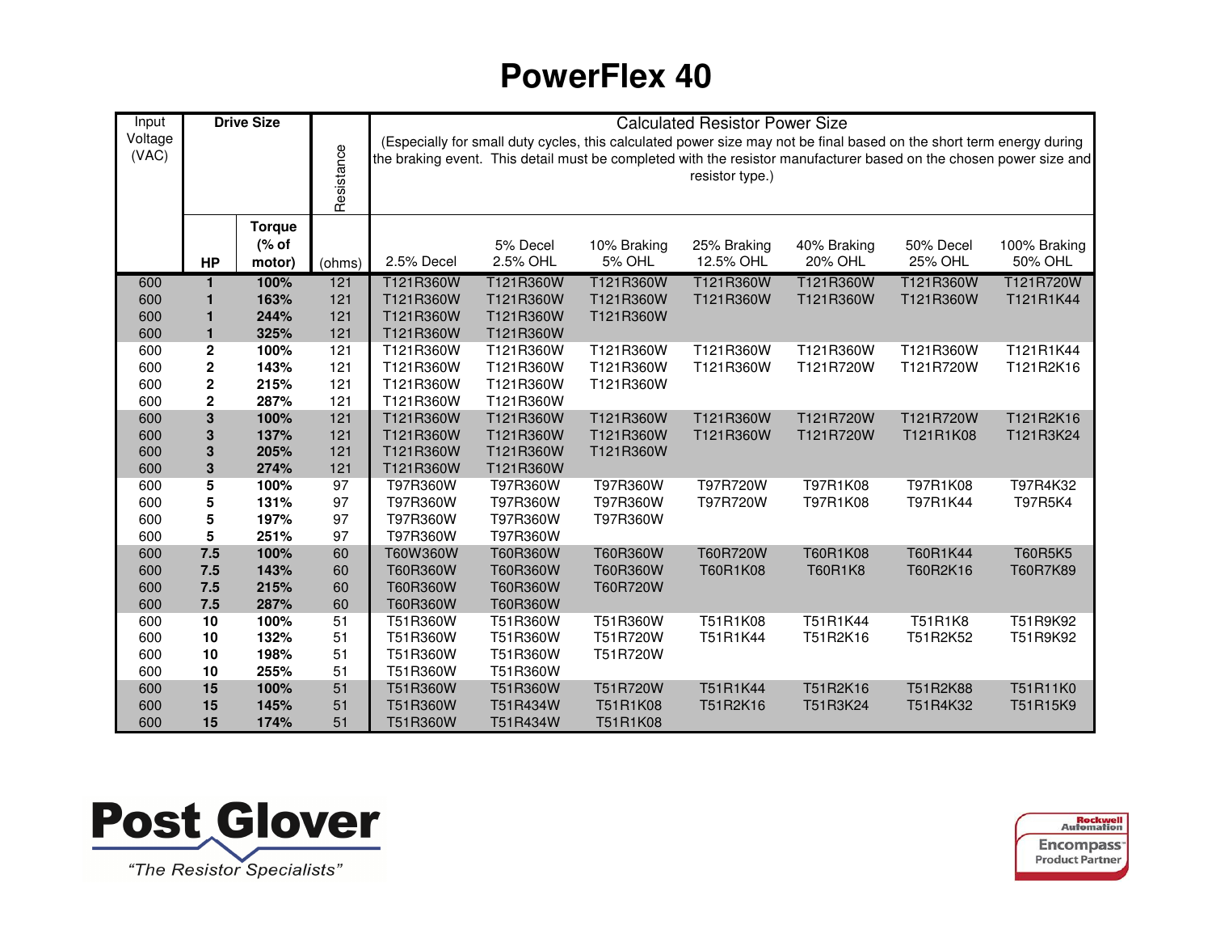# PowerFlex 40

| Input Voltage (VAC) | Drive Size | | Resistance | Calculated Resistor Power Size (Especially for small duty cycles, this calculated power size may not be final based on the short term energy during the braking event. This detail must be completed with the resistor manufacturer based on the chosen power size and resistor type.) | | | | | | |
|---|---|---|---|---|---|---|---|---|---|---|
| | HP | Torque (% of motor) | (ohms) | 2.5% Decel | 5% Decel 2.5% OHL | 10% Braking 5% OHL | 25% Braking 12.5% OHL | 40% Braking 20% OHL | 50% Decel 25% OHL | 100% Braking 50% OHL |
| 600 | **1** | **100%** | 121 | T121R360W | T121R360W | T121R360W | T121R360W | T121R360W | T121R360W | T121R720W |
| 600 | **1** | **163%** | 121 | T121R360W | T121R360W | T121R360W | T121R360W | T121R360W | T121R360W | T121R1K44 |
| 600 | **1** | **244%** | 121 | T121R360W | T121R360W | T121R360W | | | | |
| 600 | **1** | **325%** | 121 | T121R360W | T121R360W | | | | | |
| 600 | **2** | **100%** | 121 | T121R360W | T121R360W | T121R360W | T121R360W | T121R360W | T121R360W | T121R1K44 |
| 600 | **2** | **143%** | 121 | T121R360W | T121R360W | T121R360W | T121R360W | T121R720W | T121R720W | T121R2K16 |
| 600 | **2** | **215%** | 121 | T121R360W | T121R360W | T121R360W | | | | |
| 600 | **2** | **287%** | 121 | T121R360W | T121R360W | | | | | |
| 600 | **3** | **100%** | 121 | T121R360W | T121R360W | T121R360W | T121R360W | T121R720W | T121R720W | T121R2K16 |
| 600 | **3** | **137%** | 121 | T121R360W | T121R360W | T121R360W | T121R360W | T121R720W | T121R1K08 | T121R3K24 |
| 600 | **3** | **205%** | 121 | T121R360W | T121R360W | T121R360W | | | | |
| 600 | **3** | **274%** | 121 | T121R360W | T121R360W | | | | | |
| 600 | **5** | **100%** | 97 | T97R360W | T97R360W | T97R360W | T97R720W | T97R1K08 | T97R1K08 | T97R4K32 |
| 600 | **5** | **131%** | 97 | T97R360W | T97R360W | T97R360W | T97R720W | T97R1K08 | T97R1K44 | T97R5K4 |
| 600 | **5** | **197%** | 97 | T97R360W | T97R360W | T97R360W | | | | |
| 600 | **5** | **251%** | 97 | T97R360W | T97R360W | | | | | |
| 600 | **7.5** | **100%** | 60 | T60W360W | T60R360W | T60R360W | T60R720W | T60R1K08 | T60R1K44 | T60R5K5 |
| 600 | **7.5** | **143%** | 60 | T60R360W | T60R360W | T60R360W | T60R1K08 | T60R1K8 | T60R2K16 | T60R7K89 |
| 600 | **7.5** | **215%** | 60 | T60R360W | T60R360W | T60R720W | | | | |
| 600 | **7.5** | **287%** | 60 | T60R360W | T60R360W | | | | | |
| 600 | **10** | **100%** | 51 | T51R360W | T51R360W | T51R360W | T51R1K08 | T51R1K44 | T51R1K8 | T51R9K92 |
| 600 | **10** | **132%** | 51 | T51R360W | T51R360W | T51R720W | T51R1K44 | T51R2K16 | T51R2K52 | T51R9K92 |
| 600 | **10** | **198%** | 51 | T51R360W | T51R360W | T51R720W | | | | |
| 600 | **10** | **255%** | 51 | T51R360W | T51R360W | | | | | |
| 600 | **15** | **100%** | 51 | T51R360W | T51R360W | T51R720W | T51R1K44 | T51R2K16 | T51R2K88 | T51R11K0 |
| 600 | **15** | **145%** | 51 | T51R360W | T51R434W | T51R1K08 | T51R2K16 | T51R3K24 | T51R4K32 | T51R15K9 |
| 600 | **15** | **174%** | 51 | T51R360W | T51R434W | T51R1K08 | | | | |

**Post Glover**

*"The Resistor Specialists"*

Rockwell Automation Encompass™ Product Partner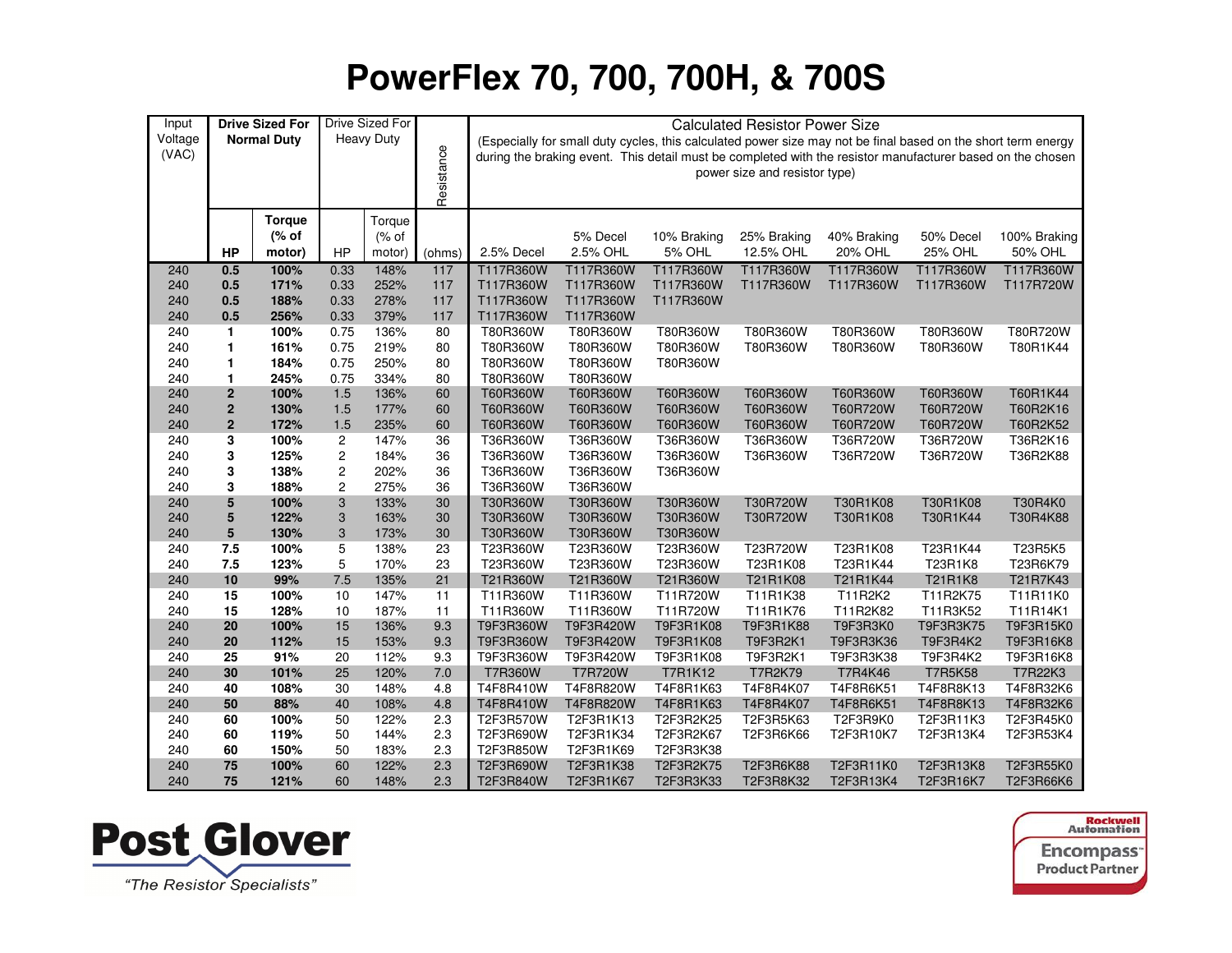# PowerFlex 70, 700, 700H, & 700S

| Input Voltage (VAC) | Drive Sized For Normal Duty | | Drive Sized For Heavy Duty | | Resistance | Calculated Resistor Power Size (Especially for small duty cycles, this calculated power size may not be final based on the short term energy during the braking event. This detail must be completed with the resistor manufacturer based on the chosen power size and resistor type) | | | | | | |
|---|---|---|---|---|---|---|---|---|---|---|---|---|
| | **HP** | **Torque (% of motor)** | HP | Torque (% of motor) | (ohms) | 2.5% Decel | 5% Decel 2.5% OHL | 10% Braking 5% OHL | 25% Braking 12.5% OHL | 40% Braking 20% OHL | 50% Decel 25% OHL | 100% Braking 50% OHL |
| 240 | **0.5** | **100%** | 0.33 | 148% | 117 | T117R360W | T117R360W | T117R360W | T117R360W | T117R360W | T117R360W | T117R360W |
| 240 | **0.5** | **171%** | 0.33 | 252% | 117 | T117R360W | T117R360W | T117R360W | T117R360W | T117R360W | T117R360W | T117R720W |
| 240 | **0.5** | **188%** | 0.33 | 278% | 117 | T117R360W | T117R360W | T117R360W | | | | |
| 240 | **0.5** | **256%** | 0.33 | 379% | 117 | T117R360W | T117R360W | | | | | |
| 240 | **1** | **100%** | 0.75 | 136% | 80 | T80R360W | T80R360W | T80R360W | T80R360W | T80R360W | T80R360W | T80R720W |
| 240 | **1** | **161%** | 0.75 | 219% | 80 | T80R360W | T80R360W | T80R360W | T80R360W | T80R360W | T80R360W | T80R1K44 |
| 240 | **1** | **184%** | 0.75 | 250% | 80 | T80R360W | T80R360W | T80R360W | | | | |
| 240 | **1** | **245%** | 0.75 | 334% | 80 | T80R360W | T80R360W | | | | | |
| 240 | **2** | **100%** | 1.5 | 136% | 60 | T60R360W | T60R360W | T60R360W | T60R360W | T60R360W | T60R360W | T60R1K44 |
| 240 | **2** | **130%** | 1.5 | 177% | 60 | T60R360W | T60R360W | T60R360W | T60R360W | T60R720W | T60R720W | T60R2K16 |
| 240 | **2** | **172%** | 1.5 | 235% | 60 | T60R360W | T60R360W | T60R360W | T60R360W | T60R720W | T60R720W | T60R2K52 |
| 240 | **3** | **100%** | 2 | 147% | 36 | T36R360W | T36R360W | T36R360W | T36R360W | T36R720W | T36R720W | T36R2K16 |
| 240 | **3** | **125%** | 2 | 184% | 36 | T36R360W | T36R360W | T36R360W | T36R360W | T36R720W | T36R720W | T36R2K88 |
| 240 | **3** | **138%** | 2 | 202% | 36 | T36R360W | T36R360W | T36R360W | | | | |
| 240 | **3** | **188%** | 2 | 275% | 36 | T36R360W | T36R360W | | | | | |
| 240 | **5** | **100%** | 3 | 133% | 30 | T30R360W | T30R360W | T30R360W | T30R720W | T30R1K08 | T30R1K08 | T30R4K0 |
| 240 | **5** | **122%** | 3 | 163% | 30 | T30R360W | T30R360W | T30R360W | T30R720W | T30R1K08 | T30R1K44 | T30R4K88 |
| 240 | **5** | **130%** | 3 | 173% | 30 | T30R360W | T30R360W | T30R360W | | | | |
| 240 | **7.5** | **100%** | 5 | 138% | 23 | T23R360W | T23R360W | T23R360W | T23R720W | T23R1K08 | T23R1K44 | T23R5K5 |
| 240 | **7.5** | **123%** | 5 | 170% | 23 | T23R360W | T23R360W | T23R360W | T23R1K08 | T23R1K44 | T23R1K8 | T23R6K79 |
| 240 | **10** | **99%** | 7.5 | 135% | 21 | T21R360W | T21R360W | T21R360W | T21R1K08 | T21R1K44 | T21R1K8 | T21R7K43 |
| 240 | **15** | **100%** | 10 | 147% | 11 | T11R360W | T11R360W | T11R720W | T11R1K38 | T11R2K2 | T11R2K75 | T11R11K0 |
| 240 | **15** | **128%** | 10 | 187% | 11 | T11R360W | T11R360W | T11R720W | T11R1K76 | T11R2K82 | T11R3K52 | T11R14K1 |
| 240 | **20** | **100%** | 15 | 136% | 9.3 | T9F3R360W | T9F3R420W | T9F3R1K08 | T9F3R1K88 | T9F3R3K0 | T9F3R3K75 | T9F3R15K0 |
| 240 | **20** | **112%** | 15 | 153% | 9.3 | T9F3R360W | T9F3R420W | T9F3R1K08 | T9F3R2K1 | T9F3R3K36 | T9F3R4K2 | T9F3R16K8 |
| 240 | **25** | **91%** | 20 | 112% | 9.3 | T9F3R360W | T9F3R420W | T9F3R1K08 | T9F3R2K1 | T9F3R3K38 | T9F3R4K2 | T9F3R16K8 |
| 240 | **30** | **101%** | 25 | 120% | 7.0 | T7R360W | T7R720W | T7R1K12 | T7R2K79 | T7R4K46 | T7R5K58 | T7R22K3 |
| 240 | **40** | **108%** | 30 | 148% | 4.8 | T4F8R410W | T4F8R820W | T4F8R1K63 | T4F8R4K07 | T4F8R6K51 | T4F8R8K13 | T4F8R32K6 |
| 240 | **50** | **88%** | 40 | 108% | 4.8 | T4F8R410W | T4F8R820W | T4F8R1K63 | T4F8R4K07 | T4F8R6K51 | T4F8R8K13 | T4F8R32K6 |
| 240 | **60** | **100%** | 50 | 122% | 2.3 | T2F3R570W | T2F3R1K13 | T2F3R2K25 | T2F3R5K63 | T2F3R9K0 | T2F3R11K3 | T2F3R45K0 |
| 240 | **60** | **119%** | 50 | 144% | 2.3 | T2F3R690W | T2F3R1K34 | T2F3R2K67 | T2F3R6K66 | T2F3R10K7 | T2F3R13K4 | T2F3R53K4 |
| 240 | **60** | **150%** | 50 | 183% | 2.3 | T2F3R850W | T2F3R1K69 | T2F3R3K38 | | | | |
| 240 | **75** | **100%** | 60 | 122% | 2.3 | T2F3R690W | T2F3R1K38 | T2F3R2K75 | T2F3R6K88 | T2F3R11K0 | T2F3R13K8 | T2F3R55K0 |
| 240 | **75** | **121%** | 60 | 148% | 2.3 | T2F3R840W | T2F3R1K67 | T2F3R3K33 | T2F3R8K32 | T2F3R13K4 | T2F3R16K7 | T2F3R66K6 |

**Post Glover**
*"The Resistor Specialists"*

Rockwell Automation Encompass™ Product Partner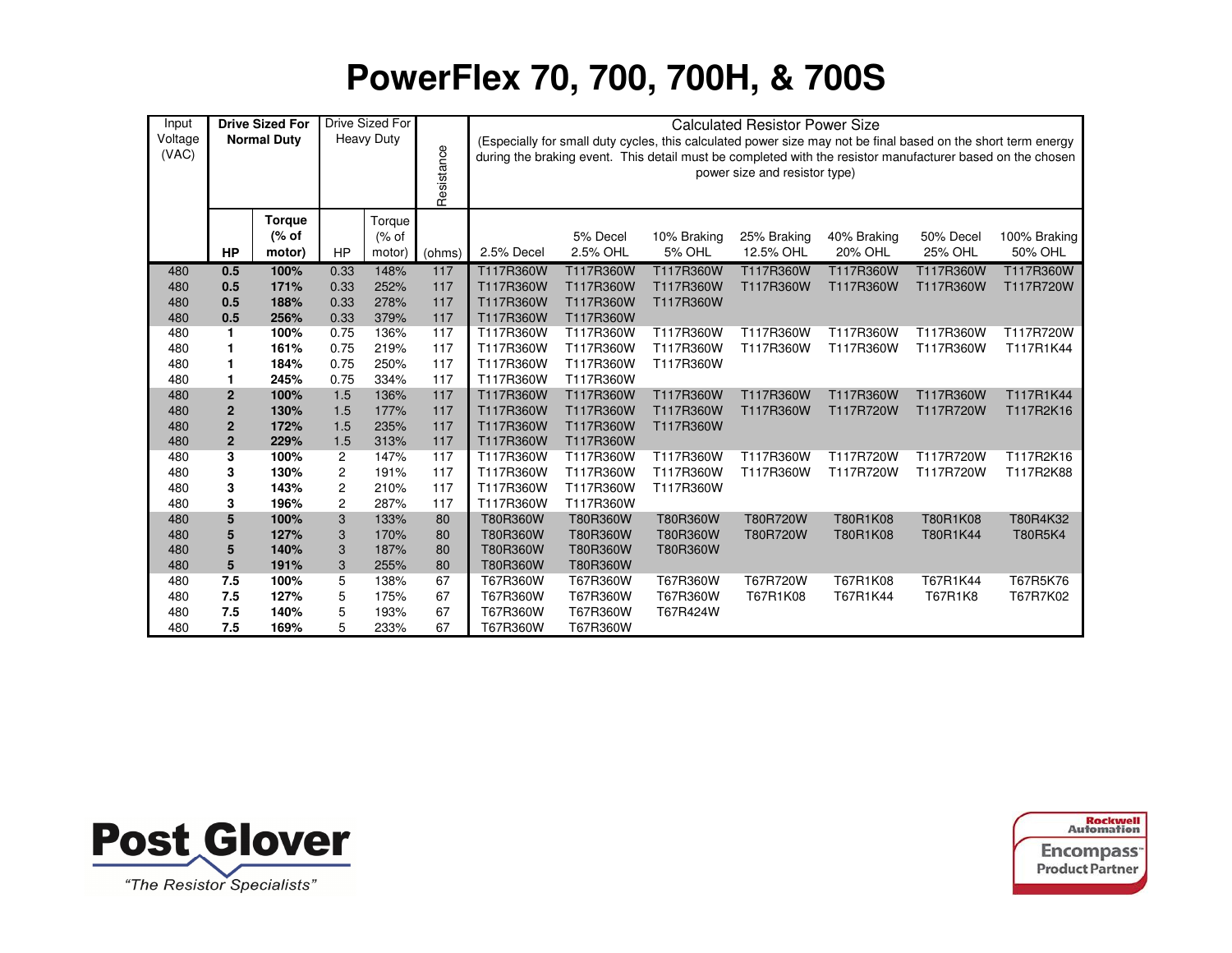# PowerFlex 70, 700, 700H, & 700S

| Input Voltage (VAC) | Drive Sized For Normal Duty | | Drive Sized For Heavy Duty | | Resistance | Calculated Resistor Power Size (Especially for small duty cycles, this calculated power size may not be final based on the short term energy during the braking event. This detail must be completed with the resistor manufacturer based on the chosen power size and resistor type) | | | | | | |
|---|---|---|---|---|---|---|---|---|---|---|---|---|
| | **HP** | **Torque (% of motor)** | HP | Torque (% of motor) | (ohms) | 2.5% Decel | 5% Decel 2.5% OHL | 10% Braking 5% OHL | 25% Braking 12.5% OHL | 40% Braking 20% OHL | 50% Decel 25% OHL | 100% Braking 50% OHL |
| 480 | **0.5** | **100%** | 0.33 | 148% | 117 | T117R360W | T117R360W | T117R360W | T117R360W | T117R360W | T117R360W | T117R360W |
| 480 | **0.5** | **171%** | 0.33 | 252% | 117 | T117R360W | T117R360W | T117R360W | T117R360W | T117R360W | T117R360W | T117R720W |
| 480 | **0.5** | **188%** | 0.33 | 278% | 117 | T117R360W | T117R360W | T117R360W | | | | |
| 480 | **0.5** | **256%** | 0.33 | 379% | 117 | T117R360W | T117R360W | | | | | |
| 480 | **1** | **100%** | 0.75 | 136% | 117 | T117R360W | T117R360W | T117R360W | T117R360W | T117R360W | T117R360W | T117R720W |
| 480 | **1** | **161%** | 0.75 | 219% | 117 | T117R360W | T117R360W | T117R360W | T117R360W | T117R360W | T117R360W | T117R1K44 |
| 480 | **1** | **184%** | 0.75 | 250% | 117 | T117R360W | T117R360W | T117R360W | | | | |
| 480 | **1** | **245%** | 0.75 | 334% | 117 | T117R360W | T117R360W | | | | | |
| 480 | **2** | **100%** | 1.5 | 136% | 117 | T117R360W | T117R360W | T117R360W | T117R360W | T117R360W | T117R360W | T117R1K44 |
| 480 | **2** | **130%** | 1.5 | 177% | 117 | T117R360W | T117R360W | T117R360W | T117R360W | T117R720W | T117R720W | T117R2K16 |
| 480 | **2** | **172%** | 1.5 | 235% | 117 | T117R360W | T117R360W | T117R360W | | | | |
| 480 | **2** | **229%** | 1.5 | 313% | 117 | T117R360W | T117R360W | | | | | |
| 480 | **3** | **100%** | 2 | 147% | 117 | T117R360W | T117R360W | T117R360W | T117R360W | T117R720W | T117R720W | T117R2K16 |
| 480 | **3** | **130%** | 2 | 191% | 117 | T117R360W | T117R360W | T117R360W | T117R360W | T117R720W | T117R720W | T117R2K88 |
| 480 | **3** | **143%** | 2 | 210% | 117 | T117R360W | T117R360W | T117R360W | | | | |
| 480 | **3** | **196%** | 2 | 287% | 117 | T117R360W | T117R360W | | | | | |
| 480 | **5** | **100%** | 3 | 133% | 80 | T80R360W | T80R360W | T80R360W | T80R720W | T80R1K08 | T80R1K08 | T80R4K32 |
| 480 | **5** | **127%** | 3 | 170% | 80 | T80R360W | T80R360W | T80R360W | T80R720W | T80R1K08 | T80R1K44 | T80R5K4 |
| 480 | **5** | **140%** | 3 | 187% | 80 | T80R360W | T80R360W | T80R360W | | | | |
| 480 | **5** | **191%** | 3 | 255% | 80 | T80R360W | T80R360W | | | | | |
| 480 | **7.5** | **100%** | 5 | 138% | 67 | T67R360W | T67R360W | T67R360W | T67R720W | T67R1K08 | T67R1K44 | T67R5K76 |
| 480 | **7.5** | **127%** | 5 | 175% | 67 | T67R360W | T67R360W | T67R360W | T67R1K08 | T67R1K44 | T67R1K8 | T67R7K02 |
| 480 | **7.5** | **140%** | 5 | 193% | 67 | T67R360W | T67R360W | T67R424W | | | | |
| 480 | **7.5** | **169%** | 5 | 233% | 67 | T67R360W | T67R360W | | | | | |

**Post Glover**

*"The Resistor Specialists"*

Rockwell Automation Encompass Product Partner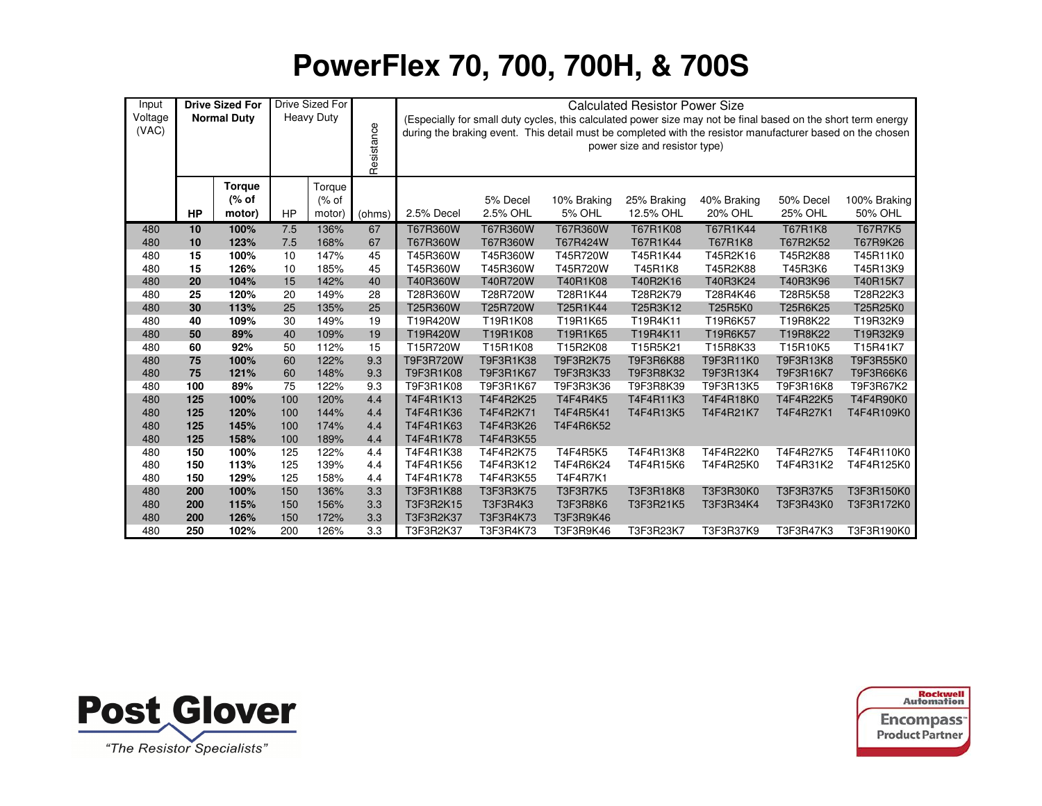# PowerFlex 70, 700, 700H, & 700S

| Input Voltage (VAC) | Drive Sized For Normal Duty | | Drive Sized For Heavy Duty | | Resistance | Calculated Resistor Power Size (Especially for small duty cycles, this calculated power size may not be final based on the short term energy during the braking event. This detail must be completed with the resistor manufacturer based on the chosen power size and resistor type) | | | | | | |
|---|---|---|---|---|---|---|---|---|---|---|---|---|
| | **HP** | **Torque (% of motor)** | HP | Torque (% of motor) | (ohms) | 2.5% Decel | 5% Decel 2.5% OHL | 10% Braking 5% OHL | 25% Braking 12.5% OHL | 40% Braking 20% OHL | 50% Decel 25% OHL | 100% Braking 50% OHL |
| 480 | **10** | **100%** | 7.5 | 136% | 67 | T67R360W | T67R360W | T67R360W | T67R1K08 | T67R1K44 | T67R1K8 | T67R7K5 |
| 480 | **10** | **123%** | 7.5 | 168% | 67 | T67R360W | T67R360W | T67R424W | T67R1K44 | T67R1K8 | T67R2K52 | T67R9K26 |
| 480 | **15** | **100%** | 10 | 147% | 45 | T45R360W | T45R360W | T45R720W | T45R1K44 | T45R2K16 | T45R2K88 | T45R11K0 |
| 480 | **15** | **126%** | 10 | 185% | 45 | T45R360W | T45R360W | T45R720W | T45R1K8 | T45R2K88 | T45R3K6 | T45R13K9 |
| 480 | **20** | **104%** | 15 | 142% | 40 | T40R360W | T40R720W | T40R1K08 | T40R2K16 | T40R3K24 | T40R3K96 | T40R15K7 |
| 480 | **25** | **120%** | 20 | 149% | 28 | T28R360W | T28R720W | T28R1K44 | T28R2K79 | T28R4K46 | T28R5K58 | T28R22K3 |
| 480 | **30** | **113%** | 25 | 135% | 25 | T25R360W | T25R720W | T25R1K44 | T25R3K12 | T25R5K0 | T25R6K25 | T25R25K0 |
| 480 | **40** | **109%** | 30 | 149% | 19 | T19R420W | T19R1K08 | T19R1K65 | T19R4K11 | T19R6K57 | T19R8K22 | T19R32K9 |
| 480 | **50** | **89%** | 40 | 109% | 19 | T19R420W | T19R1K08 | T19R1K65 | T19R4K11 | T19R6K57 | T19R8K22 | T19R32K9 |
| 480 | **60** | **92%** | 50 | 112% | 15 | T15R720W | T15R1K08 | T15R2K08 | T15R5K21 | T15R8K33 | T15R10K5 | T15R41K7 |
| 480 | **75** | **100%** | 60 | 122% | 9.3 | T9F3R720W | T9F3R1K38 | T9F3R2K75 | T9F3R6K88 | T9F3R11K0 | T9F3R13K8 | T9F3R55K0 |
| 480 | **75** | **121%** | 60 | 148% | 9.3 | T9F3R1K08 | T9F3R1K67 | T9F3R3K33 | T9F3R8K32 | T9F3R13K4 | T9F3R16K7 | T9F3R66K6 |
| 480 | **100** | **89%** | 75 | 122% | 9.3 | T9F3R1K08 | T9F3R1K67 | T9F3R3K36 | T9F3R8K39 | T9F3R13K5 | T9F3R16K8 | T9F3R67K2 |
| 480 | **125** | **100%** | 100 | 120% | 4.4 | T4F4R1K13 | T4F4R2K25 | T4F4R4K5 | T4F4R11K3 | T4F4R18K0 | T4F4R22K5 | T4F4R90K0 |
| 480 | **125** | **120%** | 100 | 144% | 4.4 | T4F4R1K36 | T4F4R2K71 | T4F4R5K41 | T4F4R13K5 | T4F4R21K7 | T4F4R27K1 | T4F4R109K0 |
| 480 | **125** | **145%** | 100 | 174% | 4.4 | T4F4R1K63 | T4F4R3K26 | T4F4R6K52 | | | | |
| 480 | **125** | **158%** | 100 | 189% | 4.4 | T4F4R1K78 | T4F4R3K55 | | | | | |
| 480 | **150** | **100%** | 125 | 122% | 4.4 | T4F4R1K38 | T4F4R2K75 | T4F4R5K5 | T4F4R13K8 | T4F4R22K0 | T4F4R27K5 | T4F4R110K0 |
| 480 | **150** | **113%** | 125 | 139% | 4.4 | T4F4R1K56 | T4F4R3K12 | T4F4R6K24 | T4F4R15K6 | T4F4R25K0 | T4F4R31K2 | T4F4R125K0 |
| 480 | **150** | **129%** | 125 | 158% | 4.4 | T4F4R1K78 | T4F4R3K55 | T4F4R7K1 | | | | |
| 480 | **200** | **100%** | 150 | 136% | 3.3 | T3F3R1K88 | T3F3R3K75 | T3F3R7K5 | T3F3R18K8 | T3F3R30K0 | T3F3R37K5 | T3F3R150K0 |
| 480 | **200** | **115%** | 150 | 156% | 3.3 | T3F3R2K15 | T3F3R4K3 | T3F3R8K6 | T3F3R21K5 | T3F3R34K4 | T3F3R43K0 | T3F3R172K0 |
| 480 | **200** | **126%** | 150 | 172% | 3.3 | T3F3R2K37 | T3F3R4K73 | T3F3R9K46 | | | | |
| 480 | **250** | **102%** | 200 | 126% | 3.3 | T3F3R2K37 | T3F3R4K73 | T3F3R9K46 | T3F3R23K7 | T3F3R37K9 | T3F3R47K3 | T3F3R190K0 |

**Post Glover**
*"The Resistor Specialists"*

Rockwell Automation Encompass Product Partner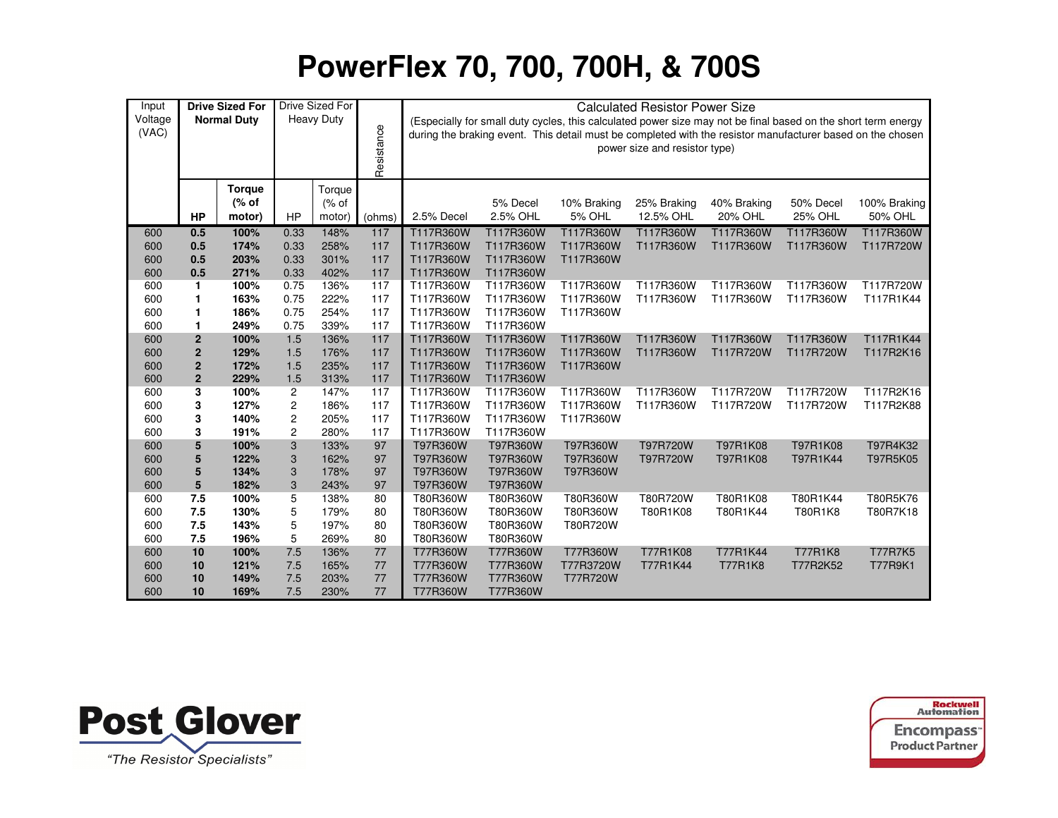# PowerFlex 70, 700, 700H, & 700S

| Input Voltage (VAC) | Drive Sized For Normal Duty | | Drive Sized For Heavy Duty | | Resistance | Calculated Resistor Power Size (Especially for small duty cycles, this calculated power size may not be final based on the short term energy during the braking event. This detail must be completed with the resistor manufacturer based on the chosen power size and resistor type) | | | | | | |
|---|---|---|---|---|---|---|---|---|---|---|---|---|
| | **HP** | **Torque (% of motor)** | HP | Torque (% of motor) | (ohms) | 2.5% Decel | 5% Decel 2.5% OHL | 10% Braking 5% OHL | 25% Braking 12.5% OHL | 40% Braking 20% OHL | 50% Decel 25% OHL | 100% Braking 50% OHL |
| 600 | **0.5** | **100%** | 0.33 | 148% | 117 | T117R360W | T117R360W | T117R360W | T117R360W | T117R360W | T117R360W | T117R360W |
| 600 | **0.5** | **174%** | 0.33 | 258% | 117 | T117R360W | T117R360W | T117R360W | T117R360W | T117R360W | T117R360W | T117R720W |
| 600 | **0.5** | **203%** | 0.33 | 301% | 117 | T117R360W | T117R360W | T117R360W | | | | |
| 600 | **0.5** | **271%** | 0.33 | 402% | 117 | T117R360W | T117R360W | | | | | |
| 600 | **1** | **100%** | 0.75 | 136% | 117 | T117R360W | T117R360W | T117R360W | T117R360W | T117R360W | T117R360W | T117R720W |
| 600 | **1** | **163%** | 0.75 | 222% | 117 | T117R360W | T117R360W | T117R360W | T117R360W | T117R360W | T117R360W | T117R1K44 |
| 600 | **1** | **186%** | 0.75 | 254% | 117 | T117R360W | T117R360W | T117R360W | | | | |
| 600 | **1** | **249%** | 0.75 | 339% | 117 | T117R360W | T117R360W | | | | | |
| 600 | **2** | **100%** | 1.5 | 136% | 117 | T117R360W | T117R360W | T117R360W | T117R360W | T117R360W | T117R360W | T117R1K44 |
| 600 | **2** | **129%** | 1.5 | 176% | 117 | T117R360W | T117R360W | T117R360W | T117R360W | T117R720W | T117R720W | T117R2K16 |
| 600 | **2** | **172%** | 1.5 | 235% | 117 | T117R360W | T117R360W | T117R360W | | | | |
| 600 | **2** | **229%** | 1.5 | 313% | 117 | T117R360W | T117R360W | | | | | |
| 600 | **3** | **100%** | 2 | 147% | 117 | T117R360W | T117R360W | T117R360W | T117R360W | T117R720W | T117R720W | T117R2K16 |
| 600 | **3** | **127%** | 2 | 186% | 117 | T117R360W | T117R360W | T117R360W | T117R360W | T117R720W | T117R720W | T117R2K88 |
| 600 | **3** | **140%** | 2 | 205% | 117 | T117R360W | T117R360W | T117R360W | | | | |
| 600 | **3** | **191%** | 2 | 280% | 117 | T117R360W | T117R360W | | | | | |
| 600 | **5** | **100%** | 3 | 133% | 97 | T97R360W | T97R360W | T97R360W | T97R720W | T97R1K08 | T97R1K08 | T97R4K32 |
| 600 | **5** | **122%** | 3 | 162% | 97 | T97R360W | T97R360W | T97R360W | T97R720W | T97R1K08 | T97R1K44 | T97R5K05 |
| 600 | **5** | **134%** | 3 | 178% | 97 | T97R360W | T97R360W | T97R360W | | | | |
| 600 | **5** | **182%** | 3 | 243% | 97 | T97R360W | T97R360W | | | | | |
| 600 | **7.5** | **100%** | 5 | 138% | 80 | T80R360W | T80R360W | T80R360W | T80R720W | T80R1K08 | T80R1K44 | T80R5K76 |
| 600 | **7.5** | **130%** | 5 | 179% | 80 | T80R360W | T80R360W | T80R360W | T80R1K08 | T80R1K44 | T80R1K8 | T80R7K18 |
| 600 | **7.5** | **143%** | 5 | 197% | 80 | T80R360W | T80R360W | T80R720W | | | | |
| 600 | **7.5** | **196%** | 5 | 269% | 80 | T80R360W | T80R360W | | | | | |
| 600 | **10** | **100%** | 7.5 | 136% | 77 | T77R360W | T77R360W | T77R360W | T77R1K08 | T77R1K44 | T77R1K8 | T77R7K5 |
| 600 | **10** | **121%** | 7.5 | 165% | 77 | T77R360W | T77R360W | T77R3720W | T77R1K44 | T77R1K8 | T77R2K52 | T77R9K1 |
| 600 | **10** | **149%** | 7.5 | 203% | 77 | T77R360W | T77R360W | T77R720W | | | | |
| 600 | **10** | **169%** | 7.5 | 230% | 77 | T77R360W | T77R360W | | | | | |

**Post Glover**
*"The Resistor Specialists"*

Rockwell Automation Encompass Product Partner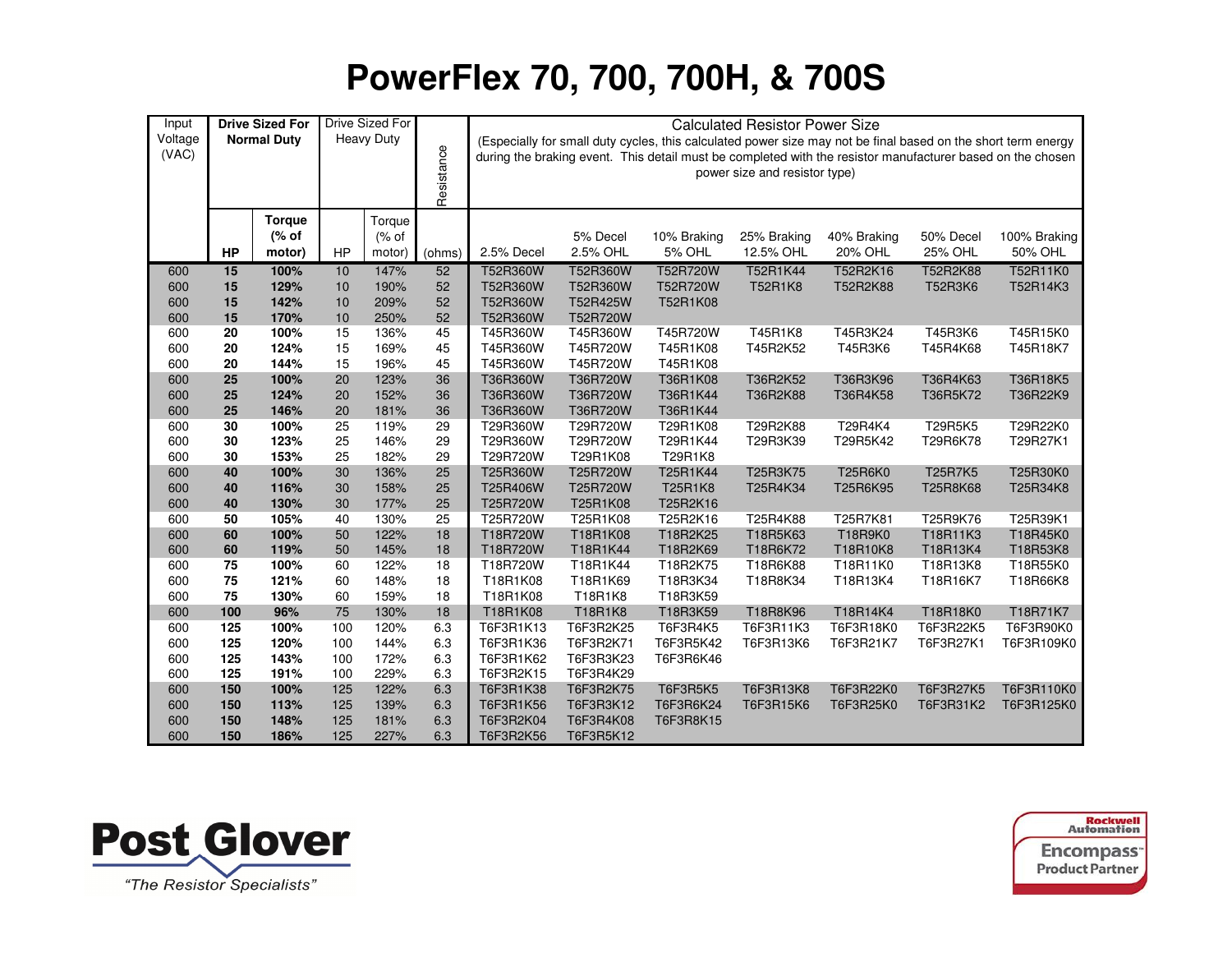# PowerFlex 70, 700, 700H, & 700S

| Input Voltage (VAC) | Drive Sized For Normal Duty | | Drive Sized For Heavy Duty | | Resistance | Calculated Resistor Power Size (Especially for small duty cycles, this calculated power size may not be final based on the short term energy during the braking event. This detail must be completed with the resistor manufacturer based on the chosen power size and resistor type) | | | | | | |
|---|---|---|---|---|---|---|---|---|---|---|---|---|
| | **HP** | **Torque (% of motor)** | HP | Torque (% of motor) | (ohms) | 2.5% Decel | 5% Decel 2.5% OHL | 10% Braking 5% OHL | 25% Braking 12.5% OHL | 40% Braking 20% OHL | 50% Decel 25% OHL | 100% Braking 50% OHL |
| 600 | **15** | **100%** | 10 | 147% | 52 | T52R360W | T52R360W | T52R720W | T52R1K44 | T52R2K16 | T52R2K88 | T52R11K0 |
| 600 | **15** | **129%** | 10 | 190% | 52 | T52R360W | T52R360W | T52R720W | T52R1K8 | T52R2K88 | T52R3K6 | T52R14K3 |
| 600 | **15** | **142%** | 10 | 209% | 52 | T52R360W | T52R425W | T52R1K08 | | | | |
| 600 | **15** | **170%** | 10 | 250% | 52 | T52R360W | T52R720W | | | | | |
| 600 | **20** | **100%** | 15 | 136% | 45 | T45R360W | T45R360W | T45R720W | T45R1K8 | T45R3K24 | T45R3K6 | T45R15K0 |
| 600 | **20** | **124%** | 15 | 169% | 45 | T45R360W | T45R720W | T45R1K08 | T45R2K52 | T45R3K6 | T45R4K68 | T45R18K7 |
| 600 | **20** | **144%** | 15 | 196% | 45 | T45R360W | T45R720W | T45R1K08 | | | | |
| 600 | **25** | **100%** | 20 | 123% | 36 | T36R360W | T36R720W | T36R1K08 | T36R2K52 | T36R3K96 | T36R4K63 | T36R18K5 |
| 600 | **25** | **124%** | 20 | 152% | 36 | T36R360W | T36R720W | T36R1K44 | T36R2K88 | T36R4K58 | T36R5K72 | T36R22K9 |
| 600 | **25** | **146%** | 20 | 181% | 36 | T36R360W | T36R720W | T36R1K44 | | | | |
| 600 | **30** | **100%** | 25 | 119% | 29 | T29R360W | T29R720W | T29R1K08 | T29R2K88 | T29R4K4 | T29R5K5 | T29R22K0 |
| 600 | **30** | **123%** | 25 | 146% | 29 | T29R360W | T29R720W | T29R1K44 | T29R3K39 | T29R5K42 | T29R6K78 | T29R27K1 |
| 600 | **30** | **153%** | 25 | 182% | 29 | T29R720W | T29R1K08 | T29R1K8 | | | | |
| 600 | **40** | **100%** | 30 | 136% | 25 | T25R360W | T25R720W | T25R1K44 | T25R3K75 | T25R6K0 | T25R7K5 | T25R30K0 |
| 600 | **40** | **116%** | 30 | 158% | 25 | T25R406W | T25R720W | T25R1K8 | T25R4K34 | T25R6K95 | T25R8K68 | T25R34K8 |
| 600 | **40** | **130%** | 30 | 177% | 25 | T25R720W | T25R1K08 | T25R2K16 | | | | |
| 600 | **50** | **105%** | 40 | 130% | 25 | T25R720W | T25R1K08 | T25R2K16 | T25R4K88 | T25R7K81 | T25R9K76 | T25R39K1 |
| 600 | **60** | **100%** | 50 | 122% | 18 | T18R720W | T18R1K08 | T18R2K25 | T18R5K63 | T18R9K0 | T18R11K3 | T18R45K0 |
| 600 | **60** | **119%** | 50 | 145% | 18 | T18R720W | T18R1K44 | T18R2K69 | T18R6K72 | T18R10K8 | T18R13K4 | T18R53K8 |
| 600 | **75** | **100%** | 60 | 122% | 18 | T18R720W | T18R1K44 | T18R2K75 | T18R6K88 | T18R11K0 | T18R13K8 | T18R55K0 |
| 600 | **75** | **121%** | 60 | 148% | 18 | T18R1K08 | T18R1K69 | T18R3K34 | T18R8K34 | T18R13K4 | T18R16K7 | T18R66K8 |
| 600 | **75** | **130%** | 60 | 159% | 18 | T18R1K08 | T18R1K8 | T18R3K59 | | | | |
| 600 | **100** | **96%** | 75 | 130% | 18 | T18R1K08 | T18R1K8 | T18R3K59 | T18R8K96 | T18R14K4 | T18R18K0 | T18R71K7 |
| 600 | **125** | **100%** | 100 | 120% | 6.3 | T6F3R1K13 | T6F3R2K25 | T6F3R4K5 | T6F3R11K3 | T6F3R18K0 | T6F3R22K5 | T6F3R90K0 |
| 600 | **125** | **120%** | 100 | 144% | 6.3 | T6F3R1K36 | T6F3R2K71 | T6F3R5K42 | T6F3R13K6 | T6F3R21K7 | T6F3R27K1 | T6F3R109K0 |
| 600 | **125** | **143%** | 100 | 172% | 6.3 | T6F3R1K62 | T6F3R3K23 | T6F3R6K46 | | | | |
| 600 | **125** | **191%** | 100 | 229% | 6.3 | T6F3R2K15 | T6F3R4K29 | | | | | |
| 600 | **150** | **100%** | 125 | 122% | 6.3 | T6F3R1K38 | T6F3R2K75 | T6F3R5K5 | T6F3R13K8 | T6F3R22K0 | T6F3R27K5 | T6F3R110K0 |
| 600 | **150** | **113%** | 125 | 139% | 6.3 | T6F3R1K56 | T6F3R3K12 | T6F3R6K24 | T6F3R15K6 | T6F3R25K0 | T6F3R31K2 | T6F3R125K0 |
| 600 | **150** | **148%** | 125 | 181% | 6.3 | T6F3R2K04 | T6F3R4K08 | T6F3R8K15 | | | | |
| 600 | **150** | **186%** | 125 | 227% | 6.3 | T6F3R2K56 | T6F3R5K12 | | | | | |

**Post Glover**
*"The Resistor Specialists"*

Rockwell Automation Encompass Product Partner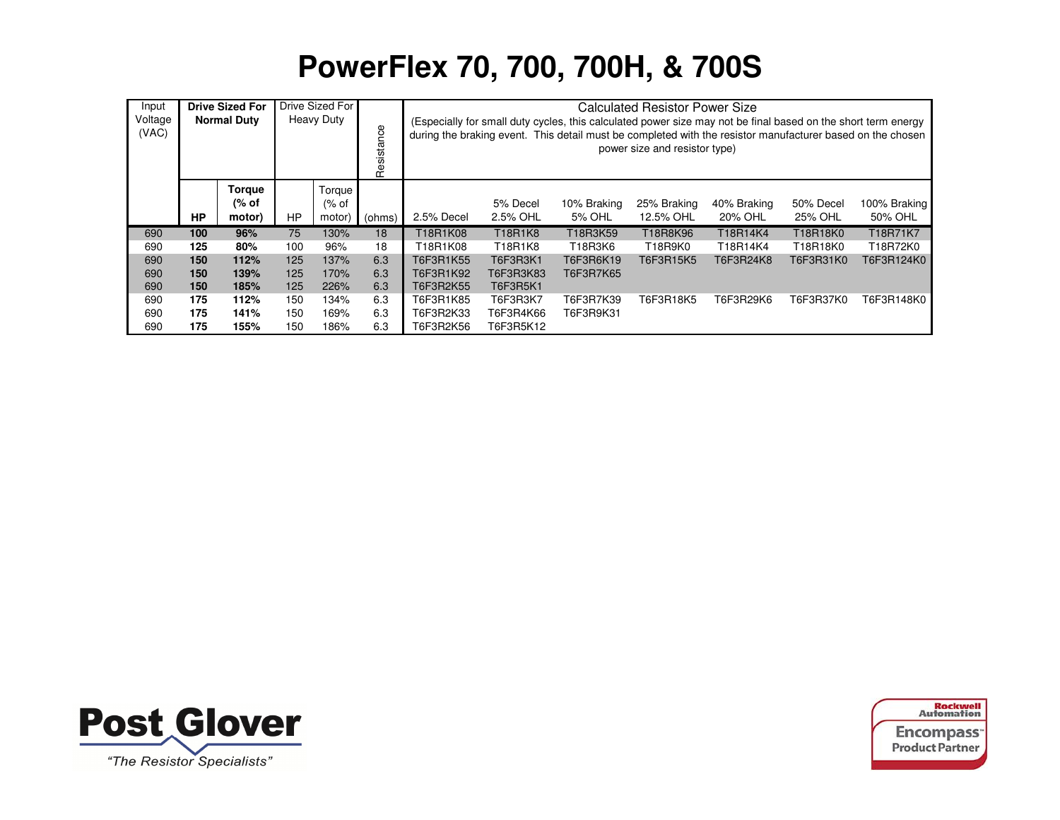# PowerFlex 70, 700, 700H, & 700S

| Input Voltage (VAC) | Drive Sized For Normal Duty | | Drive Sized For Heavy Duty | | Resistance | Calculated Resistor Power Size (Especially for small duty cycles, this calculated power size may not be final based on the short term energy during the braking event. This detail must be completed with the resistor manufacturer based on the chosen power size and resistor type) | | | | | | |
|---|---|---|---|---|---|---|---|---|---|---|---|---|
| | **HP** | **Torque (% of motor)** | HP | Torque (% of motor) | (ohms) | 2.5% Decel | 5% Decel 2.5% OHL | 10% Braking 5% OHL | 25% Braking 12.5% OHL | 40% Braking 20% OHL | 50% Decel 25% OHL | 100% Braking 50% OHL |
| 690 | **100** | **96%** | 75 | 130% | 18 | T18R1K08 | T18R1K8 | T18R3K59 | T18R8K96 | T18R14K4 | T18R18K0 | T18R71K7 |
| 690 | **125** | **80%** | 100 | 96% | 18 | T18R1K08 | T18R1K8 | T18R3K6 | T18R9K0 | T18R14K4 | T18R18K0 | T18R72K0 |
| 690 | **150** | **112%** | 125 | 137% | 6.3 | T6F3R1K55 | T6F3R3K1 | T6F3R6K19 | T6F3R15K5 | T6F3R24K8 | T6F3R31K0 | T6F3R124K0 |
| 690 | **150** | **139%** | 125 | 170% | 6.3 | T6F3R1K92 | T6F3R3K83 | T6F3R7K65 | | | | |
| 690 | **150** | **185%** | 125 | 226% | 6.3 | T6F3R2K55 | T6F3R5K1 | | | | | |
| 690 | **175** | **112%** | 150 | 134% | 6.3 | T6F3R1K85 | T6F3R3K7 | T6F3R7K39 | T6F3R18K5 | T6F3R29K6 | T6F3R37K0 | T6F3R148K0 |
| 690 | **175** | **141%** | 150 | 169% | 6.3 | T6F3R2K33 | T6F3R4K66 | T6F3R9K31 | | | | |
| 690 | **175** | **155%** | 150 | 186% | 6.3 | T6F3R2K56 | T6F3R5K12 | | | | | |

**Post Glover**

*"The Resistor Specialists"*

Rockwell Automation Encompass™ Product Partner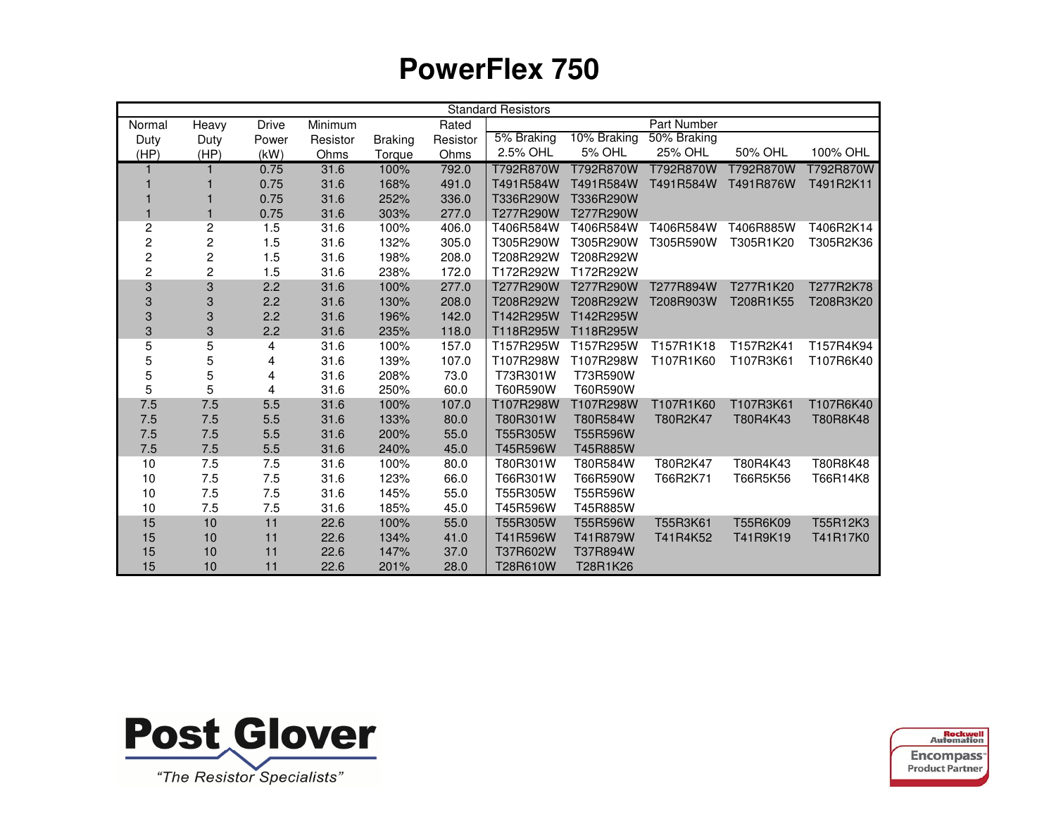# PowerFlex 750

| Standard Resistors | | | | | | | | | | |
|---|---|---|---|---|---|---|---|---|---|---|
| Normal Duty (HP) | Heavy Duty (HP) | Drive Power (kW) | Minimum Resistor Ohms | Braking Torque | Rated Resistor Ohms | Part Number | | | | |
| | | | | | | 5% Braking 2.5% OHL | 10% Braking 5% OHL | 50% Braking 25% OHL | 50% OHL | 100% OHL |
| 1 | 1 | 0.75 | 31.6 | 100% | 792.0 | T792R870W | T792R870W | T792R870W | T792R870W | T792R870W |
| 1 | 1 | 0.75 | 31.6 | 168% | 491.0 | T491R584W | T491R584W | T491R584W | T491R876W | T491R2K11 |
| 1 | 1 | 0.75 | 31.6 | 252% | 336.0 | T336R290W | T336R290W | | | |
| 1 | 1 | 0.75 | 31.6 | 303% | 277.0 | T277R290W | T277R290W | | | |
| 2 | 2 | 1.5 | 31.6 | 100% | 406.0 | T406R584W | T406R584W | T406R584W | T406R885W | T406R2K14 |
| 2 | 2 | 1.5 | 31.6 | 132% | 305.0 | T305R290W | T305R290W | T305R590W | T305R1K20 | T305R2K36 |
| 2 | 2 | 1.5 | 31.6 | 198% | 208.0 | T208R292W | T208R292W | | | |
| 2 | 2 | 1.5 | 31.6 | 238% | 172.0 | T172R292W | T172R292W | | | |
| 3 | 3 | 2.2 | 31.6 | 100% | 277.0 | T277R290W | T277R290W | T277R894W | T277R1K20 | T277R2K78 |
| 3 | 3 | 2.2 | 31.6 | 130% | 208.0 | T208R292W | T208R292W | T208R903W | T208R1K55 | T208R3K20 |
| 3 | 3 | 2.2 | 31.6 | 196% | 142.0 | T142R295W | T142R295W | | | |
| 3 | 3 | 2.2 | 31.6 | 235% | 118.0 | T118R295W | T118R295W | | | |
| 5 | 5 | 4 | 31.6 | 100% | 157.0 | T157R295W | T157R295W | T157R1K18 | T157R2K41 | T157R4K94 |
| 5 | 5 | 4 | 31.6 | 139% | 107.0 | T107R298W | T107R298W | T107R1K60 | T107R3K61 | T107R6K40 |
| 5 | 5 | 4 | 31.6 | 208% | 73.0 | T73R301W | T73R590W | | | |
| 5 | 5 | 4 | 31.6 | 250% | 60.0 | T60R590W | T60R590W | | | |
| 7.5 | 7.5 | 5.5 | 31.6 | 100% | 107.0 | T107R298W | T107R298W | T107R1K60 | T107R3K61 | T107R6K40 |
| 7.5 | 7.5 | 5.5 | 31.6 | 133% | 80.0 | T80R301W | T80R584W | T80R2K47 | T80R4K43 | T80R8K48 |
| 7.5 | 7.5 | 5.5 | 31.6 | 200% | 55.0 | T55R305W | T55R596W | | | |
| 7.5 | 7.5 | 5.5 | 31.6 | 240% | 45.0 | T45R596W | T45R885W | | | |
| 10 | 7.5 | 7.5 | 31.6 | 100% | 80.0 | T80R301W | T80R584W | T80R2K47 | T80R4K43 | T80R8K48 |
| 10 | 7.5 | 7.5 | 31.6 | 123% | 66.0 | T66R301W | T66R590W | T66R2K71 | T66R5K56 | T66R14K8 |
| 10 | 7.5 | 7.5 | 31.6 | 145% | 55.0 | T55R305W | T55R596W | | | |
| 10 | 7.5 | 7.5 | 31.6 | 185% | 45.0 | T45R596W | T45R885W | | | |
| 15 | 10 | 11 | 22.6 | 100% | 55.0 | T55R305W | T55R596W | T55R3K61 | T55R6K09 | T55R12K3 |
| 15 | 10 | 11 | 22.6 | 134% | 41.0 | T41R596W | T41R879W | T41R4K52 | T41R9K19 | T41R17K0 |
| 15 | 10 | 11 | 22.6 | 147% | 37.0 | T37R602W | T37R894W | | | |
| 15 | 10 | 11 | 22.6 | 201% | 28.0 | T28R610W | T28R1K26 | | | |

**Post Glover**
*"The Resistor Specialists"*

Rockwell Automation Encompass™ Product Partner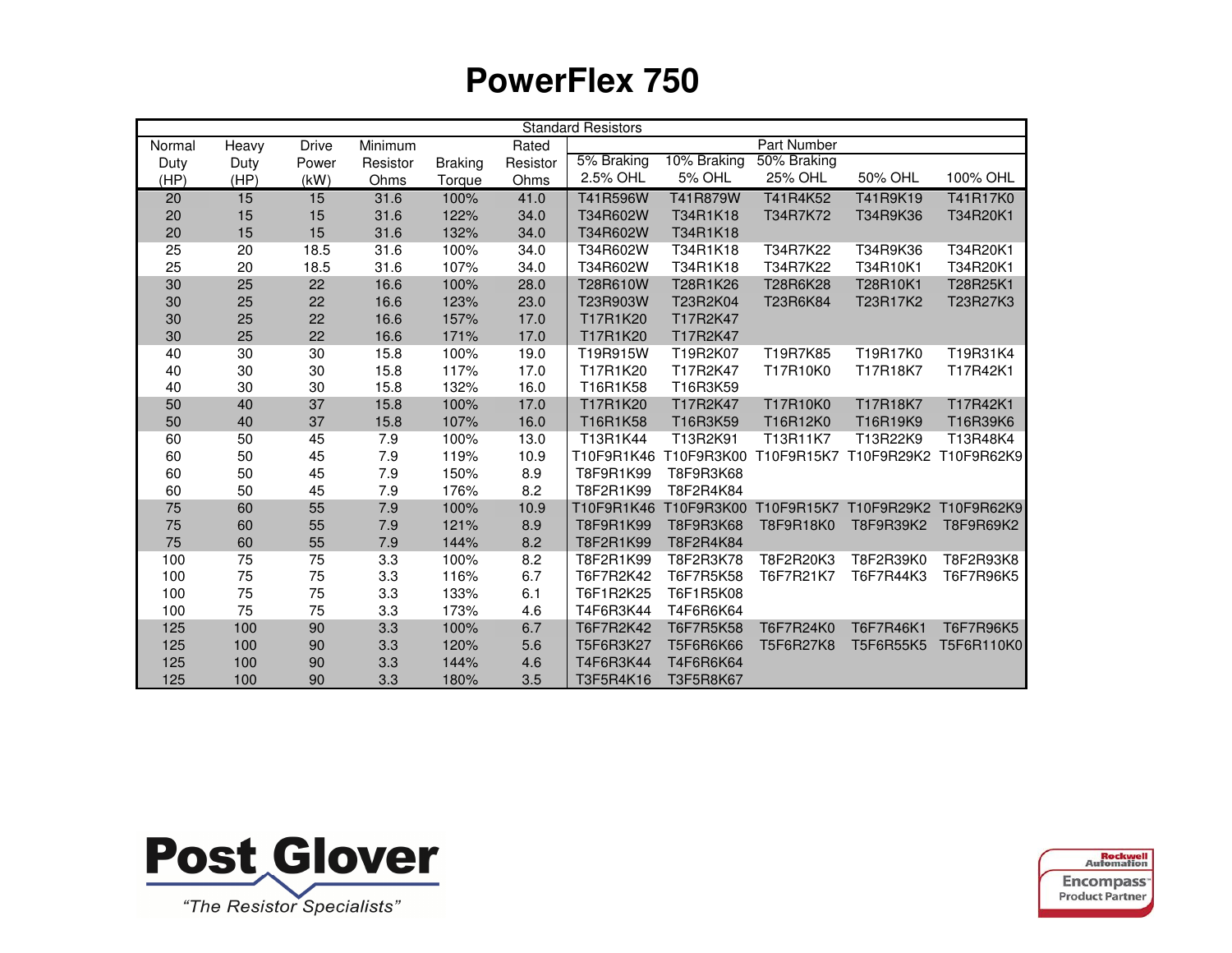# PowerFlex 750

| Standard Resistors | | | | | | | | | | |
|---|---|---|---|---|---|---|---|---|---|---|
| Normal Duty (HP) | Heavy Duty (HP) | Drive Power (kW) | Minimum Resistor Ohms | Braking Torque | Rated Resistor Ohms | Part Number | | | | |
| | | | | | | 5% Braking 2.5% OHL | 10% Braking 5% OHL | 50% Braking 25% OHL | 50% OHL | 100% OHL |
| 20 | 15 | 15 | 31.6 | 100% | 41.0 | T41R596W | T41R879W | T41R4K52 | T41R9K19 | T41R17K0 |
| 20 | 15 | 15 | 31.6 | 122% | 34.0 | T34R602W | T34R1K18 | T34R7K72 | T34R9K36 | T34R20K1 |
| 20 | 15 | 15 | 31.6 | 132% | 34.0 | T34R602W | T34R1K18 | | | |
| 25 | 20 | 18.5 | 31.6 | 100% | 34.0 | T34R602W | T34R1K18 | T34R7K22 | T34R9K36 | T34R20K1 |
| 25 | 20 | 18.5 | 31.6 | 107% | 34.0 | T34R602W | T34R1K18 | T34R7K22 | T34R10K1 | T34R20K1 |
| 30 | 25 | 22 | 16.6 | 100% | 28.0 | T28R610W | T28R1K26 | T28R6K28 | T28R10K1 | T28R25K1 |
| 30 | 25 | 22 | 16.6 | 123% | 23.0 | T23R903W | T23R2K04 | T23R6K84 | T23R17K2 | T23R27K3 |
| 30 | 25 | 22 | 16.6 | 157% | 17.0 | T17R1K20 | T17R2K47 | | | |
| 30 | 25 | 22 | 16.6 | 171% | 17.0 | T17R1K20 | T17R2K47 | | | |
| 40 | 30 | 30 | 15.8 | 100% | 19.0 | T19R915W | T19R2K07 | T19R7K85 | T19R17K0 | T19R31K4 |
| 40 | 30 | 30 | 15.8 | 117% | 17.0 | T17R1K20 | T17R2K47 | T17R10K0 | T17R18K7 | T17R42K1 |
| 40 | 30 | 30 | 15.8 | 132% | 16.0 | T16R1K58 | T16R3K59 | | | |
| 50 | 40 | 37 | 15.8 | 100% | 17.0 | T17R1K20 | T17R2K47 | T17R10K0 | T17R18K7 | T17R42K1 |
| 50 | 40 | 37 | 15.8 | 107% | 16.0 | T16R1K58 | T16R3K59 | T16R12K0 | T16R19K9 | T16R39K6 |
| 60 | 50 | 45 | 7.9 | 100% | 13.0 | T13R1K44 | T13R2K91 | T13R11K7 | T13R22K9 | T13R48K4 |
| 60 | 50 | 45 | 7.9 | 119% | 10.9 | T10F9R1K46 | T10F9R3K00 | T10F9R15K7 | T10F9R29K2 | T10F9R62K9 |
| 60 | 50 | 45 | 7.9 | 150% | 8.9 | T8F9R1K99 | T8F9R3K68 | | | |
| 60 | 50 | 45 | 7.9 | 176% | 8.2 | T8F2R1K99 | T8F2R4K84 | | | |
| 75 | 60 | 55 | 7.9 | 100% | 10.9 | T10F9R1K46 | T10F9R3K00 | T10F9R15K7 | T10F9R29K2 | T10F9R62K9 |
| 75 | 60 | 55 | 7.9 | 121% | 8.9 | T8F9R1K99 | T8F9R3K68 | T8F9R18K0 | T8F9R39K2 | T8F9R69K2 |
| 75 | 60 | 55 | 7.9 | 144% | 8.2 | T8F2R1K99 | T8F2R4K84 | | | |
| 100 | 75 | 75 | 3.3 | 100% | 8.2 | T8F2R1K99 | T8F2R3K78 | T8F2R20K3 | T8F2R39K0 | T8F2R93K8 |
| 100 | 75 | 75 | 3.3 | 116% | 6.7 | T6F7R2K42 | T6F7R5K58 | T6F7R21K7 | T6F7R44K3 | T6F7R96K5 |
| 100 | 75 | 75 | 3.3 | 133% | 6.1 | T6F1R2K25 | T6F1R5K08 | | | |
| 100 | 75 | 75 | 3.3 | 173% | 4.6 | T4F6R3K44 | T4F6R6K64 | | | |
| 125 | 100 | 90 | 3.3 | 100% | 6.7 | T6F7R2K42 | T6F7R5K58 | T6F7R24K0 | T6F7R46K1 | T6F7R96K5 |
| 125 | 100 | 90 | 3.3 | 120% | 5.6 | T5F6R3K27 | T5F6R6K66 | T5F6R27K8 | T5F6R55K5 | T5F6R110K0 |
| 125 | 100 | 90 | 3.3 | 144% | 4.6 | T4F6R3K44 | T4F6R6K64 | | | |
| 125 | 100 | 90 | 3.3 | 180% | 3.5 | T3F5R4K16 | T3F5R8K67 | | | |

**Post Glover**

*"The Resistor Specialists"*

Rockwell Automation Encompass™ Product Partner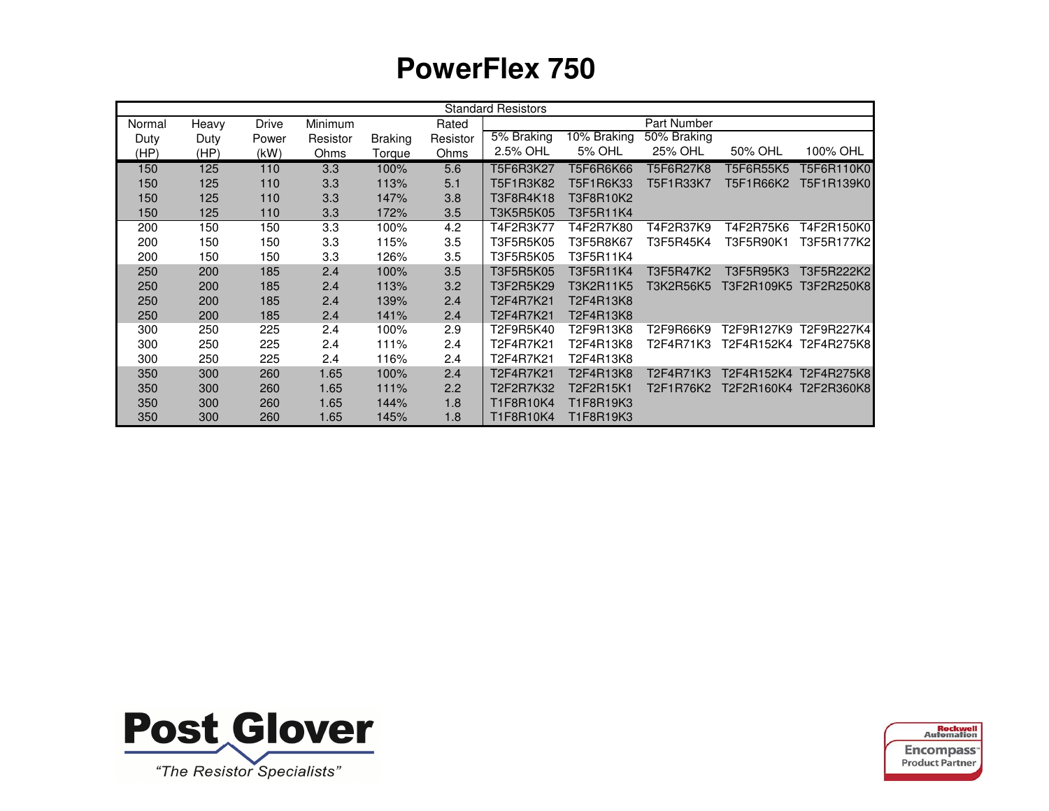# PowerFlex 750

| Standard Resistors | | | | | | | | | | |
|---|---|---|---|---|---|---|---|---|---|---|
| Normal Duty (HP) | Heavy Duty (HP) | Drive Power (kW) | Minimum Resistor Ohms | Braking Torque | Rated Resistor Ohms | Part Number | | | | |
| | | | | | | 5% Braking 2.5% OHL | 10% Braking 5% OHL | 50% Braking 25% OHL | 50% OHL | 100% OHL |
| 150 | 125 | 110 | 3.3 | 100% | 5.6 | T5F6R3K27 | T5F6R6K66 | T5F6R27K8 | T5F6R55K5 | T5F6R110K0 |
| 150 | 125 | 110 | 3.3 | 113% | 5.1 | T5F1R3K82 | T5F1R6K33 | T5F1R33K7 | T5F1R66K2 | T5F1R139K0 |
| 150 | 125 | 110 | 3.3 | 147% | 3.8 | T3F8R4K18 | T3F8R10K2 | | | |
| 150 | 125 | 110 | 3.3 | 172% | 3.5 | T3K5R5K05 | T3F5R11K4 | | | |
| 200 | 150 | 150 | 3.3 | 100% | 4.2 | T4F2R3K77 | T4F2R7K80 | T4F2R37K9 | T4F2R75K6 | T4F2R150K0 |
| 200 | 150 | 150 | 3.3 | 115% | 3.5 | T3F5R5K05 | T3F5R8K67 | T3F5R45K4 | T3F5R90K1 | T3F5R177K2 |
| 200 | 150 | 150 | 3.3 | 126% | 3.5 | T3F5R5K05 | T3F5R11K4 | | | |
| 250 | 200 | 185 | 2.4 | 100% | 3.5 | T3F5R5K05 | T3F5R11K4 | T3F5R47K2 | T3F5R95K3 | T3F5R222K2 |
| 250 | 200 | 185 | 2.4 | 113% | 3.2 | T3F2R5K29 | T3K2R11K5 | T3K2R56K5 | T3F2R109K5 | T3F2R250K8 |
| 250 | 200 | 185 | 2.4 | 139% | 2.4 | T2F4R7K21 | T2F4R13K8 | | | |
| 250 | 200 | 185 | 2.4 | 141% | 2.4 | T2F4R7K21 | T2F4R13K8 | | | |
| 300 | 250 | 225 | 2.4 | 100% | 2.9 | T2F9R5K40 | T2F9R13K8 | T2F9R66K9 | T2F9R127K9 | T2F9R227K4 |
| 300 | 250 | 225 | 2.4 | 111% | 2.4 | T2F4R7K21 | T2F4R13K8 | T2F4R71K3 | T2F4R152K4 | T2F4R275K8 |
| 300 | 250 | 225 | 2.4 | 116% | 2.4 | T2F4R7K21 | T2F4R13K8 | | | |
| 350 | 300 | 260 | 1.65 | 100% | 2.4 | T2F4R7K21 | T2F4R13K8 | T2F4R71K3 | T2F4R152K4 | T2F4R275K8 |
| 350 | 300 | 260 | 1.65 | 111% | 2.2 | T2F2R7K32 | T2F2R15K1 | T2F1R76K2 | T2F2R160K4 | T2F2R360K8 |
| 350 | 300 | 260 | 1.65 | 144% | 1.8 | T1F8R10K4 | T1F8R19K3 | | | |
| 350 | 300 | 260 | 1.65 | 145% | 1.8 | T1F8R10K4 | T1F8R19K3 | | | |

**Post Glover**

*"The Resistor Specialists"*

Rockwell Automation Encompass™ Product Partner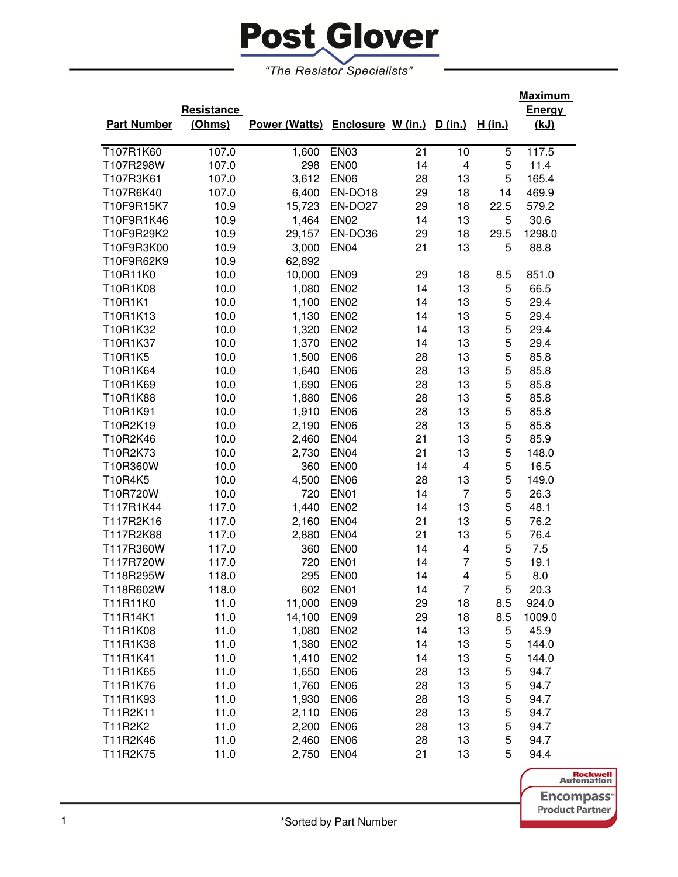# Post Glover

*"The Resistor Specialists"*

| Part Number | Resistance (Ohms) | Power (Watts) | Enclosure | W (in.) | D (in.) | H (in.) | Maximum Energy (kJ) |
|---|---|---|---|---|---|---|---|
| T107R1K60 | 107.0 | 1,600 | EN03 | 21 | 10 | 5 | 117.5 |
| T107R298W | 107.0 | 298 | EN00 | 14 | 4 | 5 | 11.4 |
| T107R3K61 | 107.0 | 3,612 | EN06 | 28 | 13 | 5 | 165.4 |
| T107R6K40 | 107.0 | 6,400 | EN-DO18 | 29 | 18 | 14 | 469.9 |
| T10F9R15K7 | 10.9 | 15,723 | EN-DO27 | 29 | 18 | 22.5 | 579.2 |
| T10F9R1K46 | 10.9 | 1,464 | EN02 | 14 | 13 | 5 | 30.6 |
| T10F9R29K2 | 10.9 | 29,157 | EN-DO36 | 29 | 18 | 29.5 | 1298.0 |
| T10F9R3K00 | 10.9 | 3,000 | EN04 | 21 | 13 | 5 | 88.8 |
| T10F9R62K9 | 10.9 | 62,892 | | | | | |
| T10R11K0 | 10.0 | 10,000 | EN09 | 29 | 18 | 8.5 | 851.0 |
| T10R1K08 | 10.0 | 1,080 | EN02 | 14 | 13 | 5 | 66.5 |
| T10R1K1 | 10.0 | 1,100 | EN02 | 14 | 13 | 5 | 29.4 |
| T10R1K13 | 10.0 | 1,130 | EN02 | 14 | 13 | 5 | 29.4 |
| T10R1K32 | 10.0 | 1,320 | EN02 | 14 | 13 | 5 | 29.4 |
| T10R1K37 | 10.0 | 1,370 | EN02 | 14 | 13 | 5 | 29.4 |
| T10R1K5 | 10.0 | 1,500 | EN06 | 28 | 13 | 5 | 85.8 |
| T10R1K64 | 10.0 | 1,640 | EN06 | 28 | 13 | 5 | 85.8 |
| T10R1K69 | 10.0 | 1,690 | EN06 | 28 | 13 | 5 | 85.8 |
| T10R1K88 | 10.0 | 1,880 | EN06 | 28 | 13 | 5 | 85.8 |
| T10R1K91 | 10.0 | 1,910 | EN06 | 28 | 13 | 5 | 85.8 |
| T10R2K19 | 10.0 | 2,190 | EN06 | 28 | 13 | 5 | 85.8 |
| T10R2K46 | 10.0 | 2,460 | EN04 | 21 | 13 | 5 | 85.9 |
| T10R2K73 | 10.0 | 2,730 | EN04 | 21 | 13 | 5 | 148.0 |
| T10R360W | 10.0 | 360 | EN00 | 14 | 4 | 5 | 16.5 |
| T10R4K5 | 10.0 | 4,500 | EN06 | 28 | 13 | 5 | 149.0 |
| T10R720W | 10.0 | 720 | EN01 | 14 | 7 | 5 | 26.3 |
| T117R1K44 | 117.0 | 1,440 | EN02 | 14 | 13 | 5 | 48.1 |
| T117R2K16 | 117.0 | 2,160 | EN04 | 21 | 13 | 5 | 76.2 |
| T117R2K88 | 117.0 | 2,880 | EN04 | 21 | 13 | 5 | 76.4 |
| T117R360W | 117.0 | 360 | EN00 | 14 | 4 | 5 | 7.5 |
| T117R720W | 117.0 | 720 | EN01 | 14 | 7 | 5 | 19.1 |
| T118R295W | 118.0 | 295 | EN00 | 14 | 4 | 5 | 8.0 |
| T118R602W | 118.0 | 602 | EN01 | 14 | 7 | 5 | 20.3 |
| T11R11K0 | 11.0 | 11,000 | EN09 | 29 | 18 | 8.5 | 924.0 |
| T11R14K1 | 11.0 | 14,100 | EN09 | 29 | 18 | 8.5 | 1009.0 |
| T11R1K08 | 11.0 | 1,080 | EN02 | 14 | 13 | 5 | 45.9 |
| T11R1K38 | 11.0 | 1,380 | EN02 | 14 | 13 | 5 | 144.0 |
| T11R1K41 | 11.0 | 1,410 | EN02 | 14 | 13 | 5 | 144.0 |
| T11R1K65 | 11.0 | 1,650 | EN06 | 28 | 13 | 5 | 94.7 |
| T11R1K76 | 11.0 | 1,760 | EN06 | 28 | 13 | 5 | 94.7 |
| T11R1K93 | 11.0 | 1,930 | EN06 | 28 | 13 | 5 | 94.7 |
| T11R2K11 | 11.0 | 2,110 | EN06 | 28 | 13 | 5 | 94.7 |
| T11R2K2 | 11.0 | 2,200 | EN06 | 28 | 13 | 5 | 94.7 |
| T11R2K46 | 11.0 | 2,460 | EN06 | 28 | 13 | 5 | 94.7 |
| T11R2K75 | 11.0 | 2,750 | EN04 | 21 | 13 | 5 | 94.4 |

Rockwell Automation Encompass Product Partner

*Sorted by Part Number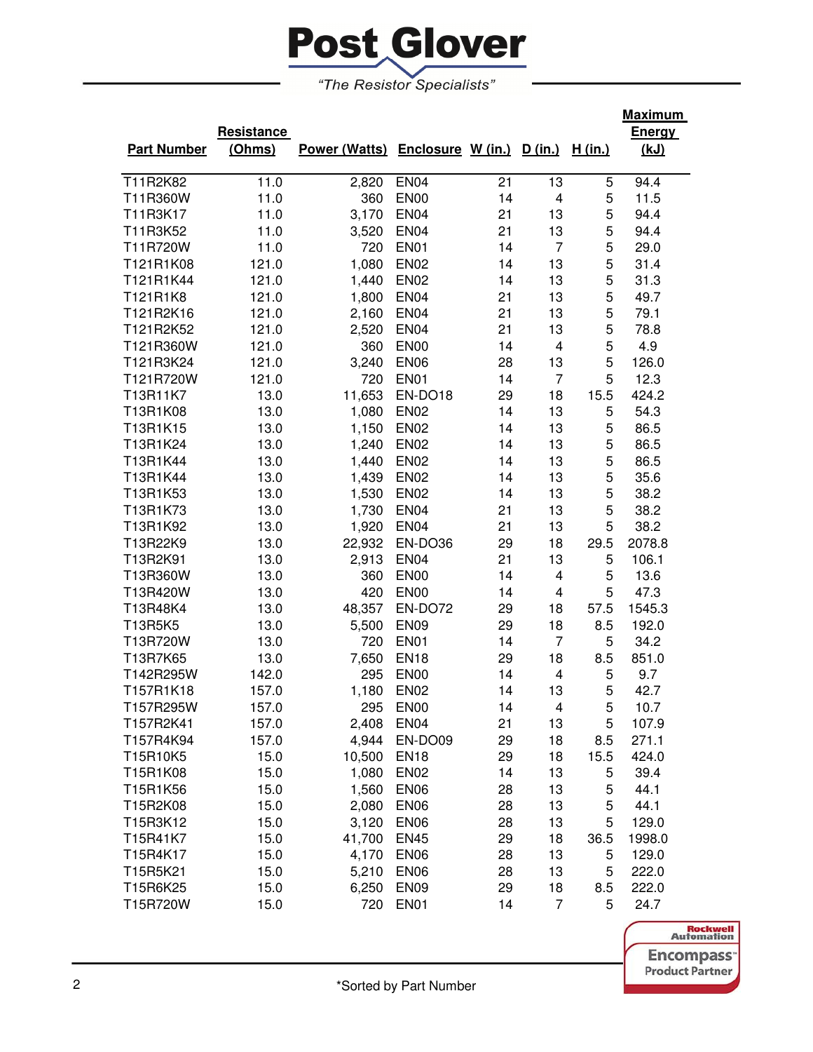# Post Glover

*"The Resistor Specialists"*

| Part Number | Resistance (Ohms) | Power (Watts) | Enclosure | W (in.) | D (in.) | H (in.) | Maximum Energy (kJ) |
|---|---|---|---|---|---|---|---|
| T11R2K82 | 11.0 | 2,820 | EN04 | 21 | 13 | 5 | 94.4 |
| T11R360W | 11.0 | 360 | EN00 | 14 | 4 | 5 | 11.5 |
| T11R3K17 | 11.0 | 3,170 | EN04 | 21 | 13 | 5 | 94.4 |
| T11R3K52 | 11.0 | 3,520 | EN04 | 21 | 13 | 5 | 94.4 |
| T11R720W | 11.0 | 720 | EN01 | 14 | 7 | 5 | 29.0 |
| T121R1K08 | 121.0 | 1,080 | EN02 | 14 | 13 | 5 | 31.4 |
| T121R1K44 | 121.0 | 1,440 | EN02 | 14 | 13 | 5 | 31.3 |
| T121R1K8 | 121.0 | 1,800 | EN04 | 21 | 13 | 5 | 49.7 |
| T121R2K16 | 121.0 | 2,160 | EN04 | 21 | 13 | 5 | 79.1 |
| T121R2K52 | 121.0 | 2,520 | EN04 | 21 | 13 | 5 | 78.8 |
| T121R360W | 121.0 | 360 | EN00 | 14 | 4 | 5 | 4.9 |
| T121R3K24 | 121.0 | 3,240 | EN06 | 28 | 13 | 5 | 126.0 |
| T121R720W | 121.0 | 720 | EN01 | 14 | 7 | 5 | 12.3 |
| T13R11K7 | 13.0 | 11,653 | EN-DO18 | 29 | 18 | 15.5 | 424.2 |
| T13R1K08 | 13.0 | 1,080 | EN02 | 14 | 13 | 5 | 54.3 |
| T13R1K15 | 13.0 | 1,150 | EN02 | 14 | 13 | 5 | 86.5 |
| T13R1K24 | 13.0 | 1,240 | EN02 | 14 | 13 | 5 | 86.5 |
| T13R1K44 | 13.0 | 1,440 | EN02 | 14 | 13 | 5 | 86.5 |
| T13R1K44 | 13.0 | 1,439 | EN02 | 14 | 13 | 5 | 35.6 |
| T13R1K53 | 13.0 | 1,530 | EN02 | 14 | 13 | 5 | 38.2 |
| T13R1K73 | 13.0 | 1,730 | EN04 | 21 | 13 | 5 | 38.2 |
| T13R1K92 | 13.0 | 1,920 | EN04 | 21 | 13 | 5 | 38.2 |
| T13R22K9 | 13.0 | 22,932 | EN-DO36 | 29 | 18 | 29.5 | 2078.8 |
| T13R2K91 | 13.0 | 2,913 | EN04 | 21 | 13 | 5 | 106.1 |
| T13R360W | 13.0 | 360 | EN00 | 14 | 4 | 5 | 13.6 |
| T13R420W | 13.0 | 420 | EN00 | 14 | 4 | 5 | 47.3 |
| T13R48K4 | 13.0 | 48,357 | EN-DO72 | 29 | 18 | 57.5 | 1545.3 |
| T13R5K5 | 13.0 | 5,500 | EN09 | 29 | 18 | 8.5 | 192.0 |
| T13R720W | 13.0 | 720 | EN01 | 14 | 7 | 5 | 34.2 |
| T13R7K65 | 13.0 | 7,650 | EN18 | 29 | 18 | 8.5 | 851.0 |
| T142R295W | 142.0 | 295 | EN00 | 14 | 4 | 5 | 9.7 |
| T157R1K18 | 157.0 | 1,180 | EN02 | 14 | 13 | 5 | 42.7 |
| T157R295W | 157.0 | 295 | EN00 | 14 | 4 | 5 | 10.7 |
| T157R2K41 | 157.0 | 2,408 | EN04 | 21 | 13 | 5 | 107.9 |
| T157R4K94 | 157.0 | 4,944 | EN-DO09 | 29 | 18 | 8.5 | 271.1 |
| T15R10K5 | 15.0 | 10,500 | EN18 | 29 | 18 | 15.5 | 424.0 |
| T15R1K08 | 15.0 | 1,080 | EN02 | 14 | 13 | 5 | 39.4 |
| T15R1K56 | 15.0 | 1,560 | EN06 | 28 | 13 | 5 | 44.1 |
| T15R2K08 | 15.0 | 2,080 | EN06 | 28 | 13 | 5 | 44.1 |
| T15R3K12 | 15.0 | 3,120 | EN06 | 28 | 13 | 5 | 129.0 |
| T15R41K7 | 15.0 | 41,700 | EN45 | 29 | 18 | 36.5 | 1998.0 |
| T15R4K17 | 15.0 | 4,170 | EN06 | 28 | 13 | 5 | 129.0 |
| T15R5K21 | 15.0 | 5,210 | EN06 | 28 | 13 | 5 | 222.0 |
| T15R6K25 | 15.0 | 6,250 | EN09 | 29 | 18 | 8.5 | 222.0 |
| T15R720W | 15.0 | 720 | EN01 | 14 | 7 | 5 | 24.7 |

*Sorted by Part Number

Rockwell Automation Encompass™ Product Partner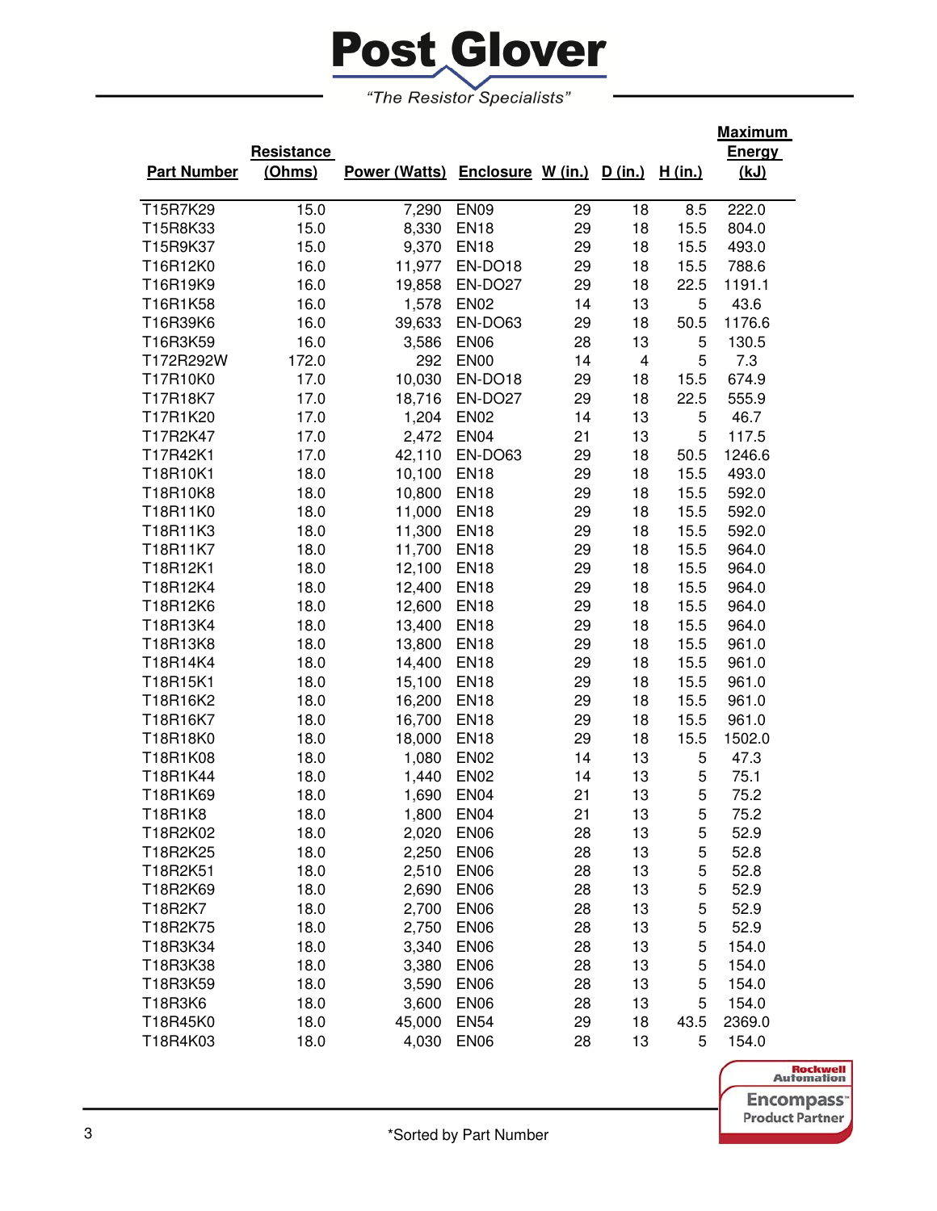# Post Glover

*"The Resistor Specialists"*

| Part Number | Resistance (Ohms) | Power (Watts) | Enclosure | W (in.) | D (in.) | H (in.) | Maximum Energy (kJ) |
|---|---|---|---|---|---|---|---|
| T15R7K29 | 15.0 | 7,290 | EN09 | 29 | 18 | 8.5 | 222.0 |
| T15R8K33 | 15.0 | 8,330 | EN18 | 29 | 18 | 15.5 | 804.0 |
| T15R9K37 | 15.0 | 9,370 | EN18 | 29 | 18 | 15.5 | 493.0 |
| T16R12K0 | 16.0 | 11,977 | EN-DO18 | 29 | 18 | 15.5 | 788.6 |
| T16R19K9 | 16.0 | 19,858 | EN-DO27 | 29 | 18 | 22.5 | 1191.1 |
| T16R1K58 | 16.0 | 1,578 | EN02 | 14 | 13 | 5 | 43.6 |
| T16R39K6 | 16.0 | 39,633 | EN-DO63 | 29 | 18 | 50.5 | 1176.6 |
| T16R3K59 | 16.0 | 3,586 | EN06 | 28 | 13 | 5 | 130.5 |
| T172R292W | 172.0 | 292 | EN00 | 14 | 4 | 5 | 7.3 |
| T17R10K0 | 17.0 | 10,030 | EN-DO18 | 29 | 18 | 15.5 | 674.9 |
| T17R18K7 | 17.0 | 18,716 | EN-DO27 | 29 | 18 | 22.5 | 555.9 |
| T17R1K20 | 17.0 | 1,204 | EN02 | 14 | 13 | 5 | 46.7 |
| T17R2K47 | 17.0 | 2,472 | EN04 | 21 | 13 | 5 | 117.5 |
| T17R42K1 | 17.0 | 42,110 | EN-DO63 | 29 | 18 | 50.5 | 1246.6 |
| T18R10K1 | 18.0 | 10,100 | EN18 | 29 | 18 | 15.5 | 493.0 |
| T18R10K8 | 18.0 | 10,800 | EN18 | 29 | 18 | 15.5 | 592.0 |
| T18R11K0 | 18.0 | 11,000 | EN18 | 29 | 18 | 15.5 | 592.0 |
| T18R11K3 | 18.0 | 11,300 | EN18 | 29 | 18 | 15.5 | 592.0 |
| T18R11K7 | 18.0 | 11,700 | EN18 | 29 | 18 | 15.5 | 964.0 |
| T18R12K1 | 18.0 | 12,100 | EN18 | 29 | 18 | 15.5 | 964.0 |
| T18R12K4 | 18.0 | 12,400 | EN18 | 29 | 18 | 15.5 | 964.0 |
| T18R12K6 | 18.0 | 12,600 | EN18 | 29 | 18 | 15.5 | 964.0 |
| T18R13K4 | 18.0 | 13,400 | EN18 | 29 | 18 | 15.5 | 964.0 |
| T18R13K8 | 18.0 | 13,800 | EN18 | 29 | 18 | 15.5 | 961.0 |
| T18R14K4 | 18.0 | 14,400 | EN18 | 29 | 18 | 15.5 | 961.0 |
| T18R15K1 | 18.0 | 15,100 | EN18 | 29 | 18 | 15.5 | 961.0 |
| T18R16K2 | 18.0 | 16,200 | EN18 | 29 | 18 | 15.5 | 961.0 |
| T18R16K7 | 18.0 | 16,700 | EN18 | 29 | 18 | 15.5 | 961.0 |
| T18R18K0 | 18.0 | 18,000 | EN18 | 29 | 18 | 15.5 | 1502.0 |
| T18R1K08 | 18.0 | 1,080 | EN02 | 14 | 13 | 5 | 47.3 |
| T18R1K44 | 18.0 | 1,440 | EN02 | 14 | 13 | 5 | 75.1 |
| T18R1K69 | 18.0 | 1,690 | EN04 | 21 | 13 | 5 | 75.2 |
| T18R1K8 | 18.0 | 1,800 | EN04 | 21 | 13 | 5 | 75.2 |
| T18R2K02 | 18.0 | 2,020 | EN06 | 28 | 13 | 5 | 52.9 |
| T18R2K25 | 18.0 | 2,250 | EN06 | 28 | 13 | 5 | 52.8 |
| T18R2K51 | 18.0 | 2,510 | EN06 | 28 | 13 | 5 | 52.8 |
| T18R2K69 | 18.0 | 2,690 | EN06 | 28 | 13 | 5 | 52.9 |
| T18R2K7 | 18.0 | 2,700 | EN06 | 28 | 13 | 5 | 52.9 |
| T18R2K75 | 18.0 | 2,750 | EN06 | 28 | 13 | 5 | 52.9 |
| T18R3K34 | 18.0 | 3,340 | EN06 | 28 | 13 | 5 | 154.0 |
| T18R3K38 | 18.0 | 3,380 | EN06 | 28 | 13 | 5 | 154.0 |
| T18R3K59 | 18.0 | 3,590 | EN06 | 28 | 13 | 5 | 154.0 |
| T18R3K6 | 18.0 | 3,600 | EN06 | 28 | 13 | 5 | 154.0 |
| T18R45K0 | 18.0 | 45,000 | EN54 | 29 | 18 | 43.5 | 2369.0 |
| T18R4K03 | 18.0 | 4,030 | EN06 | 28 | 13 | 5 | 154.0 |

Rockwell Automation Encompass™ Product Partner

*Sorted by Part Number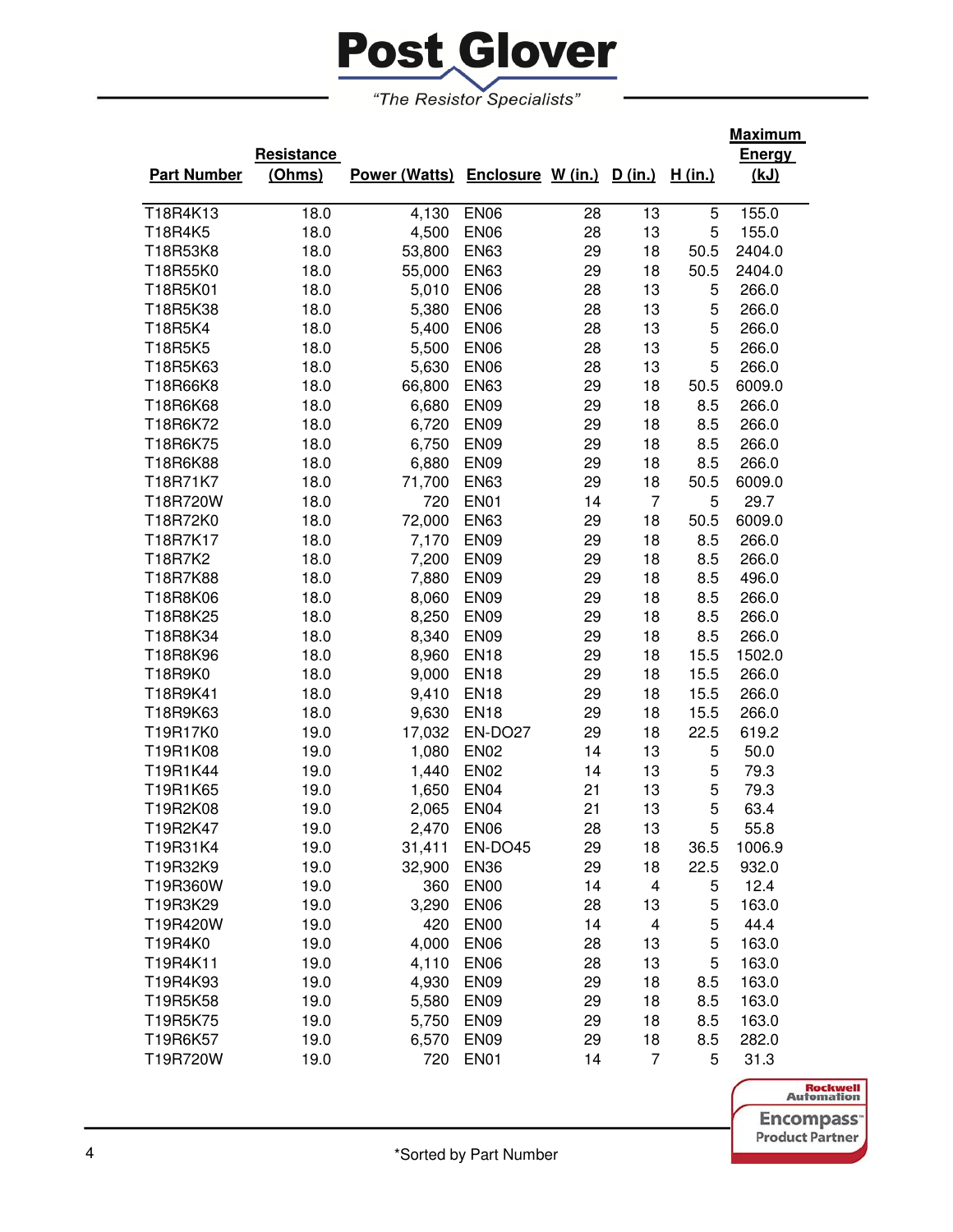# Post Glover

*"The Resistor Specialists"*

| Part Number | Resistance (Ohms) | Power (Watts) | Enclosure | W (in.) | D (in.) | H (in.) | Maximum Energy (kJ) |
|---|---|---|---|---|---|---|---|
| T18R4K13 | 18.0 | 4,130 | EN06 | 28 | 13 | 5 | 155.0 |
| T18R4K5 | 18.0 | 4,500 | EN06 | 28 | 13 | 5 | 155.0 |
| T18R53K8 | 18.0 | 53,800 | EN63 | 29 | 18 | 50.5 | 2404.0 |
| T18R55K0 | 18.0 | 55,000 | EN63 | 29 | 18 | 50.5 | 2404.0 |
| T18R5K01 | 18.0 | 5,010 | EN06 | 28 | 13 | 5 | 266.0 |
| T18R5K38 | 18.0 | 5,380 | EN06 | 28 | 13 | 5 | 266.0 |
| T18R5K4 | 18.0 | 5,400 | EN06 | 28 | 13 | 5 | 266.0 |
| T18R5K5 | 18.0 | 5,500 | EN06 | 28 | 13 | 5 | 266.0 |
| T18R5K63 | 18.0 | 5,630 | EN06 | 28 | 13 | 5 | 266.0 |
| T18R66K8 | 18.0 | 66,800 | EN63 | 29 | 18 | 50.5 | 6009.0 |
| T18R6K68 | 18.0 | 6,680 | EN09 | 29 | 18 | 8.5 | 266.0 |
| T18R6K72 | 18.0 | 6,720 | EN09 | 29 | 18 | 8.5 | 266.0 |
| T18R6K75 | 18.0 | 6,750 | EN09 | 29 | 18 | 8.5 | 266.0 |
| T18R6K88 | 18.0 | 6,880 | EN09 | 29 | 18 | 8.5 | 266.0 |
| T18R71K7 | 18.0 | 71,700 | EN63 | 29 | 18 | 50.5 | 6009.0 |
| T18R720W | 18.0 | 720 | EN01 | 14 | 7 | 5 | 29.7 |
| T18R72K0 | 18.0 | 72,000 | EN63 | 29 | 18 | 50.5 | 6009.0 |
| T18R7K17 | 18.0 | 7,170 | EN09 | 29 | 18 | 8.5 | 266.0 |
| T18R7K2 | 18.0 | 7,200 | EN09 | 29 | 18 | 8.5 | 266.0 |
| T18R7K88 | 18.0 | 7,880 | EN09 | 29 | 18 | 8.5 | 496.0 |
| T18R8K06 | 18.0 | 8,060 | EN09 | 29 | 18 | 8.5 | 266.0 |
| T18R8K25 | 18.0 | 8,250 | EN09 | 29 | 18 | 8.5 | 266.0 |
| T18R8K34 | 18.0 | 8,340 | EN09 | 29 | 18 | 8.5 | 266.0 |
| T18R8K96 | 18.0 | 8,960 | EN18 | 29 | 18 | 15.5 | 1502.0 |
| T18R9K0 | 18.0 | 9,000 | EN18 | 29 | 18 | 15.5 | 266.0 |
| T18R9K41 | 18.0 | 9,410 | EN18 | 29 | 18 | 15.5 | 266.0 |
| T18R9K63 | 18.0 | 9,630 | EN18 | 29 | 18 | 15.5 | 266.0 |
| T19R17K0 | 19.0 | 17,032 | EN-DO27 | 29 | 18 | 22.5 | 619.2 |
| T19R1K08 | 19.0 | 1,080 | EN02 | 14 | 13 | 5 | 50.0 |
| T19R1K44 | 19.0 | 1,440 | EN02 | 14 | 13 | 5 | 79.3 |
| T19R1K65 | 19.0 | 1,650 | EN04 | 21 | 13 | 5 | 79.3 |
| T19R2K08 | 19.0 | 2,065 | EN04 | 21 | 13 | 5 | 63.4 |
| T19R2K47 | 19.0 | 2,470 | EN06 | 28 | 13 | 5 | 55.8 |
| T19R31K4 | 19.0 | 31,411 | EN-DO45 | 29 | 18 | 36.5 | 1006.9 |
| T19R32K9 | 19.0 | 32,900 | EN36 | 29 | 18 | 22.5 | 932.0 |
| T19R360W | 19.0 | 360 | EN00 | 14 | 4 | 5 | 12.4 |
| T19R3K29 | 19.0 | 3,290 | EN06 | 28 | 13 | 5 | 163.0 |
| T19R420W | 19.0 | 420 | EN00 | 14 | 4 | 5 | 44.4 |
| T19R4K0 | 19.0 | 4,000 | EN06 | 28 | 13 | 5 | 163.0 |
| T19R4K11 | 19.0 | 4,110 | EN06 | 28 | 13 | 5 | 163.0 |
| T19R4K93 | 19.0 | 4,930 | EN09 | 29 | 18 | 8.5 | 163.0 |
| T19R5K58 | 19.0 | 5,580 | EN09 | 29 | 18 | 8.5 | 163.0 |
| T19R5K75 | 19.0 | 5,750 | EN09 | 29 | 18 | 8.5 | 163.0 |
| T19R6K57 | 19.0 | 6,570 | EN09 | 29 | 18 | 8.5 | 282.0 |
| T19R720W | 19.0 | 720 | EN01 | 14 | 7 | 5 | 31.3 |

Rockwell Automation Encompass™ Product Partner

*Sorted by Part Number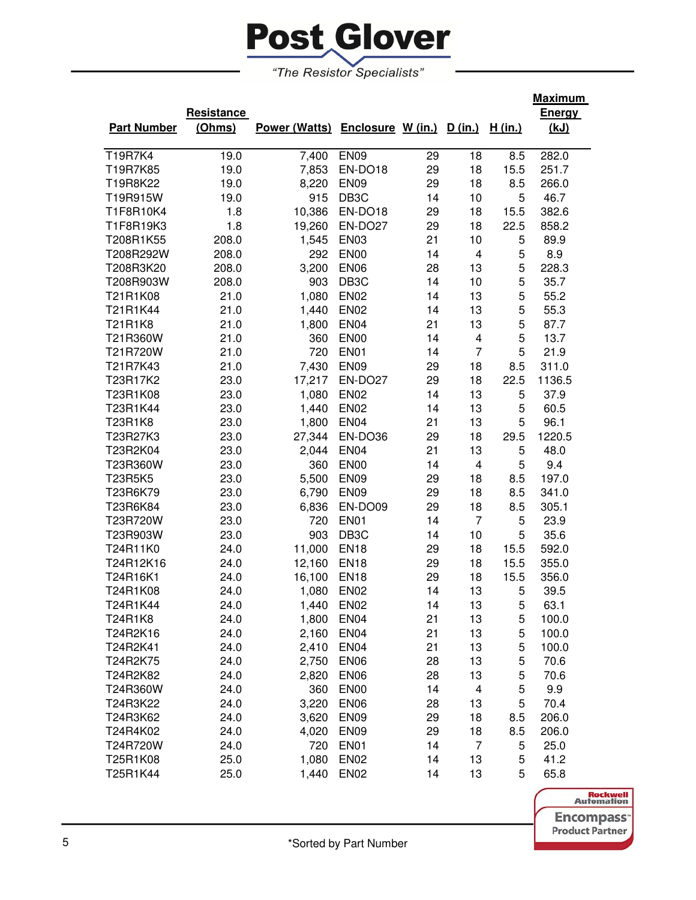# Post Glover

*"The Resistor Specialists"*

| Part Number | Resistance (Ohms) | Power (Watts) | Enclosure | W (in.) | D (in.) | H (in.) | Maximum Energy (kJ) |
|---|---|---|---|---|---|---|---|
| T19R7K4 | 19.0 | 7,400 | EN09 | 29 | 18 | 8.5 | 282.0 |
| T19R7K85 | 19.0 | 7,853 | EN-DO18 | 29 | 18 | 15.5 | 251.7 |
| T19R8K22 | 19.0 | 8,220 | EN09 | 29 | 18 | 8.5 | 266.0 |
| T19R915W | 19.0 | 915 | DB3C | 14 | 10 | 5 | 46.7 |
| T1F8R10K4 | 1.8 | 10,386 | EN-DO18 | 29 | 18 | 15.5 | 382.6 |
| T1F8R19K3 | 1.8 | 19,260 | EN-DO27 | 29 | 18 | 22.5 | 858.2 |
| T208R1K55 | 208.0 | 1,545 | EN03 | 21 | 10 | 5 | 89.9 |
| T208R292W | 208.0 | 292 | EN00 | 14 | 4 | 5 | 8.9 |
| T208R3K20 | 208.0 | 3,200 | EN06 | 28 | 13 | 5 | 228.3 |
| T208R903W | 208.0 | 903 | DB3C | 14 | 10 | 5 | 35.7 |
| T21R1K08 | 21.0 | 1,080 | EN02 | 14 | 13 | 5 | 55.2 |
| T21R1K44 | 21.0 | 1,440 | EN02 | 14 | 13 | 5 | 55.3 |
| T21R1K8 | 21.0 | 1,800 | EN04 | 21 | 13 | 5 | 87.7 |
| T21R360W | 21.0 | 360 | EN00 | 14 | 4 | 5 | 13.7 |
| T21R720W | 21.0 | 720 | EN01 | 14 | 7 | 5 | 21.9 |
| T21R7K43 | 21.0 | 7,430 | EN09 | 29 | 18 | 8.5 | 311.0 |
| T23R17K2 | 23.0 | 17,217 | EN-DO27 | 29 | 18 | 22.5 | 1136.5 |
| T23R1K08 | 23.0 | 1,080 | EN02 | 14 | 13 | 5 | 37.9 |
| T23R1K44 | 23.0 | 1,440 | EN02 | 14 | 13 | 5 | 60.5 |
| T23R1K8 | 23.0 | 1,800 | EN04 | 21 | 13 | 5 | 96.1 |
| T23R27K3 | 23.0 | 27,344 | EN-DO36 | 29 | 18 | 29.5 | 1220.5 |
| T23R2K04 | 23.0 | 2,044 | EN04 | 21 | 13 | 5 | 48.0 |
| T23R360W | 23.0 | 360 | EN00 | 14 | 4 | 5 | 9.4 |
| T23R5K5 | 23.0 | 5,500 | EN09 | 29 | 18 | 8.5 | 197.0 |
| T23R6K79 | 23.0 | 6,790 | EN09 | 29 | 18 | 8.5 | 341.0 |
| T23R6K84 | 23.0 | 6,836 | EN-DO09 | 29 | 18 | 8.5 | 305.1 |
| T23R720W | 23.0 | 720 | EN01 | 14 | 7 | 5 | 23.9 |
| T23R903W | 23.0 | 903 | DB3C | 14 | 10 | 5 | 35.6 |
| T24R11K0 | 24.0 | 11,000 | EN18 | 29 | 18 | 15.5 | 592.0 |
| T24R12K16 | 24.0 | 12,160 | EN18 | 29 | 18 | 15.5 | 355.0 |
| T24R16K1 | 24.0 | 16,100 | EN18 | 29 | 18 | 15.5 | 356.0 |
| T24R1K08 | 24.0 | 1,080 | EN02 | 14 | 13 | 5 | 39.5 |
| T24R1K44 | 24.0 | 1,440 | EN02 | 14 | 13 | 5 | 63.1 |
| T24R1K8 | 24.0 | 1,800 | EN04 | 21 | 13 | 5 | 100.0 |
| T24R2K16 | 24.0 | 2,160 | EN04 | 21 | 13 | 5 | 100.0 |
| T24R2K41 | 24.0 | 2,410 | EN04 | 21 | 13 | 5 | 100.0 |
| T24R2K75 | 24.0 | 2,750 | EN06 | 28 | 13 | 5 | 70.6 |
| T24R2K82 | 24.0 | 2,820 | EN06 | 28 | 13 | 5 | 70.6 |
| T24R360W | 24.0 | 360 | EN00 | 14 | 4 | 5 | 9.9 |
| T24R3K22 | 24.0 | 3,220 | EN06 | 28 | 13 | 5 | 70.4 |
| T24R3K62 | 24.0 | 3,620 | EN09 | 29 | 18 | 8.5 | 206.0 |
| T24R4K02 | 24.0 | 4,020 | EN09 | 29 | 18 | 8.5 | 206.0 |
| T24R720W | 24.0 | 720 | EN01 | 14 | 7 | 5 | 25.0 |
| T25R1K08 | 25.0 | 1,080 | EN02 | 14 | 13 | 5 | 41.2 |
| T25R1K44 | 25.0 | 1,440 | EN02 | 14 | 13 | 5 | 65.8 |

Rockwell Automation Encompass™ Product Partner

*Sorted by Part Number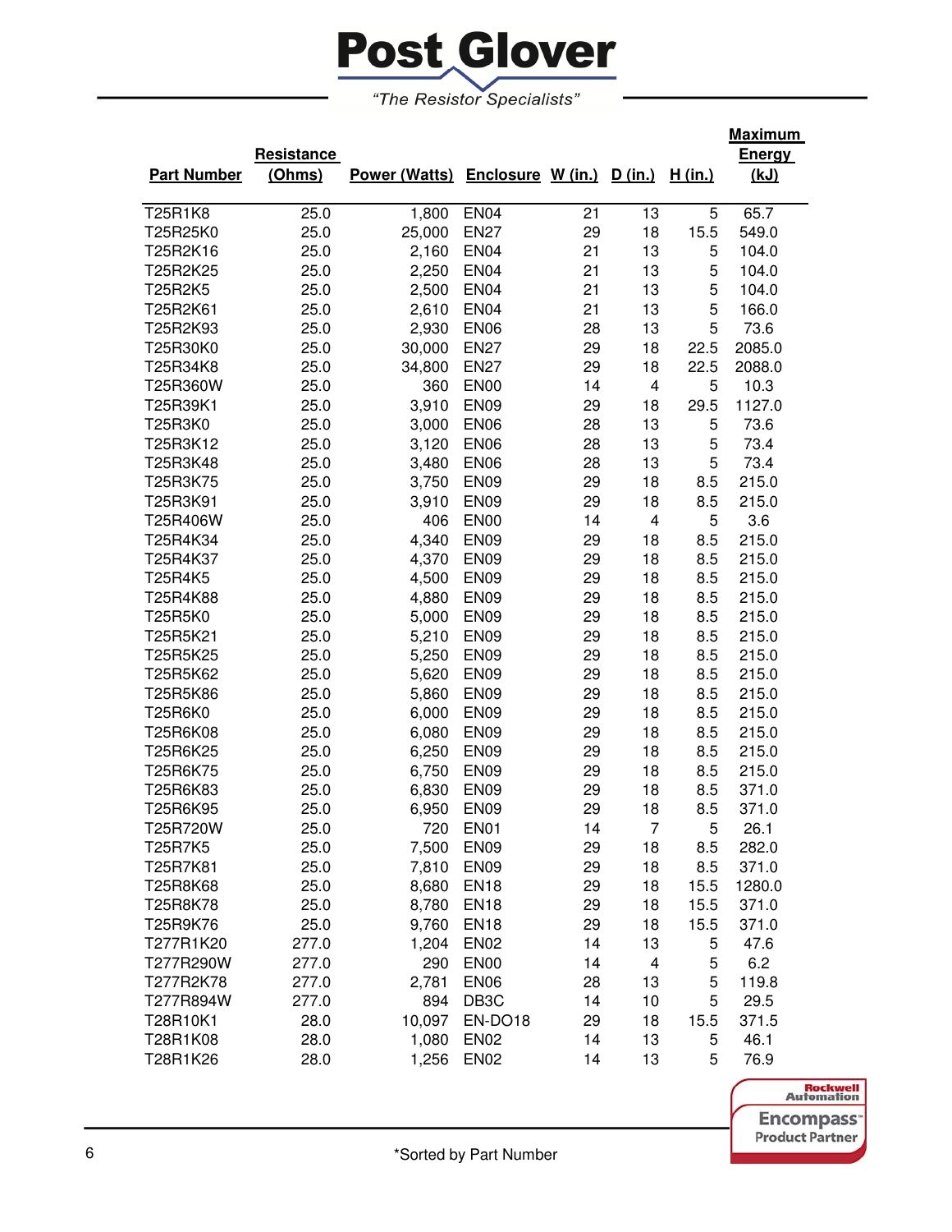# Post Glover

*"The Resistor Specialists"*

| Part Number | Resistance (Ohms) | Power (Watts) | Enclosure | W (in.) | D (in.) | H (in.) | Maximum Energy (kJ) |
|---|---|---|---|---|---|---|---|
| T25R1K8 | 25.0 | 1,800 | EN04 | 21 | 13 | 5 | 65.7 |
| T25R25K0 | 25.0 | 25,000 | EN27 | 29 | 18 | 15.5 | 549.0 |
| T25R2K16 | 25.0 | 2,160 | EN04 | 21 | 13 | 5 | 104.0 |
| T25R2K25 | 25.0 | 2,250 | EN04 | 21 | 13 | 5 | 104.0 |
| T25R2K5 | 25.0 | 2,500 | EN04 | 21 | 13 | 5 | 104.0 |
| T25R2K61 | 25.0 | 2,610 | EN04 | 21 | 13 | 5 | 166.0 |
| T25R2K93 | 25.0 | 2,930 | EN06 | 28 | 13 | 5 | 73.6 |
| T25R30K0 | 25.0 | 30,000 | EN27 | 29 | 18 | 22.5 | 2085.0 |
| T25R34K8 | 25.0 | 34,800 | EN27 | 29 | 18 | 22.5 | 2088.0 |
| T25R360W | 25.0 | 360 | EN00 | 14 | 4 | 5 | 10.3 |
| T25R39K1 | 25.0 | 3,910 | EN09 | 29 | 18 | 29.5 | 1127.0 |
| T25R3K0 | 25.0 | 3,000 | EN06 | 28 | 13 | 5 | 73.6 |
| T25R3K12 | 25.0 | 3,120 | EN06 | 28 | 13 | 5 | 73.4 |
| T25R3K48 | 25.0 | 3,480 | EN06 | 28 | 13 | 5 | 73.4 |
| T25R3K75 | 25.0 | 3,750 | EN09 | 29 | 18 | 8.5 | 215.0 |
| T25R3K91 | 25.0 | 3,910 | EN09 | 29 | 18 | 8.5 | 215.0 |
| T25R406W | 25.0 | 406 | EN00 | 14 | 4 | 5 | 3.6 |
| T25R4K34 | 25.0 | 4,340 | EN09 | 29 | 18 | 8.5 | 215.0 |
| T25R4K37 | 25.0 | 4,370 | EN09 | 29 | 18 | 8.5 | 215.0 |
| T25R4K5 | 25.0 | 4,500 | EN09 | 29 | 18 | 8.5 | 215.0 |
| T25R4K88 | 25.0 | 4,880 | EN09 | 29 | 18 | 8.5 | 215.0 |
| T25R5K0 | 25.0 | 5,000 | EN09 | 29 | 18 | 8.5 | 215.0 |
| T25R5K21 | 25.0 | 5,210 | EN09 | 29 | 18 | 8.5 | 215.0 |
| T25R5K25 | 25.0 | 5,250 | EN09 | 29 | 18 | 8.5 | 215.0 |
| T25R5K62 | 25.0 | 5,620 | EN09 | 29 | 18 | 8.5 | 215.0 |
| T25R5K86 | 25.0 | 5,860 | EN09 | 29 | 18 | 8.5 | 215.0 |
| T25R6K0 | 25.0 | 6,000 | EN09 | 29 | 18 | 8.5 | 215.0 |
| T25R6K08 | 25.0 | 6,080 | EN09 | 29 | 18 | 8.5 | 215.0 |
| T25R6K25 | 25.0 | 6,250 | EN09 | 29 | 18 | 8.5 | 215.0 |
| T25R6K75 | 25.0 | 6,750 | EN09 | 29 | 18 | 8.5 | 215.0 |
| T25R6K83 | 25.0 | 6,830 | EN09 | 29 | 18 | 8.5 | 371.0 |
| T25R6K95 | 25.0 | 6,950 | EN09 | 29 | 18 | 8.5 | 371.0 |
| T25R720W | 25.0 | 720 | EN01 | 14 | 7 | 5 | 26.1 |
| T25R7K5 | 25.0 | 7,500 | EN09 | 29 | 18 | 8.5 | 282.0 |
| T25R7K81 | 25.0 | 7,810 | EN09 | 29 | 18 | 8.5 | 371.0 |
| T25R8K68 | 25.0 | 8,680 | EN18 | 29 | 18 | 15.5 | 1280.0 |
| T25R8K78 | 25.0 | 8,780 | EN18 | 29 | 18 | 15.5 | 371.0 |
| T25R9K76 | 25.0 | 9,760 | EN18 | 29 | 18 | 15.5 | 371.0 |
| T277R1K20 | 277.0 | 1,204 | EN02 | 14 | 13 | 5 | 47.6 |
| T277R290W | 277.0 | 290 | EN00 | 14 | 4 | 5 | 6.2 |
| T277R2K78 | 277.0 | 2,781 | EN06 | 28 | 13 | 5 | 119.8 |
| T277R894W | 277.0 | 894 | DB3C | 14 | 10 | 5 | 29.5 |
| T28R10K1 | 28.0 | 10,097 | EN-DO18 | 29 | 18 | 15.5 | 371.5 |
| T28R1K08 | 28.0 | 1,080 | EN02 | 14 | 13 | 5 | 46.1 |
| T28R1K26 | 28.0 | 1,256 | EN02 | 14 | 13 | 5 | 76.9 |

Rockwell Automation Encompass Product Partner

*Sorted by Part Number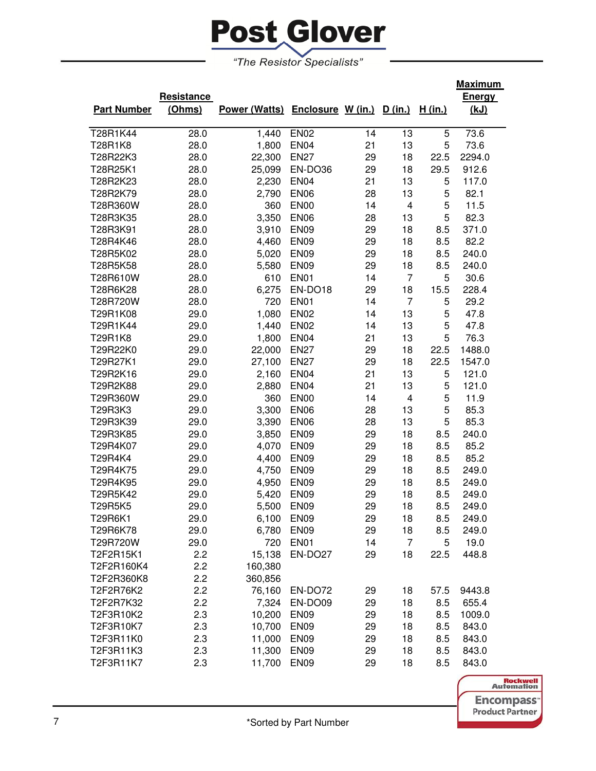# Post Glover

*"The Resistor Specialists"*

| Part Number | Resistance (Ohms) | Power (Watts) | Enclosure | W (in.) | D (in.) | H (in.) | Maximum Energy (kJ) |
|---|---|---|---|---|---|---|---|
| T28R1K44 | 28.0 | 1,440 | EN02 | 14 | 13 | 5 | 73.6 |
| T28R1K8 | 28.0 | 1,800 | EN04 | 21 | 13 | 5 | 73.6 |
| T28R22K3 | 28.0 | 22,300 | EN27 | 29 | 18 | 22.5 | 2294.0 |
| T28R25K1 | 28.0 | 25,099 | EN-DO36 | 29 | 18 | 29.5 | 912.6 |
| T28R2K23 | 28.0 | 2,230 | EN04 | 21 | 13 | 5 | 117.0 |
| T28R2K79 | 28.0 | 2,790 | EN06 | 28 | 13 | 5 | 82.1 |
| T28R360W | 28.0 | 360 | EN00 | 14 | 4 | 5 | 11.5 |
| T28R3K35 | 28.0 | 3,350 | EN06 | 28 | 13 | 5 | 82.3 |
| T28R3K91 | 28.0 | 3,910 | EN09 | 29 | 18 | 8.5 | 371.0 |
| T28R4K46 | 28.0 | 4,460 | EN09 | 29 | 18 | 8.5 | 82.2 |
| T28R5K02 | 28.0 | 5,020 | EN09 | 29 | 18 | 8.5 | 240.0 |
| T28R5K58 | 28.0 | 5,580 | EN09 | 29 | 18 | 8.5 | 240.0 |
| T28R610W | 28.0 | 610 | EN01 | 14 | 7 | 5 | 30.6 |
| T28R6K28 | 28.0 | 6,275 | EN-DO18 | 29 | 18 | 15.5 | 228.4 |
| T28R720W | 28.0 | 720 | EN01 | 14 | 7 | 5 | 29.2 |
| T29R1K08 | 29.0 | 1,080 | EN02 | 14 | 13 | 5 | 47.8 |
| T29R1K44 | 29.0 | 1,440 | EN02 | 14 | 13 | 5 | 47.8 |
| T29R1K8 | 29.0 | 1,800 | EN04 | 21 | 13 | 5 | 76.3 |
| T29R22K0 | 29.0 | 22,000 | EN27 | 29 | 18 | 22.5 | 1488.0 |
| T29R27K1 | 29.0 | 27,100 | EN27 | 29 | 18 | 22.5 | 1547.0 |
| T29R2K16 | 29.0 | 2,160 | EN04 | 21 | 13 | 5 | 121.0 |
| T29R2K88 | 29.0 | 2,880 | EN04 | 21 | 13 | 5 | 121.0 |
| T29R360W | 29.0 | 360 | EN00 | 14 | 4 | 5 | 11.9 |
| T29R3K3 | 29.0 | 3,300 | EN06 | 28 | 13 | 5 | 85.3 |
| T29R3K39 | 29.0 | 3,390 | EN06 | 28 | 13 | 5 | 85.3 |
| T29R3K85 | 29.0 | 3,850 | EN09 | 29 | 18 | 8.5 | 240.0 |
| T29R4K07 | 29.0 | 4,070 | EN09 | 29 | 18 | 8.5 | 85.2 |
| T29R4K4 | 29.0 | 4,400 | EN09 | 29 | 18 | 8.5 | 85.2 |
| T29R4K75 | 29.0 | 4,750 | EN09 | 29 | 18 | 8.5 | 249.0 |
| T29R4K95 | 29.0 | 4,950 | EN09 | 29 | 18 | 8.5 | 249.0 |
| T29R5K42 | 29.0 | 5,420 | EN09 | 29 | 18 | 8.5 | 249.0 |
| T29R5K5 | 29.0 | 5,500 | EN09 | 29 | 18 | 8.5 | 249.0 |
| T29R6K1 | 29.0 | 6,100 | EN09 | 29 | 18 | 8.5 | 249.0 |
| T29R6K78 | 29.0 | 6,780 | EN09 | 29 | 18 | 8.5 | 249.0 |
| T29R720W | 29.0 | 720 | EN01 | 14 | 7 | 5 | 19.0 |
| T2F2R15K1 | 2.2 | 15,138 | EN-DO27 | 29 | 18 | 22.5 | 448.8 |
| T2F2R160K4 | 2.2 | 160,380 | | | | | |
| T2F2R360K8 | 2.2 | 360,856 | | | | | |
| T2F2R76K2 | 2.2 | 76,160 | EN-DO72 | 29 | 18 | 57.5 | 9443.8 |
| T2F2R7K32 | 2.2 | 7,324 | EN-DO09 | 29 | 18 | 8.5 | 655.4 |
| T2F3R10K2 | 2.3 | 10,200 | EN09 | 29 | 18 | 8.5 | 1009.0 |
| T2F3R10K7 | 2.3 | 10,700 | EN09 | 29 | 18 | 8.5 | 843.0 |
| T2F3R11K0 | 2.3 | 11,000 | EN09 | 29 | 18 | 8.5 | 843.0 |
| T2F3R11K3 | 2.3 | 11,300 | EN09 | 29 | 18 | 8.5 | 843.0 |
| T2F3R11K7 | 2.3 | 11,700 | EN09 | 29 | 18 | 8.5 | 843.0 |

Rockwell Automation Encompass™ Product Partner

*Sorted by Part Number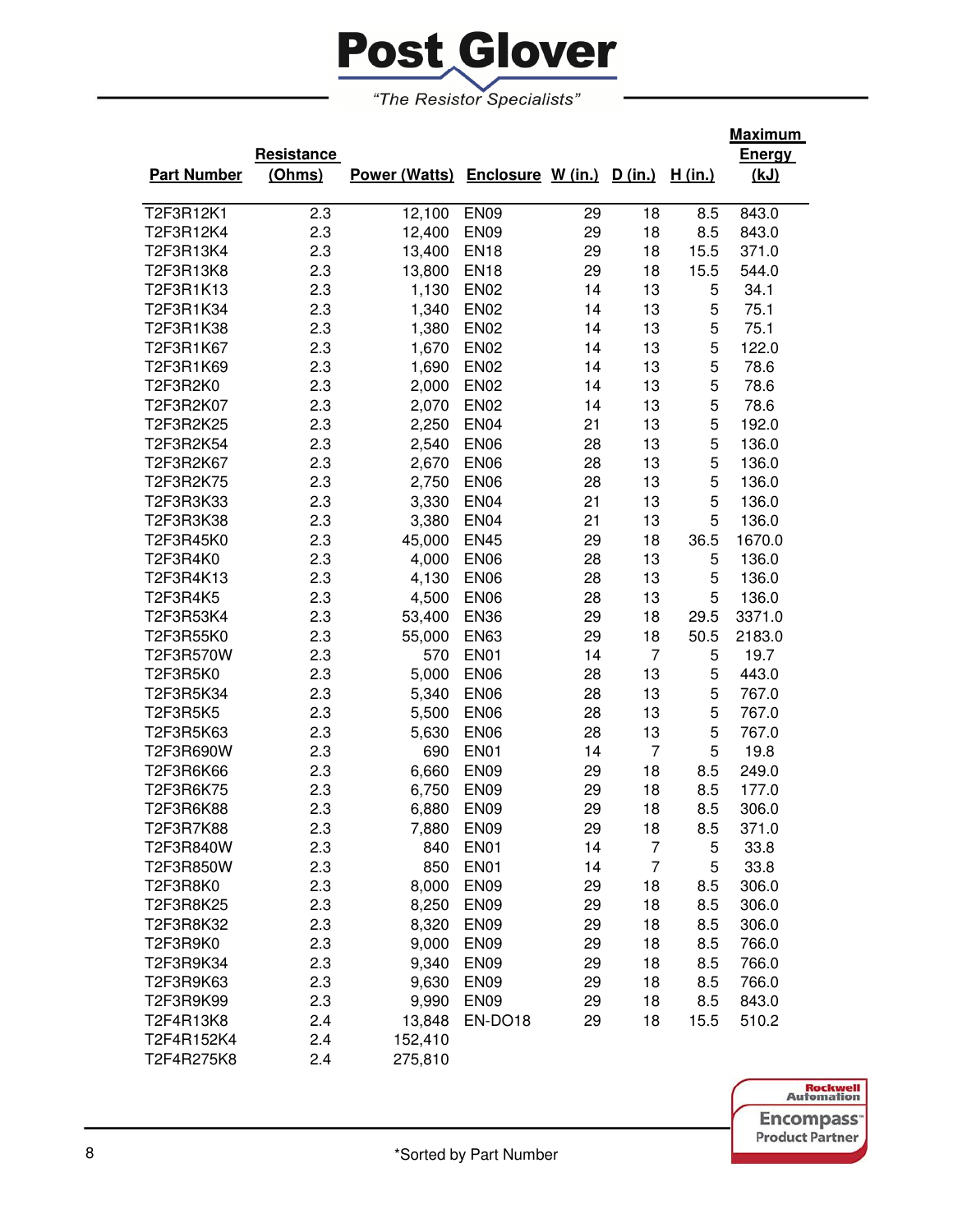# Post Glover

*"The Resistor Specialists"*

| Part Number | Resistance (Ohms) | Power (Watts) | Enclosure | W (in.) | D (in.) | H (in.) | Maximum Energy (kJ) |
|---|---|---|---|---|---|---|---|
| T2F3R12K1 | 2.3 | 12,100 | EN09 | 29 | 18 | 8.5 | 843.0 |
| T2F3R12K4 | 2.3 | 12,400 | EN09 | 29 | 18 | 8.5 | 843.0 |
| T2F3R13K4 | 2.3 | 13,400 | EN18 | 29 | 18 | 15.5 | 371.0 |
| T2F3R13K8 | 2.3 | 13,800 | EN18 | 29 | 18 | 15.5 | 544.0 |
| T2F3R1K13 | 2.3 | 1,130 | EN02 | 14 | 13 | 5 | 34.1 |
| T2F3R1K34 | 2.3 | 1,340 | EN02 | 14 | 13 | 5 | 75.1 |
| T2F3R1K38 | 2.3 | 1,380 | EN02 | 14 | 13 | 5 | 75.1 |
| T2F3R1K67 | 2.3 | 1,670 | EN02 | 14 | 13 | 5 | 122.0 |
| T2F3R1K69 | 2.3 | 1,690 | EN02 | 14 | 13 | 5 | 78.6 |
| T2F3R2K0 | 2.3 | 2,000 | EN02 | 14 | 13 | 5 | 78.6 |
| T2F3R2K07 | 2.3 | 2,070 | EN02 | 14 | 13 | 5 | 78.6 |
| T2F3R2K25 | 2.3 | 2,250 | EN04 | 21 | 13 | 5 | 192.0 |
| T2F3R2K54 | 2.3 | 2,540 | EN06 | 28 | 13 | 5 | 136.0 |
| T2F3R2K67 | 2.3 | 2,670 | EN06 | 28 | 13 | 5 | 136.0 |
| T2F3R2K75 | 2.3 | 2,750 | EN06 | 28 | 13 | 5 | 136.0 |
| T2F3R3K33 | 2.3 | 3,330 | EN04 | 21 | 13 | 5 | 136.0 |
| T2F3R3K38 | 2.3 | 3,380 | EN04 | 21 | 13 | 5 | 136.0 |
| T2F3R45K0 | 2.3 | 45,000 | EN45 | 29 | 18 | 36.5 | 1670.0 |
| T2F3R4K0 | 2.3 | 4,000 | EN06 | 28 | 13 | 5 | 136.0 |
| T2F3R4K13 | 2.3 | 4,130 | EN06 | 28 | 13 | 5 | 136.0 |
| T2F3R4K5 | 2.3 | 4,500 | EN06 | 28 | 13 | 5 | 136.0 |
| T2F3R53K4 | 2.3 | 53,400 | EN36 | 29 | 18 | 29.5 | 3371.0 |
| T2F3R55K0 | 2.3 | 55,000 | EN63 | 29 | 18 | 50.5 | 2183.0 |
| T2F3R570W | 2.3 | 570 | EN01 | 14 | 7 | 5 | 19.7 |
| T2F3R5K0 | 2.3 | 5,000 | EN06 | 28 | 13 | 5 | 443.0 |
| T2F3R5K34 | 2.3 | 5,340 | EN06 | 28 | 13 | 5 | 767.0 |
| T2F3R5K5 | 2.3 | 5,500 | EN06 | 28 | 13 | 5 | 767.0 |
| T2F3R5K63 | 2.3 | 5,630 | EN06 | 28 | 13 | 5 | 767.0 |
| T2F3R690W | 2.3 | 690 | EN01 | 14 | 7 | 5 | 19.8 |
| T2F3R6K66 | 2.3 | 6,660 | EN09 | 29 | 18 | 8.5 | 249.0 |
| T2F3R6K75 | 2.3 | 6,750 | EN09 | 29 | 18 | 8.5 | 177.0 |
| T2F3R6K88 | 2.3 | 6,880 | EN09 | 29 | 18 | 8.5 | 306.0 |
| T2F3R7K88 | 2.3 | 7,880 | EN09 | 29 | 18 | 8.5 | 371.0 |
| T2F3R840W | 2.3 | 840 | EN01 | 14 | 7 | 5 | 33.8 |
| T2F3R850W | 2.3 | 850 | EN01 | 14 | 7 | 5 | 33.8 |
| T2F3R8K0 | 2.3 | 8,000 | EN09 | 29 | 18 | 8.5 | 306.0 |
| T2F3R8K25 | 2.3 | 8,250 | EN09 | 29 | 18 | 8.5 | 306.0 |
| T2F3R8K32 | 2.3 | 8,320 | EN09 | 29 | 18 | 8.5 | 306.0 |
| T2F3R9K0 | 2.3 | 9,000 | EN09 | 29 | 18 | 8.5 | 766.0 |
| T2F3R9K34 | 2.3 | 9,340 | EN09 | 29 | 18 | 8.5 | 766.0 |
| T2F3R9K63 | 2.3 | 9,630 | EN09 | 29 | 18 | 8.5 | 766.0 |
| T2F3R9K99 | 2.3 | 9,990 | EN09 | 29 | 18 | 8.5 | 843.0 |
| T2F4R13K8 | 2.4 | 13,848 | EN-DO18 | 29 | 18 | 15.5 | 510.2 |
| T2F4R152K4 | 2.4 | 152,410 | | | | | |
| T2F4R275K8 | 2.4 | 275,810 | | | | | |

*Sorted by Part Number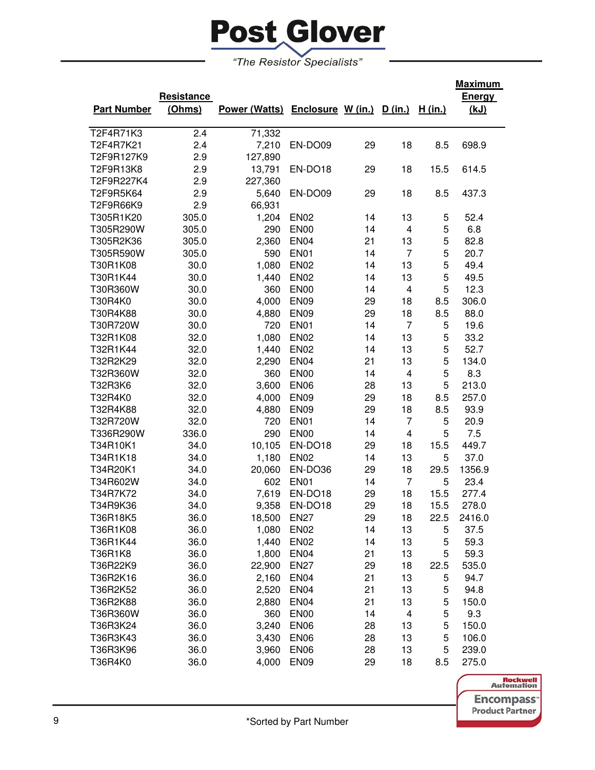# Post Glover

*"The Resistor Specialists"*

| Part Number | Resistance (Ohms) | Power (Watts) | Enclosure | W (in.) | D (in.) | H (in.) | Maximum Energy (kJ) |
|---|---|---|---|---|---|---|---|
| T2F4R71K3 | 2.4 | 71,332 | | | | | |
| T2F4R7K21 | 2.4 | 7,210 | EN-DO09 | 29 | 18 | 8.5 | 698.9 |
| T2F9R127K9 | 2.9 | 127,890 | | | | | |
| T2F9R13K8 | 2.9 | 13,791 | EN-DO18 | 29 | 18 | 15.5 | 614.5 |
| T2F9R227K4 | 2.9 | 227,360 | | | | | |
| T2F9R5K64 | 2.9 | 5,640 | EN-DO09 | 29 | 18 | 8.5 | 437.3 |
| T2F9R66K9 | 2.9 | 66,931 | | | | | |
| T305R1K20 | 305.0 | 1,204 | EN02 | 14 | 13 | 5 | 52.4 |
| T305R290W | 305.0 | 290 | EN00 | 14 | 4 | 5 | 6.8 |
| T305R2K36 | 305.0 | 2,360 | EN04 | 21 | 13 | 5 | 82.8 |
| T305R590W | 305.0 | 590 | EN01 | 14 | 7 | 5 | 20.7 |
| T30R1K08 | 30.0 | 1,080 | EN02 | 14 | 13 | 5 | 49.4 |
| T30R1K44 | 30.0 | 1,440 | EN02 | 14 | 13 | 5 | 49.5 |
| T30R360W | 30.0 | 360 | EN00 | 14 | 4 | 5 | 12.3 |
| T30R4K0 | 30.0 | 4,000 | EN09 | 29 | 18 | 8.5 | 306.0 |
| T30R4K88 | 30.0 | 4,880 | EN09 | 29 | 18 | 8.5 | 88.0 |
| T30R720W | 30.0 | 720 | EN01 | 14 | 7 | 5 | 19.6 |
| T32R1K08 | 32.0 | 1,080 | EN02 | 14 | 13 | 5 | 33.2 |
| T32R1K44 | 32.0 | 1,440 | EN02 | 14 | 13 | 5 | 52.7 |
| T32R2K29 | 32.0 | 2,290 | EN04 | 21 | 13 | 5 | 134.0 |
| T32R360W | 32.0 | 360 | EN00 | 14 | 4 | 5 | 8.3 |
| T32R3K6 | 32.0 | 3,600 | EN06 | 28 | 13 | 5 | 213.0 |
| T32R4K0 | 32.0 | 4,000 | EN09 | 29 | 18 | 8.5 | 257.0 |
| T32R4K88 | 32.0 | 4,880 | EN09 | 29 | 18 | 8.5 | 93.9 |
| T32R720W | 32.0 | 720 | EN01 | 14 | 7 | 5 | 20.9 |
| T336R290W | 336.0 | 290 | EN00 | 14 | 4 | 5 | 7.5 |
| T34R10K1 | 34.0 | 10,105 | EN-DO18 | 29 | 18 | 15.5 | 449.7 |
| T34R1K18 | 34.0 | 1,180 | EN02 | 14 | 13 | 5 | 37.0 |
| T34R20K1 | 34.0 | 20,060 | EN-DO36 | 29 | 18 | 29.5 | 1356.9 |
| T34R602W | 34.0 | 602 | EN01 | 14 | 7 | 5 | 23.4 |
| T34R7K72 | 34.0 | 7,619 | EN-DO18 | 29 | 18 | 15.5 | 277.4 |
| T34R9K36 | 34.0 | 9,358 | EN-DO18 | 29 | 18 | 15.5 | 278.0 |
| T36R18K5 | 36.0 | 18,500 | EN27 | 29 | 18 | 22.5 | 2416.0 |
| T36R1K08 | 36.0 | 1,080 | EN02 | 14 | 13 | 5 | 37.5 |
| T36R1K44 | 36.0 | 1,440 | EN02 | 14 | 13 | 5 | 59.3 |
| T36R1K8 | 36.0 | 1,800 | EN04 | 21 | 13 | 5 | 59.3 |
| T36R22K9 | 36.0 | 22,900 | EN27 | 29 | 18 | 22.5 | 535.0 |
| T36R2K16 | 36.0 | 2,160 | EN04 | 21 | 13 | 5 | 94.7 |
| T36R2K52 | 36.0 | 2,520 | EN04 | 21 | 13 | 5 | 94.8 |
| T36R2K88 | 36.0 | 2,880 | EN04 | 21 | 13 | 5 | 150.0 |
| T36R360W | 36.0 | 360 | EN00 | 14 | 4 | 5 | 9.3 |
| T36R3K24 | 36.0 | 3,240 | EN06 | 28 | 13 | 5 | 150.0 |
| T36R3K43 | 36.0 | 3,430 | EN06 | 28 | 13 | 5 | 106.0 |
| T36R3K96 | 36.0 | 3,960 | EN06 | 28 | 13 | 5 | 239.0 |
| T36R4K0 | 36.0 | 4,000 | EN09 | 29 | 18 | 8.5 | 275.0 |

Rockwell Automation Encompass™ Product Partner

*Sorted by Part Number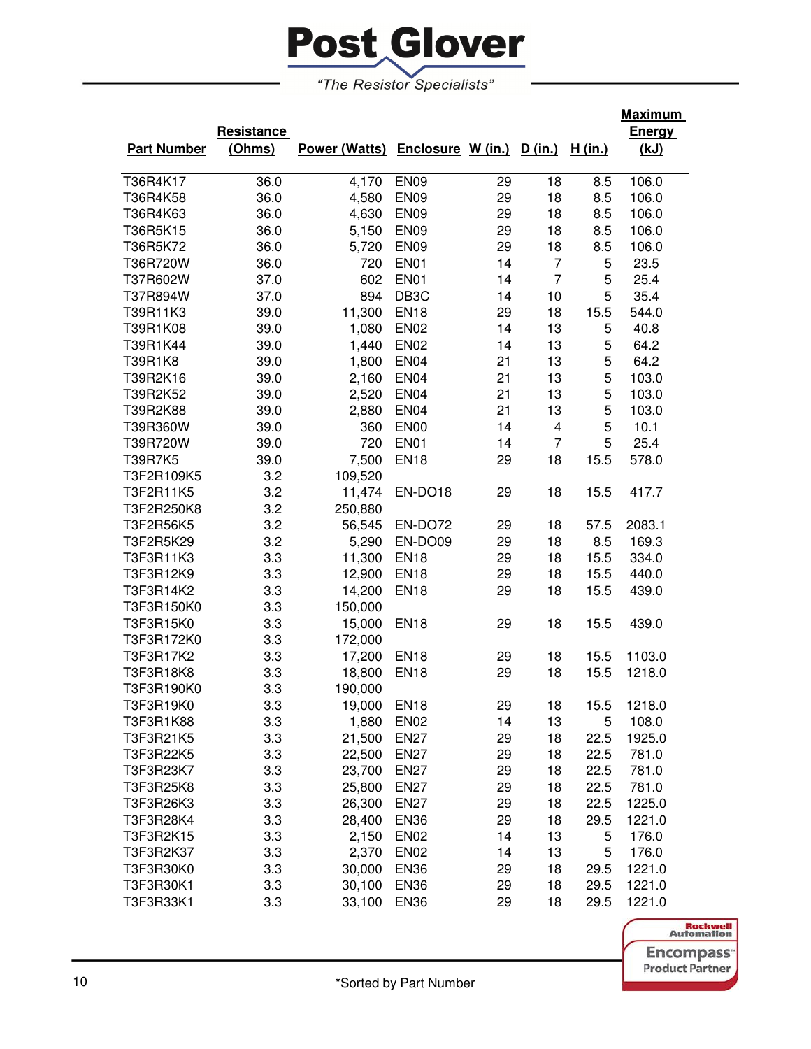# Post Glover

*"The Resistor Specialists"*

| Part Number | Resistance (Ohms) | Power (Watts) | Enclosure | W (in.) | D (in.) | H (in.) | Maximum Energy (kJ) |
|---|---|---|---|---|---|---|---|
| T36R4K17 | 36.0 | 4,170 | EN09 | 29 | 18 | 8.5 | 106.0 |
| T36R4K58 | 36.0 | 4,580 | EN09 | 29 | 18 | 8.5 | 106.0 |
| T36R4K63 | 36.0 | 4,630 | EN09 | 29 | 18 | 8.5 | 106.0 |
| T36R5K15 | 36.0 | 5,150 | EN09 | 29 | 18 | 8.5 | 106.0 |
| T36R5K72 | 36.0 | 5,720 | EN09 | 29 | 18 | 8.5 | 106.0 |
| T36R720W | 36.0 | 720 | EN01 | 14 | 7 | 5 | 23.5 |
| T37R602W | 37.0 | 602 | EN01 | 14 | 7 | 5 | 25.4 |
| T37R894W | 37.0 | 894 | DB3C | 14 | 10 | 5 | 35.4 |
| T39R11K3 | 39.0 | 11,300 | EN18 | 29 | 18 | 15.5 | 544.0 |
| T39R1K08 | 39.0 | 1,080 | EN02 | 14 | 13 | 5 | 40.8 |
| T39R1K44 | 39.0 | 1,440 | EN02 | 14 | 13 | 5 | 64.2 |
| T39R1K8 | 39.0 | 1,800 | EN04 | 21 | 13 | 5 | 64.2 |
| T39R2K16 | 39.0 | 2,160 | EN04 | 21 | 13 | 5 | 103.0 |
| T39R2K52 | 39.0 | 2,520 | EN04 | 21 | 13 | 5 | 103.0 |
| T39R2K88 | 39.0 | 2,880 | EN04 | 21 | 13 | 5 | 103.0 |
| T39R360W | 39.0 | 360 | EN00 | 14 | 4 | 5 | 10.1 |
| T39R720W | 39.0 | 720 | EN01 | 14 | 7 | 5 | 25.4 |
| T39R7K5 | 39.0 | 7,500 | EN18 | 29 | 18 | 15.5 | 578.0 |
| T3F2R109K5 | 3.2 | 109,520 | | | | | |
| T3F2R11K5 | 3.2 | 11,474 | EN-DO18 | 29 | 18 | 15.5 | 417.7 |
| T3F2R250K8 | 3.2 | 250,880 | | | | | |
| T3F2R56K5 | 3.2 | 56,545 | EN-DO72 | 29 | 18 | 57.5 | 2083.1 |
| T3F2R5K29 | 3.2 | 5,290 | EN-DO09 | 29 | 18 | 8.5 | 169.3 |
| T3F3R11K3 | 3.3 | 11,300 | EN18 | 29 | 18 | 15.5 | 334.0 |
| T3F3R12K9 | 3.3 | 12,900 | EN18 | 29 | 18 | 15.5 | 440.0 |
| T3F3R14K2 | 3.3 | 14,200 | EN18 | 29 | 18 | 15.5 | 439.0 |
| T3F3R150K0 | 3.3 | 150,000 | | | | | |
| T3F3R15K0 | 3.3 | 15,000 | EN18 | 29 | 18 | 15.5 | 439.0 |
| T3F3R172K0 | 3.3 | 172,000 | | | | | |
| T3F3R17K2 | 3.3 | 17,200 | EN18 | 29 | 18 | 15.5 | 1103.0 |
| T3F3R18K8 | 3.3 | 18,800 | EN18 | 29 | 18 | 15.5 | 1218.0 |
| T3F3R190K0 | 3.3 | 190,000 | | | | | |
| T3F3R19K0 | 3.3 | 19,000 | EN18 | 29 | 18 | 15.5 | 1218.0 |
| T3F3R1K88 | 3.3 | 1,880 | EN02 | 14 | 13 | 5 | 108.0 |
| T3F3R21K5 | 3.3 | 21,500 | EN27 | 29 | 18 | 22.5 | 1925.0 |
| T3F3R22K5 | 3.3 | 22,500 | EN27 | 29 | 18 | 22.5 | 781.0 |
| T3F3R23K7 | 3.3 | 23,700 | EN27 | 29 | 18 | 22.5 | 781.0 |
| T3F3R25K8 | 3.3 | 25,800 | EN27 | 29 | 18 | 22.5 | 781.0 |
| T3F3R26K3 | 3.3 | 26,300 | EN27 | 29 | 18 | 22.5 | 1225.0 |
| T3F3R28K4 | 3.3 | 28,400 | EN36 | 29 | 18 | 29.5 | 1221.0 |
| T3F3R2K15 | 3.3 | 2,150 | EN02 | 14 | 13 | 5 | 176.0 |
| T3F3R2K37 | 3.3 | 2,370 | EN02 | 14 | 13 | 5 | 176.0 |
| T3F3R30K0 | 3.3 | 30,000 | EN36 | 29 | 18 | 29.5 | 1221.0 |
| T3F3R30K1 | 3.3 | 30,100 | EN36 | 29 | 18 | 29.5 | 1221.0 |
| T3F3R33K1 | 3.3 | 33,100 | EN36 | 29 | 18 | 29.5 | 1221.0 |

*Sorted by Part Number

Rockwell Automation Encompass™ Product Partner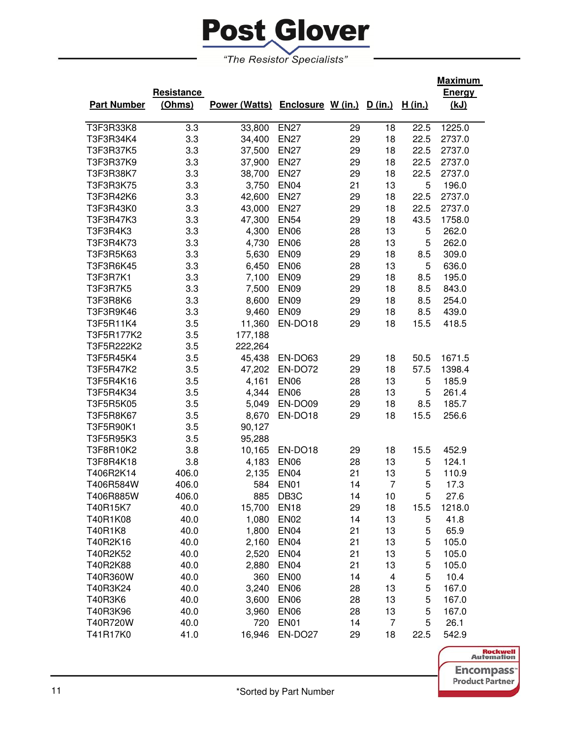# Post Glover

*"The Resistor Specialists"*

| Part Number | Resistance (Ohms) | Power (Watts) | Enclosure | W (in.) | D (in.) | H (in.) | Maximum Energy (kJ) |
|---|---|---|---|---|---|---|---|
| T3F3R33K8 | 3.3 | 33,800 | EN27 | 29 | 18 | 22.5 | 1225.0 |
| T3F3R34K4 | 3.3 | 34,400 | EN27 | 29 | 18 | 22.5 | 2737.0 |
| T3F3R37K5 | 3.3 | 37,500 | EN27 | 29 | 18 | 22.5 | 2737.0 |
| T3F3R37K9 | 3.3 | 37,900 | EN27 | 29 | 18 | 22.5 | 2737.0 |
| T3F3R38K7 | 3.3 | 38,700 | EN27 | 29 | 18 | 22.5 | 2737.0 |
| T3F3R3K75 | 3.3 | 3,750 | EN04 | 21 | 13 | 5 | 196.0 |
| T3F3R42K6 | 3.3 | 42,600 | EN27 | 29 | 18 | 22.5 | 2737.0 |
| T3F3R43K0 | 3.3 | 43,000 | EN27 | 29 | 18 | 22.5 | 2737.0 |
| T3F3R47K3 | 3.3 | 47,300 | EN54 | 29 | 18 | 43.5 | 1758.0 |
| T3F3R4K3 | 3.3 | 4,300 | EN06 | 28 | 13 | 5 | 262.0 |
| T3F3R4K73 | 3.3 | 4,730 | EN06 | 28 | 13 | 5 | 262.0 |
| T3F3R5K63 | 3.3 | 5,630 | EN09 | 29 | 18 | 8.5 | 309.0 |
| T3F3R6K45 | 3.3 | 6,450 | EN06 | 28 | 13 | 5 | 636.0 |
| T3F3R7K1 | 3.3 | 7,100 | EN09 | 29 | 18 | 8.5 | 195.0 |
| T3F3R7K5 | 3.3 | 7,500 | EN09 | 29 | 18 | 8.5 | 843.0 |
| T3F3R8K6 | 3.3 | 8,600 | EN09 | 29 | 18 | 8.5 | 254.0 |
| T3F3R9K46 | 3.3 | 9,460 | EN09 | 29 | 18 | 8.5 | 439.0 |
| T3F5R11K4 | 3.5 | 11,360 | EN-DO18 | 29 | 18 | 15.5 | 418.5 |
| T3F5R177K2 | 3.5 | 177,188 | | | | | |
| T3F5R222K2 | 3.5 | 222,264 | | | | | |
| T3F5R45K4 | 3.5 | 45,438 | EN-DO63 | 29 | 18 | 50.5 | 1671.5 |
| T3F5R47K2 | 3.5 | 47,202 | EN-DO72 | 29 | 18 | 57.5 | 1398.4 |
| T3F5R4K16 | 3.5 | 4,161 | EN06 | 28 | 13 | 5 | 185.9 |
| T3F5R4K34 | 3.5 | 4,344 | EN06 | 28 | 13 | 5 | 261.4 |
| T3F5R5K05 | 3.5 | 5,049 | EN-DO09 | 29 | 18 | 8.5 | 185.7 |
| T3F5R8K67 | 3.5 | 8,670 | EN-DO18 | 29 | 18 | 15.5 | 256.6 |
| T3F5R90K1 | 3.5 | 90,127 | | | | | |
| T3F5R95K3 | 3.5 | 95,288 | | | | | |
| T3F8R10K2 | 3.8 | 10,165 | EN-DO18 | 29 | 18 | 15.5 | 452.9 |
| T3F8R4K18 | 3.8 | 4,183 | EN06 | 28 | 13 | 5 | 124.1 |
| T406R2K14 | 406.0 | 2,135 | EN04 | 21 | 13 | 5 | 110.9 |
| T406R584W | 406.0 | 584 | EN01 | 14 | 7 | 5 | 17.3 |
| T406R885W | 406.0 | 885 | DB3C | 14 | 10 | 5 | 27.6 |
| T40R15K7 | 40.0 | 15,700 | EN18 | 29 | 18 | 15.5 | 1218.0 |
| T40R1K08 | 40.0 | 1,080 | EN02 | 14 | 13 | 5 | 41.8 |
| T40R1K8 | 40.0 | 1,800 | EN04 | 21 | 13 | 5 | 65.9 |
| T40R2K16 | 40.0 | 2,160 | EN04 | 21 | 13 | 5 | 105.0 |
| T40R2K52 | 40.0 | 2,520 | EN04 | 21 | 13 | 5 | 105.0 |
| T40R2K88 | 40.0 | 2,880 | EN04 | 21 | 13 | 5 | 105.0 |
| T40R360W | 40.0 | 360 | EN00 | 14 | 4 | 5 | 10.4 |
| T40R3K24 | 40.0 | 3,240 | EN06 | 28 | 13 | 5 | 167.0 |
| T40R3K6 | 40.0 | 3,600 | EN06 | 28 | 13 | 5 | 167.0 |
| T40R3K96 | 40.0 | 3,960 | EN06 | 28 | 13 | 5 | 167.0 |
| T40R720W | 40.0 | 720 | EN01 | 14 | 7 | 5 | 26.1 |
| T41R17K0 | 41.0 | 16,946 | EN-DO27 | 29 | 18 | 22.5 | 542.9 |

Rockwell Automation Encompass™ Product Partner

*Sorted by Part Number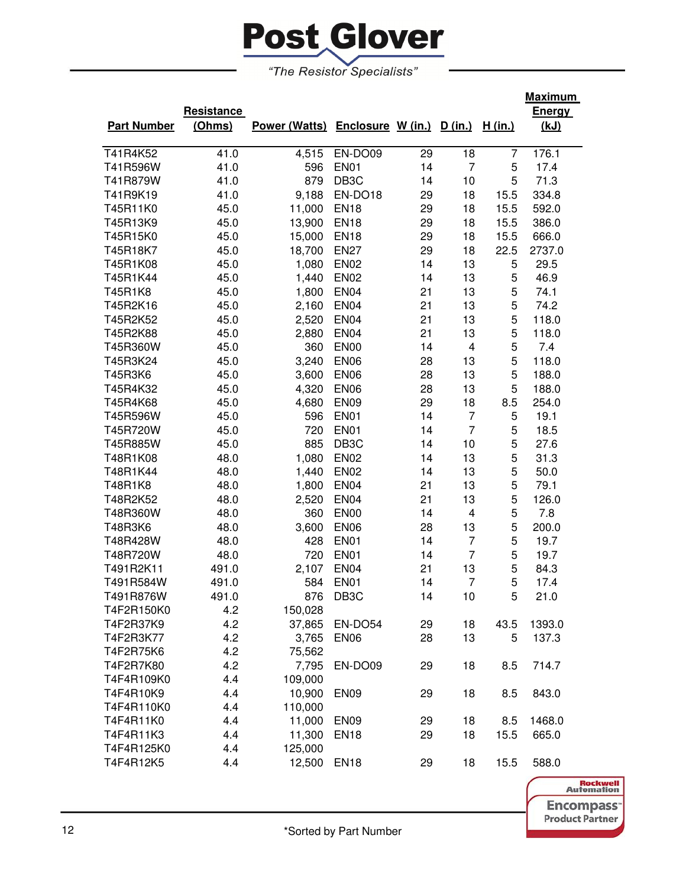# Post Glover

*"The Resistor Specialists"*

| Part Number | Resistance (Ohms) | Power (Watts) | Enclosure | W (in.) | D (in.) | H (in.) | Maximum Energy (kJ) |
|---|---|---|---|---|---|---|---|
| T41R4K52 | 41.0 | 4,515 | EN-DO09 | 29 | 18 | 7 | 176.1 |
| T41R596W | 41.0 | 596 | EN01 | 14 | 7 | 5 | 17.4 |
| T41R879W | 41.0 | 879 | DB3C | 14 | 10 | 5 | 71.3 |
| T41R9K19 | 41.0 | 9,188 | EN-DO18 | 29 | 18 | 15.5 | 334.8 |
| T45R11K0 | 45.0 | 11,000 | EN18 | 29 | 18 | 15.5 | 592.0 |
| T45R13K9 | 45.0 | 13,900 | EN18 | 29 | 18 | 15.5 | 386.0 |
| T45R15K0 | 45.0 | 15,000 | EN18 | 29 | 18 | 15.5 | 666.0 |
| T45R18K7 | 45.0 | 18,700 | EN27 | 29 | 18 | 22.5 | 2737.0 |
| T45R1K08 | 45.0 | 1,080 | EN02 | 14 | 13 | 5 | 29.5 |
| T45R1K44 | 45.0 | 1,440 | EN02 | 14 | 13 | 5 | 46.9 |
| T45R1K8 | 45.0 | 1,800 | EN04 | 21 | 13 | 5 | 74.1 |
| T45R2K16 | 45.0 | 2,160 | EN04 | 21 | 13 | 5 | 74.2 |
| T45R2K52 | 45.0 | 2,520 | EN04 | 21 | 13 | 5 | 118.0 |
| T45R2K88 | 45.0 | 2,880 | EN04 | 21 | 13 | 5 | 118.0 |
| T45R360W | 45.0 | 360 | EN00 | 14 | 4 | 5 | 7.4 |
| T45R3K24 | 45.0 | 3,240 | EN06 | 28 | 13 | 5 | 118.0 |
| T45R3K6 | 45.0 | 3,600 | EN06 | 28 | 13 | 5 | 188.0 |
| T45R4K32 | 45.0 | 4,320 | EN06 | 28 | 13 | 5 | 188.0 |
| T45R4K68 | 45.0 | 4,680 | EN09 | 29 | 18 | 8.5 | 254.0 |
| T45R596W | 45.0 | 596 | EN01 | 14 | 7 | 5 | 19.1 |
| T45R720W | 45.0 | 720 | EN01 | 14 | 7 | 5 | 18.5 |
| T45R885W | 45.0 | 885 | DB3C | 14 | 10 | 5 | 27.6 |
| T48R1K08 | 48.0 | 1,080 | EN02 | 14 | 13 | 5 | 31.3 |
| T48R1K44 | 48.0 | 1,440 | EN02 | 14 | 13 | 5 | 50.0 |
| T48R1K8 | 48.0 | 1,800 | EN04 | 21 | 13 | 5 | 79.1 |
| T48R2K52 | 48.0 | 2,520 | EN04 | 21 | 13 | 5 | 126.0 |
| T48R360W | 48.0 | 360 | EN00 | 14 | 4 | 5 | 7.8 |
| T48R3K6 | 48.0 | 3,600 | EN06 | 28 | 13 | 5 | 200.0 |
| T48R428W | 48.0 | 428 | EN01 | 14 | 7 | 5 | 19.7 |
| T48R720W | 48.0 | 720 | EN01 | 14 | 7 | 5 | 19.7 |
| T491R2K11 | 491.0 | 2,107 | EN04 | 21 | 13 | 5 | 84.3 |
| T491R584W | 491.0 | 584 | EN01 | 14 | 7 | 5 | 17.4 |
| T491R876W | 491.0 | 876 | DB3C | 14 | 10 | 5 | 21.0 |
| T4F2R150K0 | 4.2 | 150,028 | | | | | |
| T4F2R37K9 | 4.2 | 37,865 | EN-DO54 | 29 | 18 | 43.5 | 1393.0 |
| T4F2R3K77 | 4.2 | 3,765 | EN06 | 28 | 13 | 5 | 137.3 |
| T4F2R75K6 | 4.2 | 75,562 | | | | | |
| T4F2R7K80 | 4.2 | 7,795 | EN-DO09 | 29 | 18 | 8.5 | 714.7 |
| T4F4R109K0 | 4.4 | 109,000 | | | | | |
| T4F4R10K9 | 4.4 | 10,900 | EN09 | 29 | 18 | 8.5 | 843.0 |
| T4F4R110K0 | 4.4 | 110,000 | | | | | |
| T4F4R11K0 | 4.4 | 11,000 | EN09 | 29 | 18 | 8.5 | 1468.0 |
| T4F4R11K3 | 4.4 | 11,300 | EN18 | 29 | 18 | 15.5 | 665.0 |
| T4F4R125K0 | 4.4 | 125,000 | | | | | |
| T4F4R12K5 | 4.4 | 12,500 | EN18 | 29 | 18 | 15.5 | 588.0 |

Rockwell Automation Encompass™ Product Partner

*Sorted by Part Number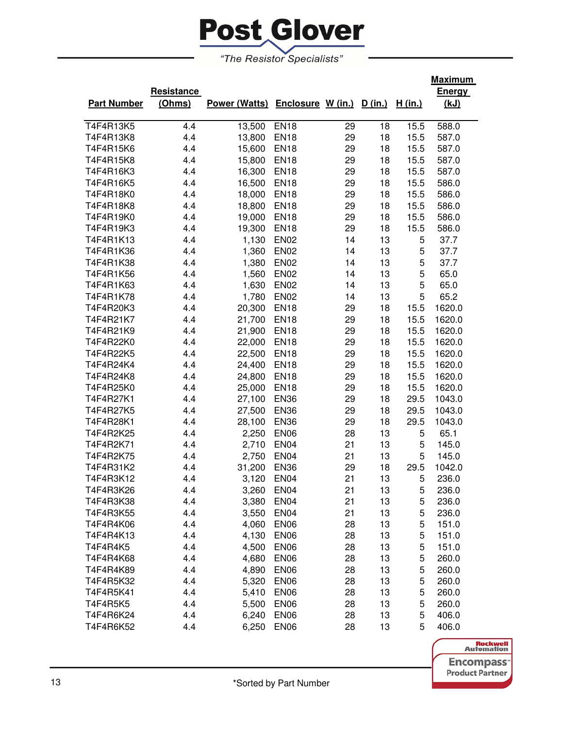# Post Glover

*"The Resistor Specialists"*

| Part Number | Resistance (Ohms) | Power (Watts) | Enclosure | W (in.) | D (in.) | H (in.) | Maximum Energy (kJ) |
|---|---|---|---|---|---|---|---|
| T4F4R13K5 | 4.4 | 13,500 | EN18 | 29 | 18 | 15.5 | 588.0 |
| T4F4R13K8 | 4.4 | 13,800 | EN18 | 29 | 18 | 15.5 | 587.0 |
| T4F4R15K6 | 4.4 | 15,600 | EN18 | 29 | 18 | 15.5 | 587.0 |
| T4F4R15K8 | 4.4 | 15,800 | EN18 | 29 | 18 | 15.5 | 587.0 |
| T4F4R16K3 | 4.4 | 16,300 | EN18 | 29 | 18 | 15.5 | 587.0 |
| T4F4R16K5 | 4.4 | 16,500 | EN18 | 29 | 18 | 15.5 | 586.0 |
| T4F4R18K0 | 4.4 | 18,000 | EN18 | 29 | 18 | 15.5 | 586.0 |
| T4F4R18K8 | 4.4 | 18,800 | EN18 | 29 | 18 | 15.5 | 586.0 |
| T4F4R19K0 | 4.4 | 19,000 | EN18 | 29 | 18 | 15.5 | 586.0 |
| T4F4R19K3 | 4.4 | 19,300 | EN18 | 29 | 18 | 15.5 | 586.0 |
| T4F4R1K13 | 4.4 | 1,130 | EN02 | 14 | 13 | 5 | 37.7 |
| T4F4R1K36 | 4.4 | 1,360 | EN02 | 14 | 13 | 5 | 37.7 |
| T4F4R1K38 | 4.4 | 1,380 | EN02 | 14 | 13 | 5 | 37.7 |
| T4F4R1K56 | 4.4 | 1,560 | EN02 | 14 | 13 | 5 | 65.0 |
| T4F4R1K63 | 4.4 | 1,630 | EN02 | 14 | 13 | 5 | 65.0 |
| T4F4R1K78 | 4.4 | 1,780 | EN02 | 14 | 13 | 5 | 65.2 |
| T4F4R20K3 | 4.4 | 20,300 | EN18 | 29 | 18 | 15.5 | 1620.0 |
| T4F4R21K7 | 4.4 | 21,700 | EN18 | 29 | 18 | 15.5 | 1620.0 |
| T4F4R21K9 | 4.4 | 21,900 | EN18 | 29 | 18 | 15.5 | 1620.0 |
| T4F4R22K0 | 4.4 | 22,000 | EN18 | 29 | 18 | 15.5 | 1620.0 |
| T4F4R22K5 | 4.4 | 22,500 | EN18 | 29 | 18 | 15.5 | 1620.0 |
| T4F4R24K4 | 4.4 | 24,400 | EN18 | 29 | 18 | 15.5 | 1620.0 |
| T4F4R24K8 | 4.4 | 24,800 | EN18 | 29 | 18 | 15.5 | 1620.0 |
| T4F4R25K0 | 4.4 | 25,000 | EN18 | 29 | 18 | 15.5 | 1620.0 |
| T4F4R27K1 | 4.4 | 27,100 | EN36 | 29 | 18 | 29.5 | 1043.0 |
| T4F4R27K5 | 4.4 | 27,500 | EN36 | 29 | 18 | 29.5 | 1043.0 |
| T4F4R28K1 | 4.4 | 28,100 | EN36 | 29 | 18 | 29.5 | 1043.0 |
| T4F4R2K25 | 4.4 | 2,250 | EN06 | 28 | 13 | 5 | 65.1 |
| T4F4R2K71 | 4.4 | 2,710 | EN04 | 21 | 13 | 5 | 145.0 |
| T4F4R2K75 | 4.4 | 2,750 | EN04 | 21 | 13 | 5 | 145.0 |
| T4F4R31K2 | 4.4 | 31,200 | EN36 | 29 | 18 | 29.5 | 1042.0 |
| T4F4R3K12 | 4.4 | 3,120 | EN04 | 21 | 13 | 5 | 236.0 |
| T4F4R3K26 | 4.4 | 3,260 | EN04 | 21 | 13 | 5 | 236.0 |
| T4F4R3K38 | 4.4 | 3,380 | EN04 | 21 | 13 | 5 | 236.0 |
| T4F4R3K55 | 4.4 | 3,550 | EN04 | 21 | 13 | 5 | 236.0 |
| T4F4R4K06 | 4.4 | 4,060 | EN06 | 28 | 13 | 5 | 151.0 |
| T4F4R4K13 | 4.4 | 4,130 | EN06 | 28 | 13 | 5 | 151.0 |
| T4F4R4K5 | 4.4 | 4,500 | EN06 | 28 | 13 | 5 | 151.0 |
| T4F4R4K68 | 4.4 | 4,680 | EN06 | 28 | 13 | 5 | 260.0 |
| T4F4R4K89 | 4.4 | 4,890 | EN06 | 28 | 13 | 5 | 260.0 |
| T4F4R5K32 | 4.4 | 5,320 | EN06 | 28 | 13 | 5 | 260.0 |
| T4F4R5K41 | 4.4 | 5,410 | EN06 | 28 | 13 | 5 | 260.0 |
| T4F4R5K5 | 4.4 | 5,500 | EN06 | 28 | 13 | 5 | 260.0 |
| T4F4R6K24 | 4.4 | 6,240 | EN06 | 28 | 13 | 5 | 406.0 |
| T4F4R6K52 | 4.4 | 6,250 | EN06 | 28 | 13 | 5 | 406.0 |

Rockwell Automation Encompass™ Product Partner

*Sorted by Part Number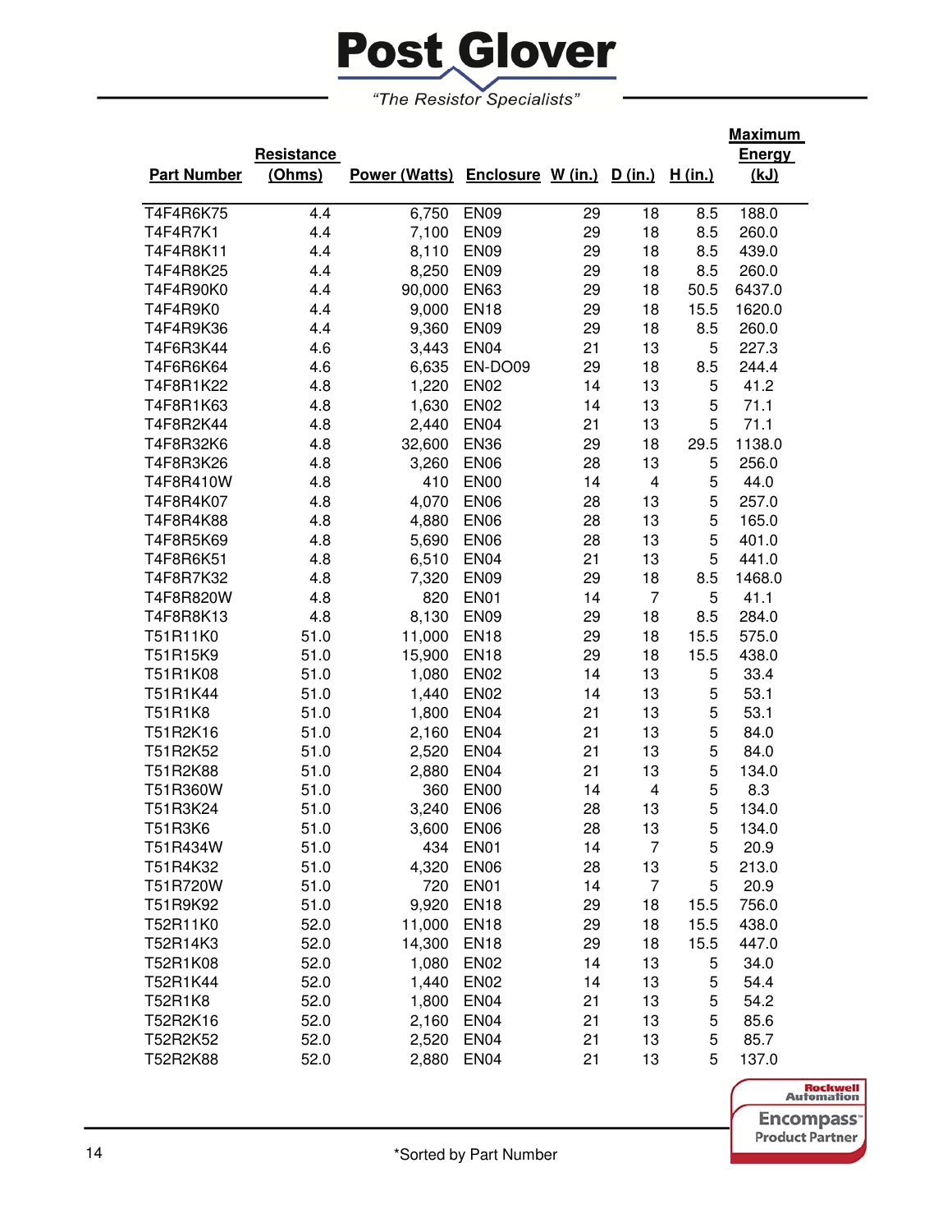# Post Glover

*"The Resistor Specialists"*

| Part Number | Resistance (Ohms) | Power (Watts) | Enclosure | W (in.) | D (in.) | H (in.) | Maximum Energy (kJ) |
|---|---|---|---|---|---|---|---|
| T4F4R6K75 | 4.4 | 6,750 | EN09 | 29 | 18 | 8.5 | 188.0 |
| T4F4R7K1 | 4.4 | 7,100 | EN09 | 29 | 18 | 8.5 | 260.0 |
| T4F4R8K11 | 4.4 | 8,110 | EN09 | 29 | 18 | 8.5 | 439.0 |
| T4F4R8K25 | 4.4 | 8,250 | EN09 | 29 | 18 | 8.5 | 260.0 |
| T4F4R90K0 | 4.4 | 90,000 | EN63 | 29 | 18 | 50.5 | 6437.0 |
| T4F4R9K0 | 4.4 | 9,000 | EN18 | 29 | 18 | 15.5 | 1620.0 |
| T4F4R9K36 | 4.4 | 9,360 | EN09 | 29 | 18 | 8.5 | 260.0 |
| T4F6R3K44 | 4.6 | 3,443 | EN04 | 21 | 13 | 5 | 227.3 |
| T4F6R6K64 | 4.6 | 6,635 | EN-DO09 | 29 | 18 | 8.5 | 244.4 |
| T4F8R1K22 | 4.8 | 1,220 | EN02 | 14 | 13 | 5 | 41.2 |
| T4F8R1K63 | 4.8 | 1,630 | EN02 | 14 | 13 | 5 | 71.1 |
| T4F8R2K44 | 4.8 | 2,440 | EN04 | 21 | 13 | 5 | 71.1 |
| T4F8R32K6 | 4.8 | 32,600 | EN36 | 29 | 18 | 29.5 | 1138.0 |
| T4F8R3K26 | 4.8 | 3,260 | EN06 | 28 | 13 | 5 | 256.0 |
| T4F8R410W | 4.8 | 410 | EN00 | 14 | 4 | 5 | 44.0 |
| T4F8R4K07 | 4.8 | 4,070 | EN06 | 28 | 13 | 5 | 257.0 |
| T4F8R4K88 | 4.8 | 4,880 | EN06 | 28 | 13 | 5 | 165.0 |
| T4F8R5K69 | 4.8 | 5,690 | EN06 | 28 | 13 | 5 | 401.0 |
| T4F8R6K51 | 4.8 | 6,510 | EN04 | 21 | 13 | 5 | 441.0 |
| T4F8R7K32 | 4.8 | 7,320 | EN09 | 29 | 18 | 8.5 | 1468.0 |
| T4F8R820W | 4.8 | 820 | EN01 | 14 | 7 | 5 | 41.1 |
| T4F8R8K13 | 4.8 | 8,130 | EN09 | 29 | 18 | 8.5 | 284.0 |
| T51R11K0 | 51.0 | 11,000 | EN18 | 29 | 18 | 15.5 | 575.0 |
| T51R15K9 | 51.0 | 15,900 | EN18 | 29 | 18 | 15.5 | 438.0 |
| T51R1K08 | 51.0 | 1,080 | EN02 | 14 | 13 | 5 | 33.4 |
| T51R1K44 | 51.0 | 1,440 | EN02 | 14 | 13 | 5 | 53.1 |
| T51R1K8 | 51.0 | 1,800 | EN04 | 21 | 13 | 5 | 53.1 |
| T51R2K16 | 51.0 | 2,160 | EN04 | 21 | 13 | 5 | 84.0 |
| T51R2K52 | 51.0 | 2,520 | EN04 | 21 | 13 | 5 | 84.0 |
| T51R2K88 | 51.0 | 2,880 | EN04 | 21 | 13 | 5 | 134.0 |
| T51R360W | 51.0 | 360 | EN00 | 14 | 4 | 5 | 8.3 |
| T51R3K24 | 51.0 | 3,240 | EN06 | 28 | 13 | 5 | 134.0 |
| T51R3K6 | 51.0 | 3,600 | EN06 | 28 | 13 | 5 | 134.0 |
| T51R434W | 51.0 | 434 | EN01 | 14 | 7 | 5 | 20.9 |
| T51R4K32 | 51.0 | 4,320 | EN06 | 28 | 13 | 5 | 213.0 |
| T51R720W | 51.0 | 720 | EN01 | 14 | 7 | 5 | 20.9 |
| T51R9K92 | 51.0 | 9,920 | EN18 | 29 | 18 | 15.5 | 756.0 |
| T52R11K0 | 52.0 | 11,000 | EN18 | 29 | 18 | 15.5 | 438.0 |
| T52R14K3 | 52.0 | 14,300 | EN18 | 29 | 18 | 15.5 | 447.0 |
| T52R1K08 | 52.0 | 1,080 | EN02 | 14 | 13 | 5 | 34.0 |
| T52R1K44 | 52.0 | 1,440 | EN02 | 14 | 13 | 5 | 54.4 |
| T52R1K8 | 52.0 | 1,800 | EN04 | 21 | 13 | 5 | 54.2 |
| T52R2K16 | 52.0 | 2,160 | EN04 | 21 | 13 | 5 | 85.6 |
| T52R2K52 | 52.0 | 2,520 | EN04 | 21 | 13 | 5 | 85.7 |
| T52R2K88 | 52.0 | 2,880 | EN04 | 21 | 13 | 5 | 137.0 |

*Sorted by Part Number

Rockwell Automation Encompass™ Product Partner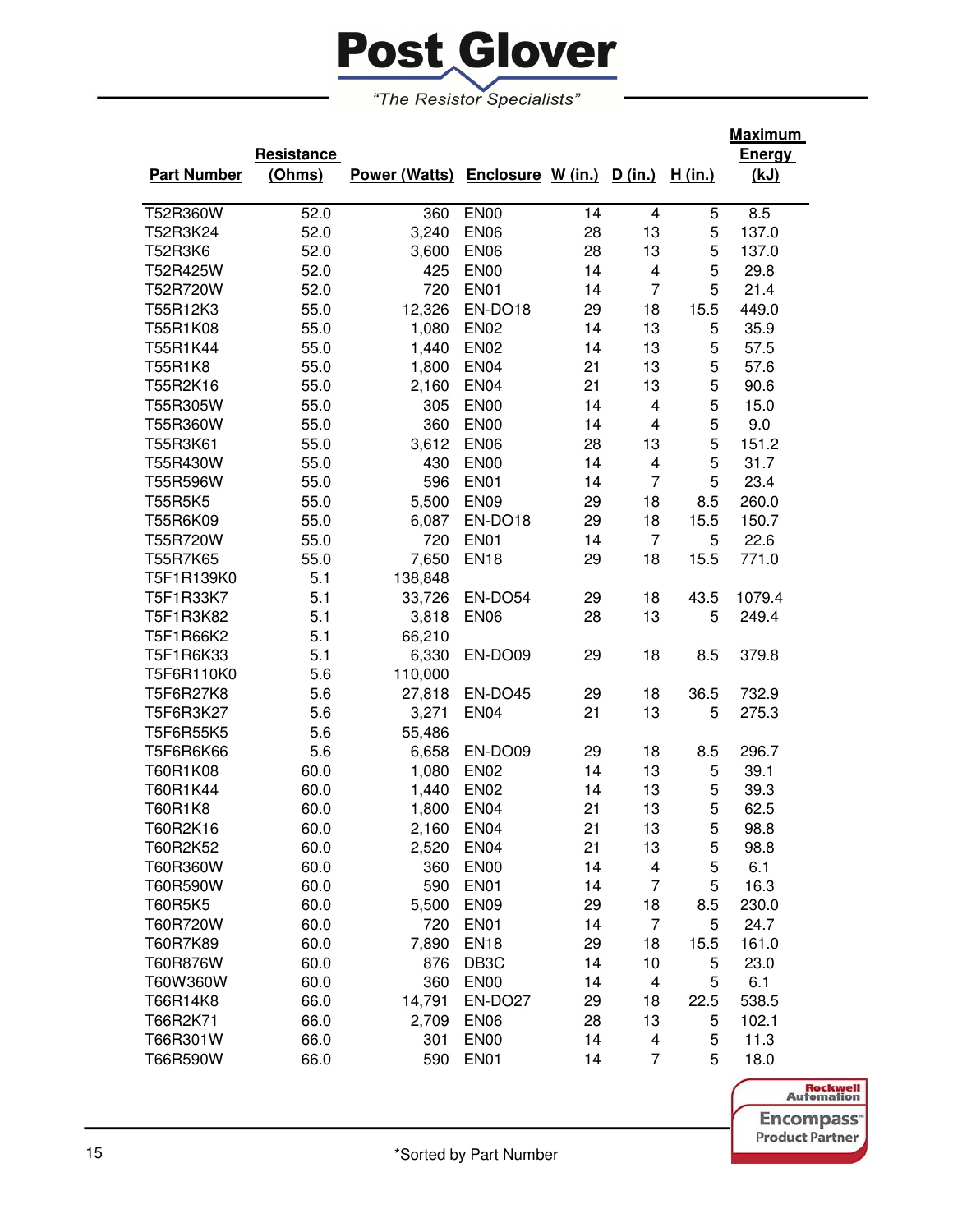# Post Glover

*"The Resistor Specialists"*

| Part Number | Resistance (Ohms) | Power (Watts) | Enclosure | W (in.) | D (in.) | H (in.) | Maximum Energy (kJ) |
|---|---|---|---|---|---|---|---|
| T52R360W | 52.0 | 360 | EN00 | 14 | 4 | 5 | 8.5 |
| T52R3K24 | 52.0 | 3,240 | EN06 | 28 | 13 | 5 | 137.0 |
| T52R3K6 | 52.0 | 3,600 | EN06 | 28 | 13 | 5 | 137.0 |
| T52R425W | 52.0 | 425 | EN00 | 14 | 4 | 5 | 29.8 |
| T52R720W | 52.0 | 720 | EN01 | 14 | 7 | 5 | 21.4 |
| T55R12K3 | 55.0 | 12,326 | EN-DO18 | 29 | 18 | 15.5 | 449.0 |
| T55R1K08 | 55.0 | 1,080 | EN02 | 14 | 13 | 5 | 35.9 |
| T55R1K44 | 55.0 | 1,440 | EN02 | 14 | 13 | 5 | 57.5 |
| T55R1K8 | 55.0 | 1,800 | EN04 | 21 | 13 | 5 | 57.6 |
| T55R2K16 | 55.0 | 2,160 | EN04 | 21 | 13 | 5 | 90.6 |
| T55R305W | 55.0 | 305 | EN00 | 14 | 4 | 5 | 15.0 |
| T55R360W | 55.0 | 360 | EN00 | 14 | 4 | 5 | 9.0 |
| T55R3K61 | 55.0 | 3,612 | EN06 | 28 | 13 | 5 | 151.2 |
| T55R430W | 55.0 | 430 | EN00 | 14 | 4 | 5 | 31.7 |
| T55R596W | 55.0 | 596 | EN01 | 14 | 7 | 5 | 23.4 |
| T55R5K5 | 55.0 | 5,500 | EN09 | 29 | 18 | 8.5 | 260.0 |
| T55R6K09 | 55.0 | 6,087 | EN-DO18 | 29 | 18 | 15.5 | 150.7 |
| T55R720W | 55.0 | 720 | EN01 | 14 | 7 | 5 | 22.6 |
| T55R7K65 | 55.0 | 7,650 | EN18 | 29 | 18 | 15.5 | 771.0 |
| T5F1R139K0 | 5.1 | 138,848 | | | | | |
| T5F1R33K7 | 5.1 | 33,726 | EN-DO54 | 29 | 18 | 43.5 | 1079.4 |
| T5F1R3K82 | 5.1 | 3,818 | EN06 | 28 | 13 | 5 | 249.4 |
| T5F1R66K2 | 5.1 | 66,210 | | | | | |
| T5F1R6K33 | 5.1 | 6,330 | EN-DO09 | 29 | 18 | 8.5 | 379.8 |
| T5F6R110K0 | 5.6 | 110,000 | | | | | |
| T5F6R27K8 | 5.6 | 27,818 | EN-DO45 | 29 | 18 | 36.5 | 732.9 |
| T5F6R3K27 | 5.6 | 3,271 | EN04 | 21 | 13 | 5 | 275.3 |
| T5F6R55K5 | 5.6 | 55,486 | | | | | |
| T5F6R6K66 | 5.6 | 6,658 | EN-DO09 | 29 | 18 | 8.5 | 296.7 |
| T60R1K08 | 60.0 | 1,080 | EN02 | 14 | 13 | 5 | 39.1 |
| T60R1K44 | 60.0 | 1,440 | EN02 | 14 | 13 | 5 | 39.3 |
| T60R1K8 | 60.0 | 1,800 | EN04 | 21 | 13 | 5 | 62.5 |
| T60R2K16 | 60.0 | 2,160 | EN04 | 21 | 13 | 5 | 98.8 |
| T60R2K52 | 60.0 | 2,520 | EN04 | 21 | 13 | 5 | 98.8 |
| T60R360W | 60.0 | 360 | EN00 | 14 | 4 | 5 | 6.1 |
| T60R590W | 60.0 | 590 | EN01 | 14 | 7 | 5 | 16.3 |
| T60R5K5 | 60.0 | 5,500 | EN09 | 29 | 18 | 8.5 | 230.0 |
| T60R720W | 60.0 | 720 | EN01 | 14 | 7 | 5 | 24.7 |
| T60R7K89 | 60.0 | 7,890 | EN18 | 29 | 18 | 15.5 | 161.0 |
| T60R876W | 60.0 | 876 | DB3C | 14 | 10 | 5 | 23.0 |
| T60W360W | 60.0 | 360 | EN00 | 14 | 4 | 5 | 6.1 |
| T66R14K8 | 66.0 | 14,791 | EN-DO27 | 29 | 18 | 22.5 | 538.5 |
| T66R2K71 | 66.0 | 2,709 | EN06 | 28 | 13 | 5 | 102.1 |
| T66R301W | 66.0 | 301 | EN00 | 14 | 4 | 5 | 11.3 |
| T66R590W | 66.0 | 590 | EN01 | 14 | 7 | 5 | 18.0 |

*Sorted by Part Number

Rockwell Automation Encompass™ Product Partner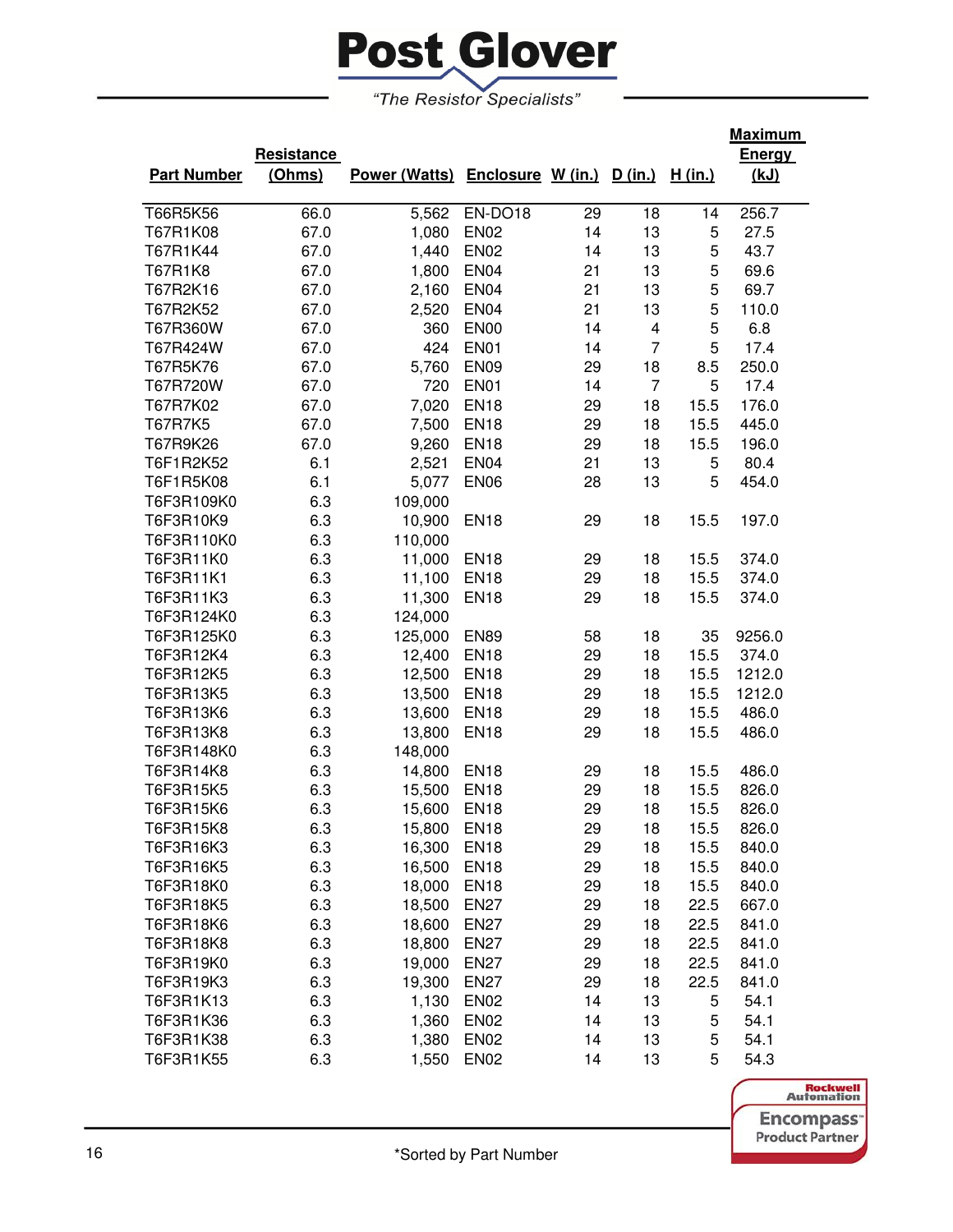# Post Glover

*"The Resistor Specialists"*

| Part Number | Resistance (Ohms) | Power (Watts) | Enclosure | W (in.) | D (in.) | H (in.) | Maximum Energy (kJ) |
|---|---|---|---|---|---|---|---|
| T66R5K56 | 66.0 | 5,562 | EN-DO18 | 29 | 18 | 14 | 256.7 |
| T67R1K08 | 67.0 | 1,080 | EN02 | 14 | 13 | 5 | 27.5 |
| T67R1K44 | 67.0 | 1,440 | EN02 | 14 | 13 | 5 | 43.7 |
| T67R1K8 | 67.0 | 1,800 | EN04 | 21 | 13 | 5 | 69.6 |
| T67R2K16 | 67.0 | 2,160 | EN04 | 21 | 13 | 5 | 69.7 |
| T67R2K52 | 67.0 | 2,520 | EN04 | 21 | 13 | 5 | 110.0 |
| T67R360W | 67.0 | 360 | EN00 | 14 | 4 | 5 | 6.8 |
| T67R424W | 67.0 | 424 | EN01 | 14 | 7 | 5 | 17.4 |
| T67R5K76 | 67.0 | 5,760 | EN09 | 29 | 18 | 8.5 | 250.0 |
| T67R720W | 67.0 | 720 | EN01 | 14 | 7 | 5 | 17.4 |
| T67R7K02 | 67.0 | 7,020 | EN18 | 29 | 18 | 15.5 | 176.0 |
| T67R7K5 | 67.0 | 7,500 | EN18 | 29 | 18 | 15.5 | 445.0 |
| T67R9K26 | 67.0 | 9,260 | EN18 | 29 | 18 | 15.5 | 196.0 |
| T6F1R2K52 | 6.1 | 2,521 | EN04 | 21 | 13 | 5 | 80.4 |
| T6F1R5K08 | 6.1 | 5,077 | EN06 | 28 | 13 | 5 | 454.0 |
| T6F3R109K0 | 6.3 | 109,000 | | | | | |
| T6F3R10K9 | 6.3 | 10,900 | EN18 | 29 | 18 | 15.5 | 197.0 |
| T6F3R110K0 | 6.3 | 110,000 | | | | | |
| T6F3R11K0 | 6.3 | 11,000 | EN18 | 29 | 18 | 15.5 | 374.0 |
| T6F3R11K1 | 6.3 | 11,100 | EN18 | 29 | 18 | 15.5 | 374.0 |
| T6F3R11K3 | 6.3 | 11,300 | EN18 | 29 | 18 | 15.5 | 374.0 |
| T6F3R124K0 | 6.3 | 124,000 | | | | | |
| T6F3R125K0 | 6.3 | 125,000 | EN89 | 58 | 18 | 35 | 9256.0 |
| T6F3R12K4 | 6.3 | 12,400 | EN18 | 29 | 18 | 15.5 | 374.0 |
| T6F3R12K5 | 6.3 | 12,500 | EN18 | 29 | 18 | 15.5 | 1212.0 |
| T6F3R13K5 | 6.3 | 13,500 | EN18 | 29 | 18 | 15.5 | 1212.0 |
| T6F3R13K6 | 6.3 | 13,600 | EN18 | 29 | 18 | 15.5 | 486.0 |
| T6F3R13K8 | 6.3 | 13,800 | EN18 | 29 | 18 | 15.5 | 486.0 |
| T6F3R148K0 | 6.3 | 148,000 | | | | | |
| T6F3R14K8 | 6.3 | 14,800 | EN18 | 29 | 18 | 15.5 | 486.0 |
| T6F3R15K5 | 6.3 | 15,500 | EN18 | 29 | 18 | 15.5 | 826.0 |
| T6F3R15K6 | 6.3 | 15,600 | EN18 | 29 | 18 | 15.5 | 826.0 |
| T6F3R15K8 | 6.3 | 15,800 | EN18 | 29 | 18 | 15.5 | 826.0 |
| T6F3R16K3 | 6.3 | 16,300 | EN18 | 29 | 18 | 15.5 | 840.0 |
| T6F3R16K5 | 6.3 | 16,500 | EN18 | 29 | 18 | 15.5 | 840.0 |
| T6F3R18K0 | 6.3 | 18,000 | EN18 | 29 | 18 | 15.5 | 840.0 |
| T6F3R18K5 | 6.3 | 18,500 | EN27 | 29 | 18 | 22.5 | 667.0 |
| T6F3R18K6 | 6.3 | 18,600 | EN27 | 29 | 18 | 22.5 | 841.0 |
| T6F3R18K8 | 6.3 | 18,800 | EN27 | 29 | 18 | 22.5 | 841.0 |
| T6F3R19K0 | 6.3 | 19,000 | EN27 | 29 | 18 | 22.5 | 841.0 |
| T6F3R19K3 | 6.3 | 19,300 | EN27 | 29 | 18 | 22.5 | 841.0 |
| T6F3R1K13 | 6.3 | 1,130 | EN02 | 14 | 13 | 5 | 54.1 |
| T6F3R1K36 | 6.3 | 1,360 | EN02 | 14 | 13 | 5 | 54.1 |
| T6F3R1K38 | 6.3 | 1,380 | EN02 | 14 | 13 | 5 | 54.1 |
| T6F3R1K55 | 6.3 | 1,550 | EN02 | 14 | 13 | 5 | 54.3 |

*Sorted by Part Number

Rockwell Automation Encompass™ Product Partner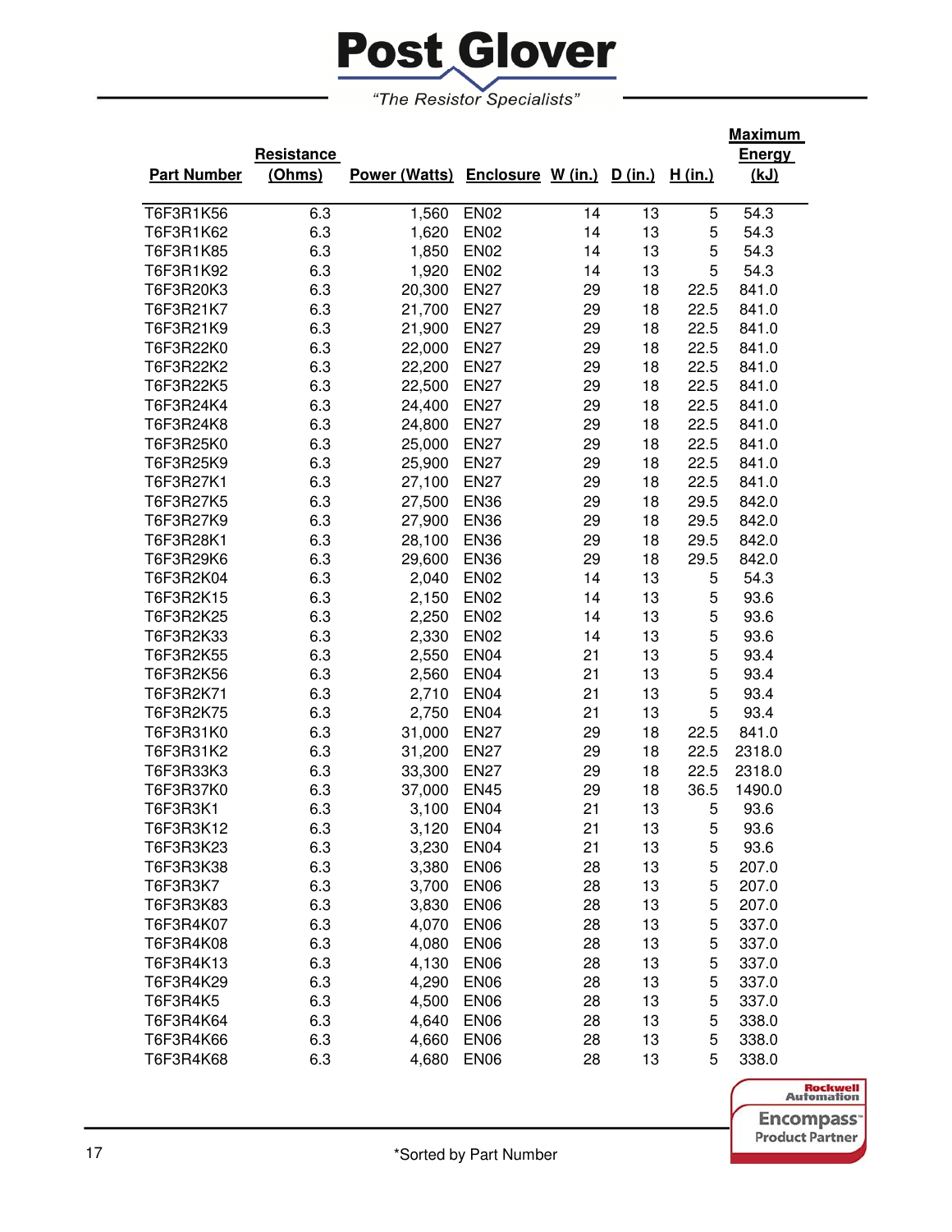# Post Glover

*"The Resistor Specialists"*

| Part Number | Resistance (Ohms) | Power (Watts) | Enclosure | W (in.) | D (in.) | H (in.) | Maximum Energy (kJ) |
|---|---|---|---|---|---|---|---|
| T6F3R1K56 | 6.3 | 1,560 | EN02 | 14 | 13 | 5 | 54.3 |
| T6F3R1K62 | 6.3 | 1,620 | EN02 | 14 | 13 | 5 | 54.3 |
| T6F3R1K85 | 6.3 | 1,850 | EN02 | 14 | 13 | 5 | 54.3 |
| T6F3R1K92 | 6.3 | 1,920 | EN02 | 14 | 13 | 5 | 54.3 |
| T6F3R20K3 | 6.3 | 20,300 | EN27 | 29 | 18 | 22.5 | 841.0 |
| T6F3R21K7 | 6.3 | 21,700 | EN27 | 29 | 18 | 22.5 | 841.0 |
| T6F3R21K9 | 6.3 | 21,900 | EN27 | 29 | 18 | 22.5 | 841.0 |
| T6F3R22K0 | 6.3 | 22,000 | EN27 | 29 | 18 | 22.5 | 841.0 |
| T6F3R22K2 | 6.3 | 22,200 | EN27 | 29 | 18 | 22.5 | 841.0 |
| T6F3R22K5 | 6.3 | 22,500 | EN27 | 29 | 18 | 22.5 | 841.0 |
| T6F3R24K4 | 6.3 | 24,400 | EN27 | 29 | 18 | 22.5 | 841.0 |
| T6F3R24K8 | 6.3 | 24,800 | EN27 | 29 | 18 | 22.5 | 841.0 |
| T6F3R25K0 | 6.3 | 25,000 | EN27 | 29 | 18 | 22.5 | 841.0 |
| T6F3R25K9 | 6.3 | 25,900 | EN27 | 29 | 18 | 22.5 | 841.0 |
| T6F3R27K1 | 6.3 | 27,100 | EN27 | 29 | 18 | 22.5 | 841.0 |
| T6F3R27K5 | 6.3 | 27,500 | EN36 | 29 | 18 | 29.5 | 842.0 |
| T6F3R27K9 | 6.3 | 27,900 | EN36 | 29 | 18 | 29.5 | 842.0 |
| T6F3R28K1 | 6.3 | 28,100 | EN36 | 29 | 18 | 29.5 | 842.0 |
| T6F3R29K6 | 6.3 | 29,600 | EN36 | 29 | 18 | 29.5 | 842.0 |
| T6F3R2K04 | 6.3 | 2,040 | EN02 | 14 | 13 | 5 | 54.3 |
| T6F3R2K15 | 6.3 | 2,150 | EN02 | 14 | 13 | 5 | 93.6 |
| T6F3R2K25 | 6.3 | 2,250 | EN02 | 14 | 13 | 5 | 93.6 |
| T6F3R2K33 | 6.3 | 2,330 | EN02 | 14 | 13 | 5 | 93.6 |
| T6F3R2K55 | 6.3 | 2,550 | EN04 | 21 | 13 | 5 | 93.4 |
| T6F3R2K56 | 6.3 | 2,560 | EN04 | 21 | 13 | 5 | 93.4 |
| T6F3R2K71 | 6.3 | 2,710 | EN04 | 21 | 13 | 5 | 93.4 |
| T6F3R2K75 | 6.3 | 2,750 | EN04 | 21 | 13 | 5 | 93.4 |
| T6F3R31K0 | 6.3 | 31,000 | EN27 | 29 | 18 | 22.5 | 841.0 |
| T6F3R31K2 | 6.3 | 31,200 | EN27 | 29 | 18 | 22.5 | 2318.0 |
| T6F3R33K3 | 6.3 | 33,300 | EN27 | 29 | 18 | 22.5 | 2318.0 |
| T6F3R37K0 | 6.3 | 37,000 | EN45 | 29 | 18 | 36.5 | 1490.0 |
| T6F3R3K1 | 6.3 | 3,100 | EN04 | 21 | 13 | 5 | 93.6 |
| T6F3R3K12 | 6.3 | 3,120 | EN04 | 21 | 13 | 5 | 93.6 |
| T6F3R3K23 | 6.3 | 3,230 | EN04 | 21 | 13 | 5 | 93.6 |
| T6F3R3K38 | 6.3 | 3,380 | EN06 | 28 | 13 | 5 | 207.0 |
| T6F3R3K7 | 6.3 | 3,700 | EN06 | 28 | 13 | 5 | 207.0 |
| T6F3R3K83 | 6.3 | 3,830 | EN06 | 28 | 13 | 5 | 207.0 |
| T6F3R4K07 | 6.3 | 4,070 | EN06 | 28 | 13 | 5 | 337.0 |
| T6F3R4K08 | 6.3 | 4,080 | EN06 | 28 | 13 | 5 | 337.0 |
| T6F3R4K13 | 6.3 | 4,130 | EN06 | 28 | 13 | 5 | 337.0 |
| T6F3R4K29 | 6.3 | 4,290 | EN06 | 28 | 13 | 5 | 337.0 |
| T6F3R4K5 | 6.3 | 4,500 | EN06 | 28 | 13 | 5 | 337.0 |
| T6F3R4K64 | 6.3 | 4,640 | EN06 | 28 | 13 | 5 | 338.0 |
| T6F3R4K66 | 6.3 | 4,660 | EN06 | 28 | 13 | 5 | 338.0 |
| T6F3R4K68 | 6.3 | 4,680 | EN06 | 28 | 13 | 5 | 338.0 |

Rockwell Automation Encompass™ Product Partner

*Sorted by Part Number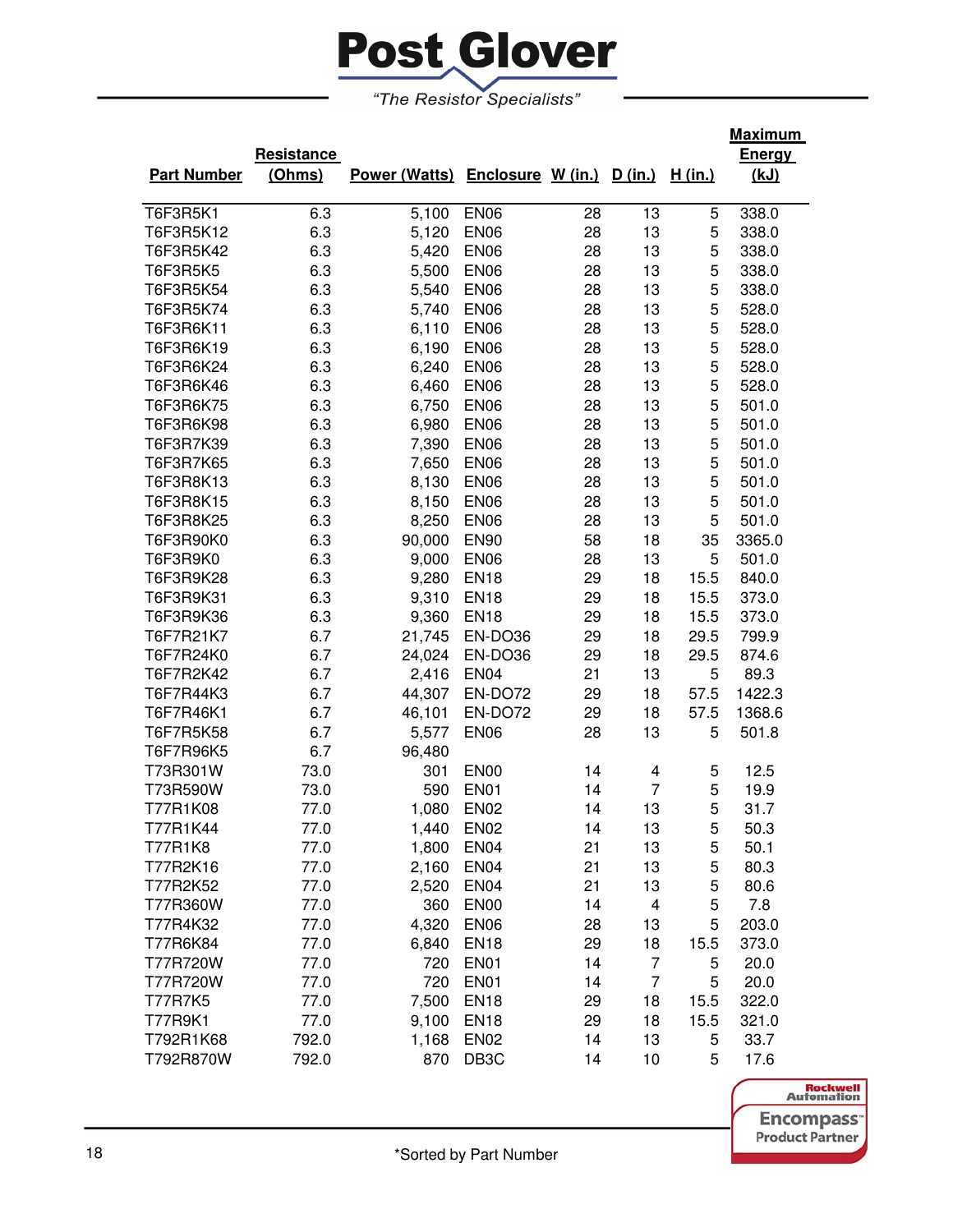# Post Glover

*"The Resistor Specialists"*

| Part Number | Resistance (Ohms) | Power (Watts) | Enclosure | W (in.) | D (in.) | H (in.) | Maximum Energy (kJ) |
|---|---|---|---|---|---|---|---|
| T6F3R5K1 | 6.3 | 5,100 | EN06 | 28 | 13 | 5 | 338.0 |
| T6F3R5K12 | 6.3 | 5,120 | EN06 | 28 | 13 | 5 | 338.0 |
| T6F3R5K42 | 6.3 | 5,420 | EN06 | 28 | 13 | 5 | 338.0 |
| T6F3R5K5 | 6.3 | 5,500 | EN06 | 28 | 13 | 5 | 338.0 |
| T6F3R5K54 | 6.3 | 5,540 | EN06 | 28 | 13 | 5 | 338.0 |
| T6F3R5K74 | 6.3 | 5,740 | EN06 | 28 | 13 | 5 | 528.0 |
| T6F3R6K11 | 6.3 | 6,110 | EN06 | 28 | 13 | 5 | 528.0 |
| T6F3R6K19 | 6.3 | 6,190 | EN06 | 28 | 13 | 5 | 528.0 |
| T6F3R6K24 | 6.3 | 6,240 | EN06 | 28 | 13 | 5 | 528.0 |
| T6F3R6K46 | 6.3 | 6,460 | EN06 | 28 | 13 | 5 | 528.0 |
| T6F3R6K75 | 6.3 | 6,750 | EN06 | 28 | 13 | 5 | 501.0 |
| T6F3R6K98 | 6.3 | 6,980 | EN06 | 28 | 13 | 5 | 501.0 |
| T6F3R7K39 | 6.3 | 7,390 | EN06 | 28 | 13 | 5 | 501.0 |
| T6F3R7K65 | 6.3 | 7,650 | EN06 | 28 | 13 | 5 | 501.0 |
| T6F3R8K13 | 6.3 | 8,130 | EN06 | 28 | 13 | 5 | 501.0 |
| T6F3R8K15 | 6.3 | 8,150 | EN06 | 28 | 13 | 5 | 501.0 |
| T6F3R8K25 | 6.3 | 8,250 | EN06 | 28 | 13 | 5 | 501.0 |
| T6F3R90K0 | 6.3 | 90,000 | EN90 | 58 | 18 | 35 | 3365.0 |
| T6F3R9K0 | 6.3 | 9,000 | EN06 | 28 | 13 | 5 | 501.0 |
| T6F3R9K28 | 6.3 | 9,280 | EN18 | 29 | 18 | 15.5 | 840.0 |
| T6F3R9K31 | 6.3 | 9,310 | EN18 | 29 | 18 | 15.5 | 373.0 |
| T6F3R9K36 | 6.3 | 9,360 | EN18 | 29 | 18 | 15.5 | 373.0 |
| T6F7R21K7 | 6.7 | 21,745 | EN-DO36 | 29 | 18 | 29.5 | 799.9 |
| T6F7R24K0 | 6.7 | 24,024 | EN-DO36 | 29 | 18 | 29.5 | 874.6 |
| T6F7R2K42 | 6.7 | 2,416 | EN04 | 21 | 13 | 5 | 89.3 |
| T6F7R44K3 | 6.7 | 44,307 | EN-DO72 | 29 | 18 | 57.5 | 1422.3 |
| T6F7R46K1 | 6.7 | 46,101 | EN-DO72 | 29 | 18 | 57.5 | 1368.6 |
| T6F7R5K58 | 6.7 | 5,577 | EN06 | 28 | 13 | 5 | 501.8 |
| T6F7R96K5 | 6.7 | 96,480 | | | | | |
| T73R301W | 73.0 | 301 | EN00 | 14 | 4 | 5 | 12.5 |
| T73R590W | 73.0 | 590 | EN01 | 14 | 7 | 5 | 19.9 |
| T77R1K08 | 77.0 | 1,080 | EN02 | 14 | 13 | 5 | 31.7 |
| T77R1K44 | 77.0 | 1,440 | EN02 | 14 | 13 | 5 | 50.3 |
| T77R1K8 | 77.0 | 1,800 | EN04 | 21 | 13 | 5 | 50.1 |
| T77R2K16 | 77.0 | 2,160 | EN04 | 21 | 13 | 5 | 80.3 |
| T77R2K52 | 77.0 | 2,520 | EN04 | 21 | 13 | 5 | 80.6 |
| T77R360W | 77.0 | 360 | EN00 | 14 | 4 | 5 | 7.8 |
| T77R4K32 | 77.0 | 4,320 | EN06 | 28 | 13 | 5 | 203.0 |
| T77R6K84 | 77.0 | 6,840 | EN18 | 29 | 18 | 15.5 | 373.0 |
| T77R720W | 77.0 | 720 | EN01 | 14 | 7 | 5 | 20.0 |
| T77R720W | 77.0 | 720 | EN01 | 14 | 7 | 5 | 20.0 |
| T77R7K5 | 77.0 | 7,500 | EN18 | 29 | 18 | 15.5 | 322.0 |
| T77R9K1 | 77.0 | 9,100 | EN18 | 29 | 18 | 15.5 | 321.0 |
| T792R1K68 | 792.0 | 1,168 | EN02 | 14 | 13 | 5 | 33.7 |
| T792R870W | 792.0 | 870 | DB3C | 14 | 10 | 5 | 17.6 |

*Sorted by Part Number

Rockwell Automation Encompass Product Partner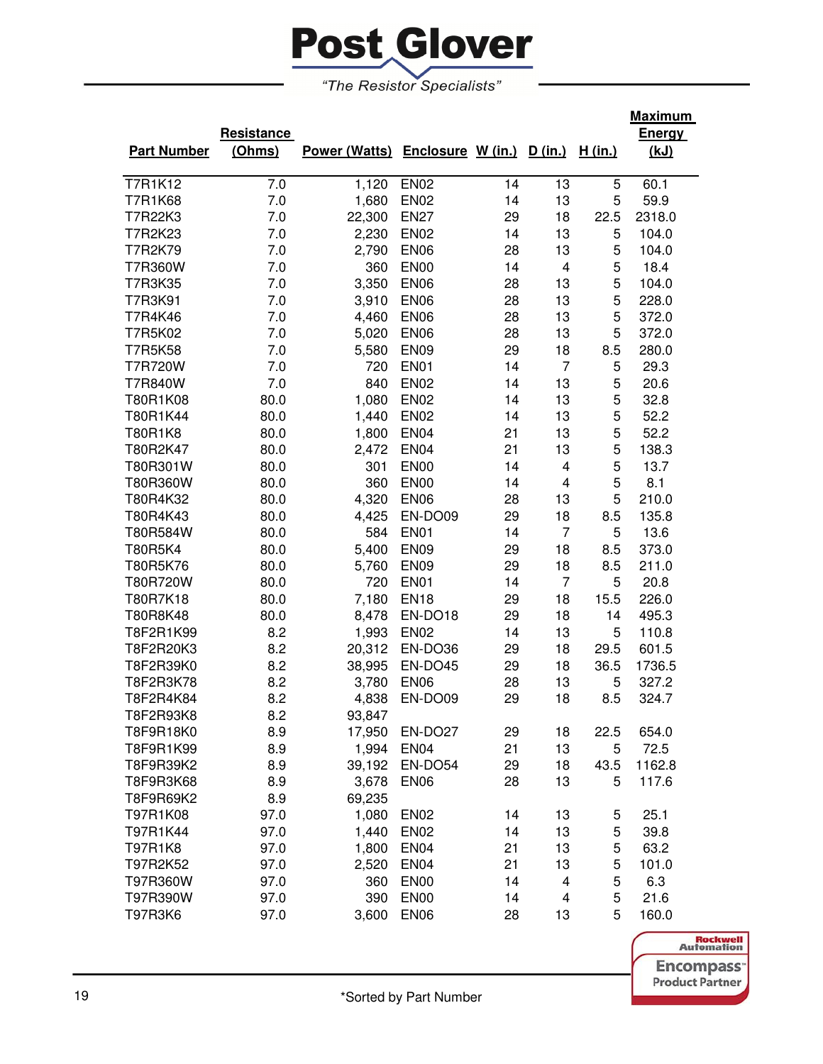# Post Glover

*"The Resistor Specialists"*

| Part Number | Resistance (Ohms) | Power (Watts) | Enclosure | W (in.) | D (in.) | H (in.) | Maximum Energy (kJ) |
|---|---|---|---|---|---|---|---|
| T7R1K12 | 7.0 | 1,120 | EN02 | 14 | 13 | 5 | 60.1 |
| T7R1K68 | 7.0 | 1,680 | EN02 | 14 | 13 | 5 | 59.9 |
| T7R22K3 | 7.0 | 22,300 | EN27 | 29 | 18 | 22.5 | 2318.0 |
| T7R2K23 | 7.0 | 2,230 | EN02 | 14 | 13 | 5 | 104.0 |
| T7R2K79 | 7.0 | 2,790 | EN06 | 28 | 13 | 5 | 104.0 |
| T7R360W | 7.0 | 360 | EN00 | 14 | 4 | 5 | 18.4 |
| T7R3K35 | 7.0 | 3,350 | EN06 | 28 | 13 | 5 | 104.0 |
| T7R3K91 | 7.0 | 3,910 | EN06 | 28 | 13 | 5 | 228.0 |
| T7R4K46 | 7.0 | 4,460 | EN06 | 28 | 13 | 5 | 372.0 |
| T7R5K02 | 7.0 | 5,020 | EN06 | 28 | 13 | 5 | 372.0 |
| T7R5K58 | 7.0 | 5,580 | EN09 | 29 | 18 | 8.5 | 280.0 |
| T7R720W | 7.0 | 720 | EN01 | 14 | 7 | 5 | 29.3 |
| T7R840W | 7.0 | 840 | EN02 | 14 | 13 | 5 | 20.6 |
| T80R1K08 | 80.0 | 1,080 | EN02 | 14 | 13 | 5 | 32.8 |
| T80R1K44 | 80.0 | 1,440 | EN02 | 14 | 13 | 5 | 52.2 |
| T80R1K8 | 80.0 | 1,800 | EN04 | 21 | 13 | 5 | 52.2 |
| T80R2K47 | 80.0 | 2,472 | EN04 | 21 | 13 | 5 | 138.3 |
| T80R301W | 80.0 | 301 | EN00 | 14 | 4 | 5 | 13.7 |
| T80R360W | 80.0 | 360 | EN00 | 14 | 4 | 5 | 8.1 |
| T80R4K32 | 80.0 | 4,320 | EN06 | 28 | 13 | 5 | 210.0 |
| T80R4K43 | 80.0 | 4,425 | EN-DO09 | 29 | 18 | 8.5 | 135.8 |
| T80R584W | 80.0 | 584 | EN01 | 14 | 7 | 5 | 13.6 |
| T80R5K4 | 80.0 | 5,400 | EN09 | 29 | 18 | 8.5 | 373.0 |
| T80R5K76 | 80.0 | 5,760 | EN09 | 29 | 18 | 8.5 | 211.0 |
| T80R720W | 80.0 | 720 | EN01 | 14 | 7 | 5 | 20.8 |
| T80R7K18 | 80.0 | 7,180 | EN18 | 29 | 18 | 15.5 | 226.0 |
| T80R8K48 | 80.0 | 8,478 | EN-DO18 | 29 | 18 | 14 | 495.3 |
| T8F2R1K99 | 8.2 | 1,993 | EN02 | 14 | 13 | 5 | 110.8 |
| T8F2R20K3 | 8.2 | 20,312 | EN-DO36 | 29 | 18 | 29.5 | 601.5 |
| T8F2R39K0 | 8.2 | 38,995 | EN-DO45 | 29 | 18 | 36.5 | 1736.5 |
| T8F2R3K78 | 8.2 | 3,780 | EN06 | 28 | 13 | 5 | 327.2 |
| T8F2R4K84 | 8.2 | 4,838 | EN-DO09 | 29 | 18 | 8.5 | 324.7 |
| T8F2R93K8 | 8.2 | 93,847 | | | | | |
| T8F9R18K0 | 8.9 | 17,950 | EN-DO27 | 29 | 18 | 22.5 | 654.0 |
| T8F9R1K99 | 8.9 | 1,994 | EN04 | 21 | 13 | 5 | 72.5 |
| T8F9R39K2 | 8.9 | 39,192 | EN-DO54 | 29 | 18 | 43.5 | 1162.8 |
| T8F9R3K68 | 8.9 | 3,678 | EN06 | 28 | 13 | 5 | 117.6 |
| T8F9R69K2 | 8.9 | 69,235 | | | | | |
| T97R1K08 | 97.0 | 1,080 | EN02 | 14 | 13 | 5 | 25.1 |
| T97R1K44 | 97.0 | 1,440 | EN02 | 14 | 13 | 5 | 39.8 |
| T97R1K8 | 97.0 | 1,800 | EN04 | 21 | 13 | 5 | 63.2 |
| T97R2K52 | 97.0 | 2,520 | EN04 | 21 | 13 | 5 | 101.0 |
| T97R360W | 97.0 | 360 | EN00 | 14 | 4 | 5 | 6.3 |
| T97R390W | 97.0 | 390 | EN00 | 14 | 4 | 5 | 21.6 |
| T97R3K6 | 97.0 | 3,600 | EN06 | 28 | 13 | 5 | 160.0 |

Rockwell Automation Encompass Product Partner

*Sorted by Part Number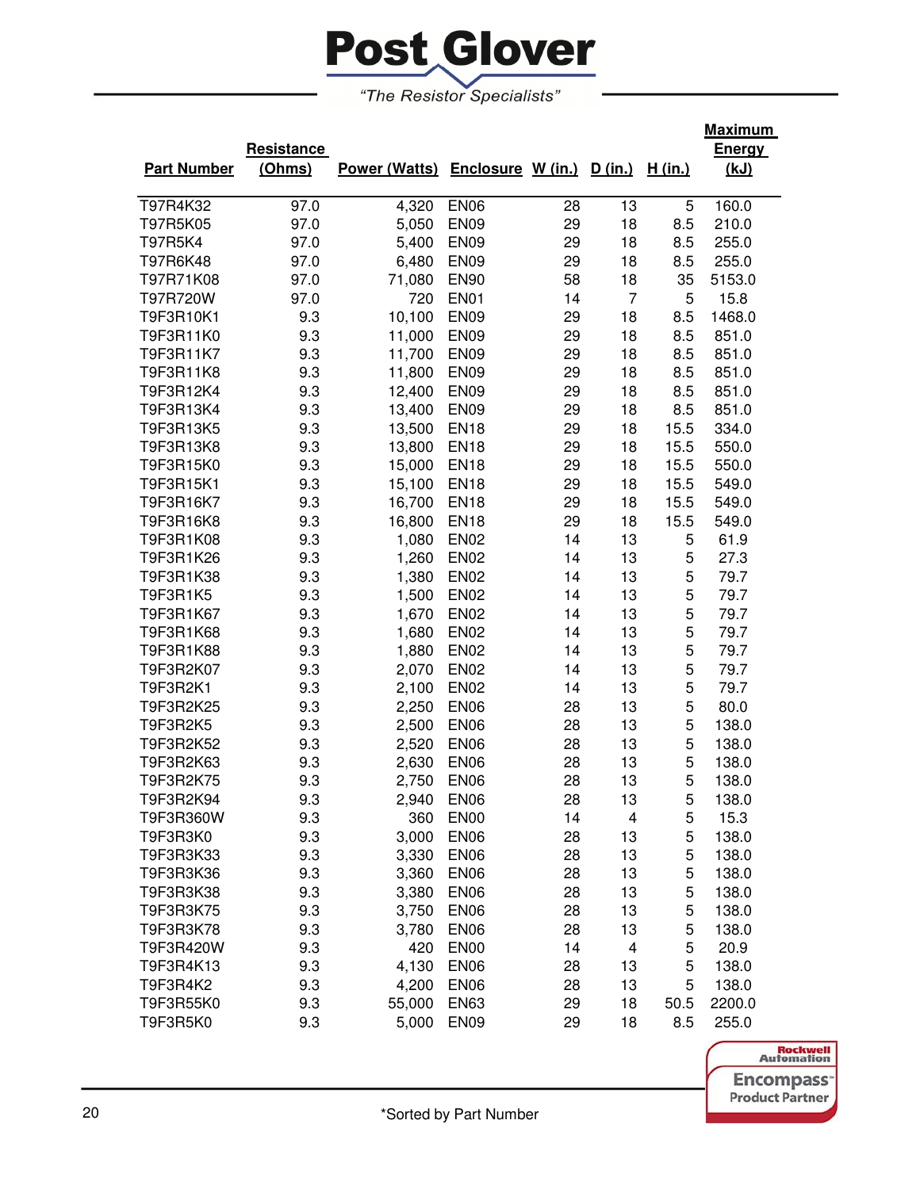# Post Glover

*"The Resistor Specialists"*

| Part Number | Resistance (Ohms) | Power (Watts) | Enclosure | W (in.) | D (in.) | H (in.) | Maximum Energy (kJ) |
|---|---|---|---|---|---|---|---|
| T97R4K32 | 97.0 | 4,320 | EN06 | 28 | 13 | 5 | 160.0 |
| T97R5K05 | 97.0 | 5,050 | EN09 | 29 | 18 | 8.5 | 210.0 |
| T97R5K4 | 97.0 | 5,400 | EN09 | 29 | 18 | 8.5 | 255.0 |
| T97R6K48 | 97.0 | 6,480 | EN09 | 29 | 18 | 8.5 | 255.0 |
| T97R71K08 | 97.0 | 71,080 | EN90 | 58 | 18 | 35 | 5153.0 |
| T97R720W | 97.0 | 720 | EN01 | 14 | 7 | 5 | 15.8 |
| T9F3R10K1 | 9.3 | 10,100 | EN09 | 29 | 18 | 8.5 | 1468.0 |
| T9F3R11K0 | 9.3 | 11,000 | EN09 | 29 | 18 | 8.5 | 851.0 |
| T9F3R11K7 | 9.3 | 11,700 | EN09 | 29 | 18 | 8.5 | 851.0 |
| T9F3R11K8 | 9.3 | 11,800 | EN09 | 29 | 18 | 8.5 | 851.0 |
| T9F3R12K4 | 9.3 | 12,400 | EN09 | 29 | 18 | 8.5 | 851.0 |
| T9F3R13K4 | 9.3 | 13,400 | EN09 | 29 | 18 | 8.5 | 851.0 |
| T9F3R13K5 | 9.3 | 13,500 | EN18 | 29 | 18 | 15.5 | 334.0 |
| T9F3R13K8 | 9.3 | 13,800 | EN18 | 29 | 18 | 15.5 | 550.0 |
| T9F3R15K0 | 9.3 | 15,000 | EN18 | 29 | 18 | 15.5 | 550.0 |
| T9F3R15K1 | 9.3 | 15,100 | EN18 | 29 | 18 | 15.5 | 549.0 |
| T9F3R16K7 | 9.3 | 16,700 | EN18 | 29 | 18 | 15.5 | 549.0 |
| T9F3R16K8 | 9.3 | 16,800 | EN18 | 29 | 18 | 15.5 | 549.0 |
| T9F3R1K08 | 9.3 | 1,080 | EN02 | 14 | 13 | 5 | 61.9 |
| T9F3R1K26 | 9.3 | 1,260 | EN02 | 14 | 13 | 5 | 27.3 |
| T9F3R1K38 | 9.3 | 1,380 | EN02 | 14 | 13 | 5 | 79.7 |
| T9F3R1K5 | 9.3 | 1,500 | EN02 | 14 | 13 | 5 | 79.7 |
| T9F3R1K67 | 9.3 | 1,670 | EN02 | 14 | 13 | 5 | 79.7 |
| T9F3R1K68 | 9.3 | 1,680 | EN02 | 14 | 13 | 5 | 79.7 |
| T9F3R1K88 | 9.3 | 1,880 | EN02 | 14 | 13 | 5 | 79.7 |
| T9F3R2K07 | 9.3 | 2,070 | EN02 | 14 | 13 | 5 | 79.7 |
| T9F3R2K1 | 9.3 | 2,100 | EN02 | 14 | 13 | 5 | 79.7 |
| T9F3R2K25 | 9.3 | 2,250 | EN06 | 28 | 13 | 5 | 80.0 |
| T9F3R2K5 | 9.3 | 2,500 | EN06 | 28 | 13 | 5 | 138.0 |
| T9F3R2K52 | 9.3 | 2,520 | EN06 | 28 | 13 | 5 | 138.0 |
| T9F3R2K63 | 9.3 | 2,630 | EN06 | 28 | 13 | 5 | 138.0 |
| T9F3R2K75 | 9.3 | 2,750 | EN06 | 28 | 13 | 5 | 138.0 |
| T9F3R2K94 | 9.3 | 2,940 | EN06 | 28 | 13 | 5 | 138.0 |
| T9F3R360W | 9.3 | 360 | EN00 | 14 | 4 | 5 | 15.3 |
| T9F3R3K0 | 9.3 | 3,000 | EN06 | 28 | 13 | 5 | 138.0 |
| T9F3R3K33 | 9.3 | 3,330 | EN06 | 28 | 13 | 5 | 138.0 |
| T9F3R3K36 | 9.3 | 3,360 | EN06 | 28 | 13 | 5 | 138.0 |
| T9F3R3K38 | 9.3 | 3,380 | EN06 | 28 | 13 | 5 | 138.0 |
| T9F3R3K75 | 9.3 | 3,750 | EN06 | 28 | 13 | 5 | 138.0 |
| T9F3R3K78 | 9.3 | 3,780 | EN06 | 28 | 13 | 5 | 138.0 |
| T9F3R420W | 9.3 | 420 | EN00 | 14 | 4 | 5 | 20.9 |
| T9F3R4K13 | 9.3 | 4,130 | EN06 | 28 | 13 | 5 | 138.0 |
| T9F3R4K2 | 9.3 | 4,200 | EN06 | 28 | 13 | 5 | 138.0 |
| T9F3R55K0 | 9.3 | 55,000 | EN63 | 29 | 18 | 50.5 | 2200.0 |
| T9F3R5K0 | 9.3 | 5,000 | EN09 | 29 | 18 | 8.5 | 255.0 |

Rockwell Automation Encompass Product Partner

*Sorted by Part Number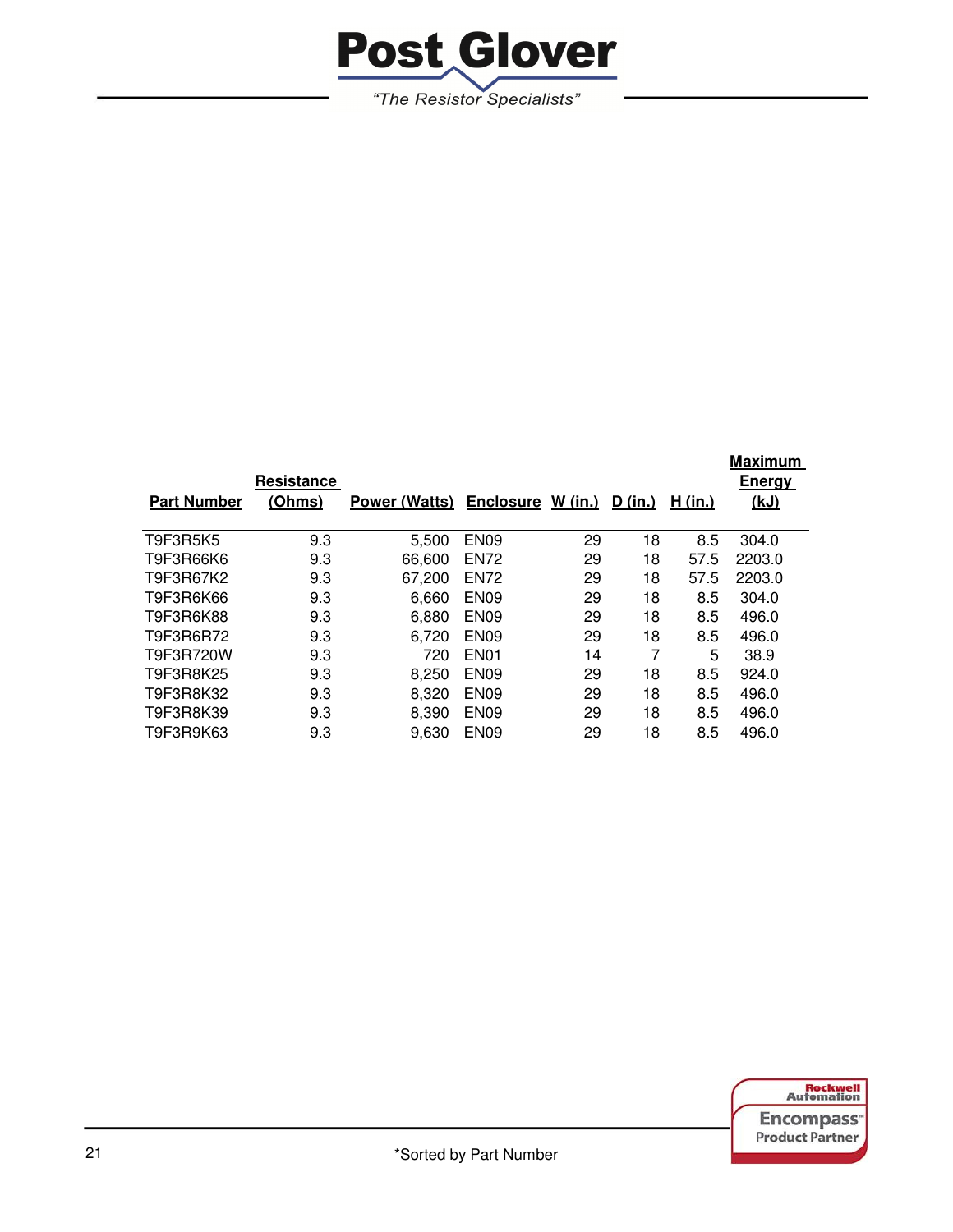| Part Number | Resistance (Ohms) | Power (Watts) | Enclosure | W (in.) | D (in.) | H (in.) | Maximum Energy (kJ) |
|---|---|---|---|---|---|---|---|
| T9F3R5K5 | 9.3 | 5,500 | EN09 | 29 | 18 | 8.5 | 304.0 |
| T9F3R66K6 | 9.3 | 66,600 | EN72 | 29 | 18 | 57.5 | 2203.0 |
| T9F3R67K2 | 9.3 | 67,200 | EN72 | 29 | 18 | 57.5 | 2203.0 |
| T9F3R6K66 | 9.3 | 6,660 | EN09 | 29 | 18 | 8.5 | 304.0 |
| T9F3R6K88 | 9.3 | 6,880 | EN09 | 29 | 18 | 8.5 | 496.0 |
| T9F3R6R72 | 9.3 | 6,720 | EN09 | 29 | 18 | 8.5 | 496.0 |
| T9F3R720W | 9.3 | 720 | EN01 | 14 | 7 | 5 | 38.9 |
| T9F3R8K25 | 9.3 | 8,250 | EN09 | 29 | 18 | 8.5 | 924.0 |
| T9F3R8K32 | 9.3 | 8,320 | EN09 | 29 | 18 | 8.5 | 496.0 |
| T9F3R8K39 | 9.3 | 8,390 | EN09 | 29 | 18 | 8.5 | 496.0 |
| T9F3R9K63 | 9.3 | 9,630 | EN09 | 29 | 18 | 8.5 | 496.0 |

*Sorted by Part Number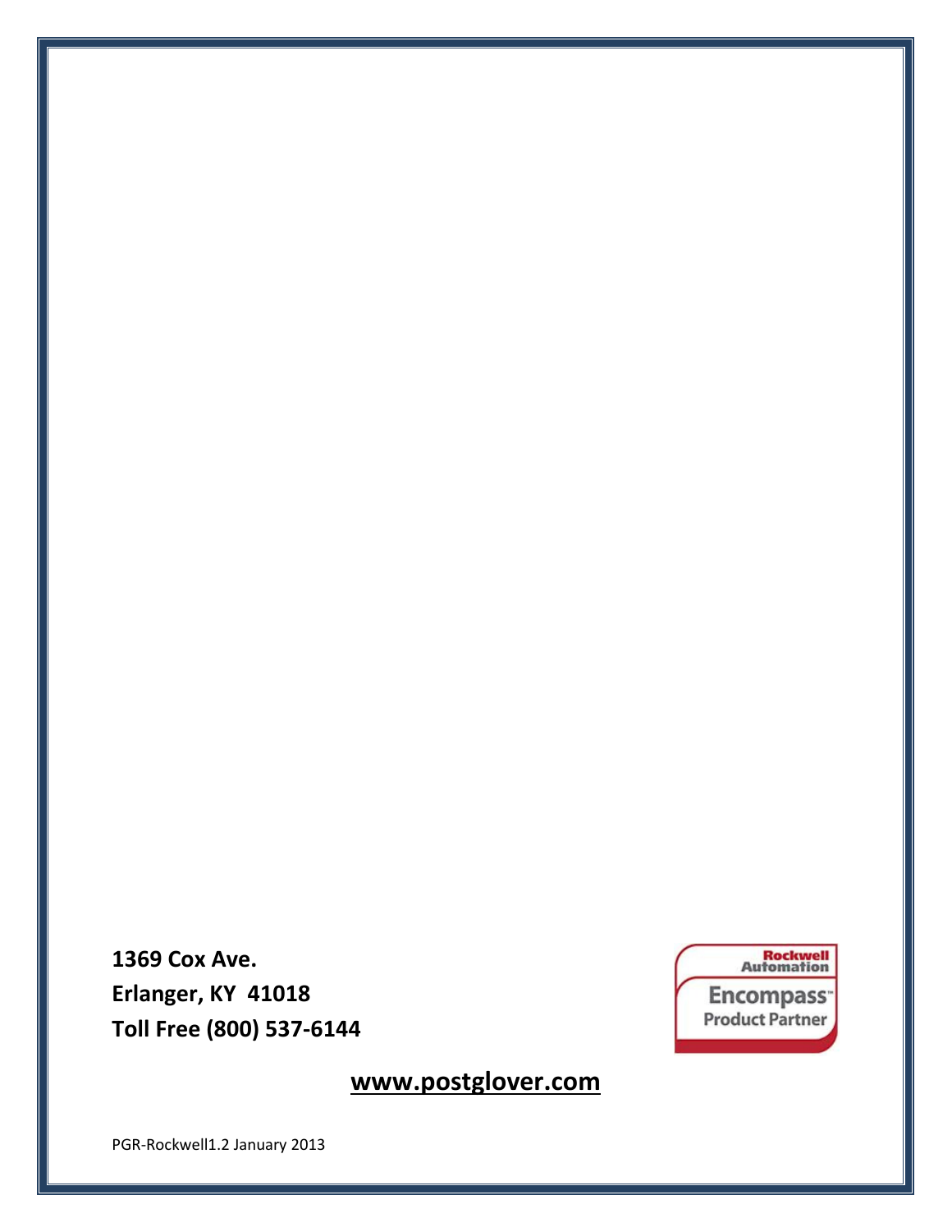**1369 Cox Ave.**
**Erlanger, KY 41018**
**Toll Free (800) 537-6144**

Rockwell Automation
Encompass™
Product Partner

**www.postglover.com**

PGR-Rockwell1.2 January 2013